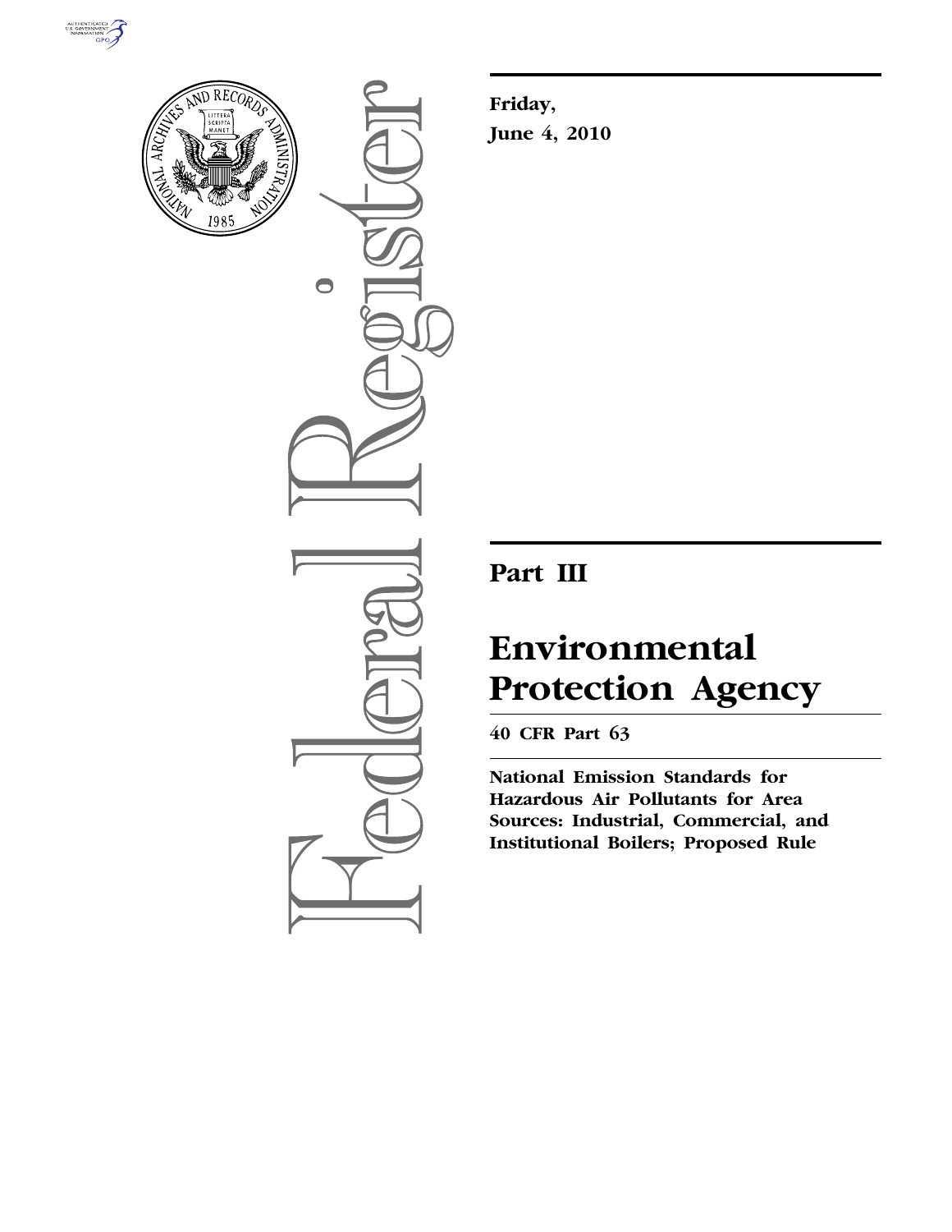**Friday,**

**June 4, 2010**

# Part III

# Environmental Protection Agency

**40 CFR Part 63**

**National Emission Standards for Hazardous Air Pollutants for Area Sources: Industrial, Commercial, and Institutional Boilers; Proposed Rule**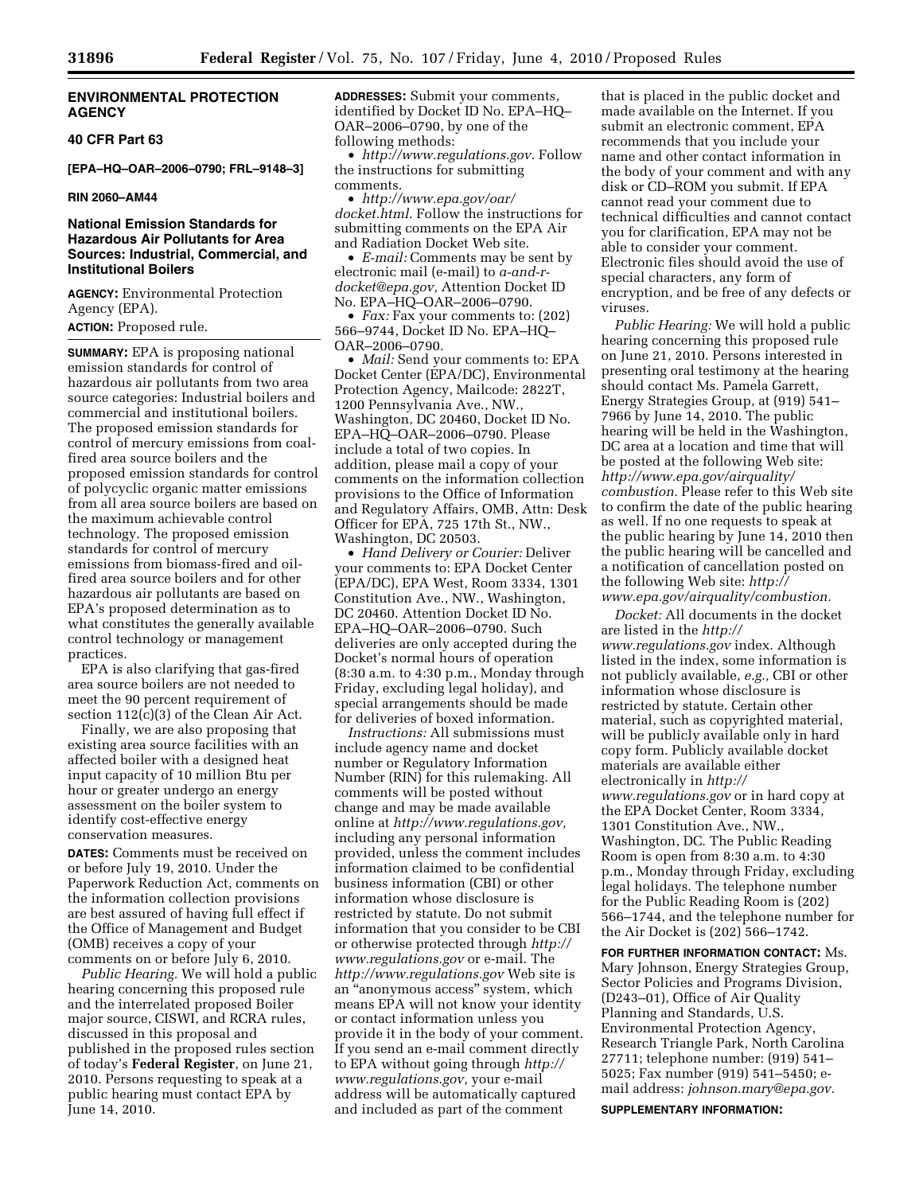**ENVIRONMENTAL PROTECTION AGENCY**

**40 CFR Part 63**

**[EPA–HQ–OAR–2006–0790; FRL–9148–3]**

**RIN 2060–AM44**

## National Emission Standards for Hazardous Air Pollutants for Area Sources: Industrial, Commercial, and Institutional Boilers

**AGENCY:** Environmental Protection Agency (EPA).

**ACTION:** Proposed rule.

**SUMMARY:** EPA is proposing national emission standards for control of hazardous air pollutants from two area source categories: Industrial boilers and commercial and institutional boilers. The proposed emission standards for control of mercury emissions from coal-fired area source boilers and the proposed emission standards for control of polycyclic organic matter emissions from all area source boilers are based on the maximum achievable control technology. The proposed emission standards for control of mercury emissions from biomass-fired and oil-fired area source boilers and for other hazardous air pollutants are based on EPA's proposed determination as to what constitutes the generally available control technology or management practices.

EPA is also clarifying that gas-fired area source boilers are not needed to meet the 90 percent requirement of section 112(c)(3) of the Clean Air Act.

Finally, we are also proposing that existing area source facilities with an affected boiler with a designed heat input capacity of 10 million Btu per hour or greater undergo an energy assessment on the boiler system to identify cost-effective energy conservation measures.

**DATES:** Comments must be received on or before July 19, 2010. Under the Paperwork Reduction Act, comments on the information collection provisions are best assured of having full effect if the Office of Management and Budget (OMB) receives a copy of your comments on or before July 6, 2010.

*Public Hearing.* We will hold a public hearing concerning this proposed rule and the interrelated proposed Boiler major source, CISWI, and RCRA rules, discussed in this proposal and published in the proposed rules section of today's **Federal Register**, on June 21, 2010. Persons requesting to speak at a public hearing must contact EPA by June 14, 2010.

**ADDRESSES:** Submit your comments, identified by Docket ID No. EPA–HQ–OAR–2006–0790, by one of the following methods:

- *http://www.regulations.gov.* Follow the instructions for submitting comments.
- *http://www.epa.gov/oar/docket.html.* Follow the instructions for submitting comments on the EPA Air and Radiation Docket Web site.
- *E-mail:* Comments may be sent by electronic mail (e-mail) to *a-and-r-docket@epa.gov,* Attention Docket ID No. EPA–HQ–OAR–2006–0790.
- *Fax:* Fax your comments to: (202) 566–9744, Docket ID No. EPA–HQ–OAR–2006–0790.
- *Mail:* Send your comments to: EPA Docket Center (EPA/DC), Environmental Protection Agency, Mailcode: 2822T, 1200 Pennsylvania Ave., NW., Washington, DC 20460, Docket ID No. EPA–HQ–OAR–2006–0790. Please include a total of two copies. In addition, please mail a copy of your comments on the information collection provisions to the Office of Information and Regulatory Affairs, OMB, Attn: Desk Officer for EPA, 725 17th St., NW., Washington, DC 20503.
- *Hand Delivery or Courier:* Deliver your comments to: EPA Docket Center (EPA/DC), EPA West, Room 3334, 1301 Constitution Ave., NW., Washington, DC 20460. Attention Docket ID No. EPA–HQ–OAR–2006–0790. Such deliveries are only accepted during the Docket's normal hours of operation (8:30 a.m. to 4:30 p.m., Monday through Friday, excluding legal holiday), and special arrangements should be made for deliveries of boxed information.

*Instructions:* All submissions must include agency name and docket number or Regulatory Information Number (RIN) for this rulemaking. All comments will be posted without change and may be made available online at *http://www.regulations.gov,* including any personal information provided, unless the comment includes information claimed to be confidential business information (CBI) or other information whose disclosure is restricted by statute. Do not submit information that you consider to be CBI or otherwise protected through *http://www.regulations.gov* or e-mail. The *http://www.regulations.gov* Web site is an "anonymous access" system, which means EPA will not know your identity or contact information unless you provide it in the body of your comment. If you send an e-mail comment directly to EPA without going through *http://www.regulations.gov,* your e-mail address will be automatically captured and included as part of the comment that is placed in the public docket and made available on the Internet. If you submit an electronic comment, EPA recommends that you include your name and other contact information in the body of your comment and with any disk or CD–ROM you submit. If EPA cannot read your comment due to technical difficulties and cannot contact you for clarification, EPA may not be able to consider your comment. Electronic files should avoid the use of special characters, any form of encryption, and be free of any defects or viruses.

*Public Hearing:* We will hold a public hearing concerning this proposed rule on June 21, 2010. Persons interested in presenting oral testimony at the hearing should contact Ms. Pamela Garrett, Energy Strategies Group, at (919) 541–7966 by June 14, 2010. The public hearing will be held in the Washington, DC area at a location and time that will be posted at the following Web site: *http://www.epa.gov/airquality/combustion.* Please refer to this Web site to confirm the date of the public hearing as well. If no one requests to speak at the public hearing by June 14, 2010 then the public hearing will be cancelled and a notification of cancellation posted on the following Web site: *http://www.epa.gov/airquality/combustion.*

*Docket:* All documents in the docket are listed in the *http://www.regulations.gov* index. Although listed in the index, some information is not publicly available, *e.g.,* CBI or other information whose disclosure is restricted by statute. Certain other material, such as copyrighted material, will be publicly available only in hard copy form. Publicly available docket materials are available either electronically in *http://www.regulations.gov* or in hard copy at the EPA Docket Center, Room 3334, 1301 Constitution Ave., NW., Washington, DC. The Public Reading Room is open from 8:30 a.m. to 4:30 p.m., Monday through Friday, excluding legal holidays. The telephone number for the Public Reading Room is (202) 566–1744, and the telephone number for the Air Docket is (202) 566–1742.

**FOR FURTHER INFORMATION CONTACT:** Ms. Mary Johnson, Energy Strategies Group, Sector Policies and Programs Division, (D243–01), Office of Air Quality Planning and Standards, U.S. Environmental Protection Agency, Research Triangle Park, North Carolina 27711; telephone number: (919) 541–5025; Fax number (919) 541–5450; e-mail address: *johnson.mary@epa.gov.*

**SUPPLEMENTARY INFORMATION:**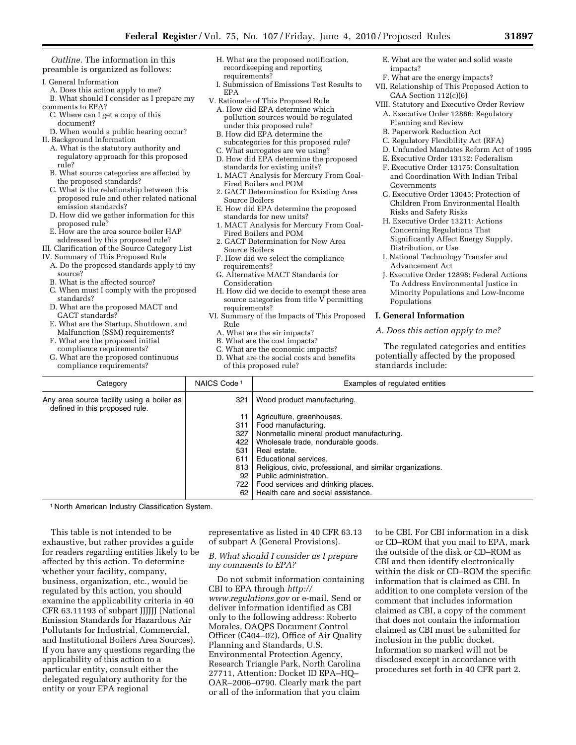*Outline.* The information in this preamble is organized as follows:

I. General Information
- A. Does this action apply to me?
- B. What should I consider as I prepare my comments to EPA?
- C. Where can I get a copy of this document?
- D. When would a public hearing occur?

II. Background Information
- A. What is the statutory authority and regulatory approach for this proposed rule?
- B. What source categories are affected by the proposed standards?
- C. What is the relationship between this proposed rule and other related national emission standards?
- D. How did we gather information for this proposed rule?
- E. How are the area source boiler HAP addressed by this proposed rule?

III. Clarification of the Source Category List

IV. Summary of This Proposed Rule
- A. Do the proposed standards apply to my source?
- B. What is the affected source?
- C. When must I comply with the proposed standards?
- D. What are the proposed MACT and GACT standards?
- E. What are the Startup, Shutdown, and Malfunction (SSM) requirements?
- F. What are the proposed initial compliance requirements?
- G. What are the proposed continuous compliance requirements?
- H. What are the proposed notification, recordkeeping and reporting requirements?
- I. Submission of Emissions Test Results to EPA

V. Rationale of This Proposed Rule
- A. How did EPA determine which pollution sources would be regulated under this proposed rule?
- B. How did EPA determine the subcategories for this proposed rule?
- C. What surrogates are we using?
- D. How did EPA determine the proposed standards for existing units?
  - 1. MACT Analysis for Mercury From Coal-Fired Boilers and POM
  - 2. GACT Determination for Existing Area Source Boilers
- E. How did EPA determine the proposed standards for new units?
  - 1. MACT Analysis for Mercury From Coal-Fired Boilers and POM
  - 2. GACT Determination for New Area Source Boilers
- F. How did we select the compliance requirements?
- G. Alternative MACT Standards for Consideration
- H. How did we decide to exempt these area source categories from title V permitting requirements?

VI. Summary of the Impacts of This Proposed Rule
- A. What are the air impacts?
- B. What are the cost impacts?
- C. What are the economic impacts?
- D. What are the social costs and benefits of this proposed rule?
- E. What are the water and solid waste impacts?
- F. What are the energy impacts?

VII. Relationship of This Proposed Action to CAA Section 112(c)(6)

VIII. Statutory and Executive Order Review
- A. Executive Order 12866: Regulatory Planning and Review
- B. Paperwork Reduction Act
- C. Regulatory Flexibility Act (RFA)
- D. Unfunded Mandates Reform Act of 1995
- E. Executive Order 13132: Federalism
- F. Executive Order 13175: Consultation and Coordination With Indian Tribal Governments
- G. Executive Order 13045: Protection of Children From Environmental Health Risks and Safety Risks
- H. Executive Order 13211: Actions Concerning Regulations That Significantly Affect Energy Supply, Distribution, or Use
- I. National Technology Transfer and Advancement Act
- J. Executive Order 12898: Federal Actions To Address Environmental Justice in Minority Populations and Low-Income Populations

## I. General Information

### *A. Does this action apply to me?*

The regulated categories and entities potentially affected by the proposed standards include:

| Category | NAICS Code [1] | Examples of regulated entities |
|---|---|---|
| Any area source facility using a boiler as defined in this proposed rule. | 321 | Wood product manufacturing. |
| | 11 | Agriculture, greenhouses. |
| | 311 | Food manufacturing. |
| | 327 | Nonmetallic mineral product manufacturing. |
| | 422 | Wholesale trade, nondurable goods. |
| | 531 | Real estate. |
| | 611 | Educational services. |
| | 813 | Religious, civic, professional, and similar organizations. |
| | 92 | Public administration. |
| | 722 | Food services and drinking places. |
| | 62 | Health care and social assistance. |

[1] North American Industry Classification System.

This table is not intended to be exhaustive, but rather provides a guide for readers regarding entities likely to be affected by this action. To determine whether your facility, company, business, organization, etc., would be regulated by this action, you should examine the applicability criteria in 40 CFR 63.11193 of subpart JJJJJJ (National Emission Standards for Hazardous Air Pollutants for Industrial, Commercial, and Institutional Boilers Area Sources). If you have any questions regarding the applicability of this action to a particular entity, consult either the delegated regulatory authority for the entity or your EPA regional representative as listed in 40 CFR 63.13 of subpart A (General Provisions).

### *B. What should I consider as I prepare my comments to EPA?*

Do not submit information containing CBI to EPA through *http://www.regulations.gov* or e-mail. Send or deliver information identified as CBI only to the following address: Roberto Morales, OAQPS Document Control Officer (C404–02), Office of Air Quality Planning and Standards, U.S. Environmental Protection Agency, Research Triangle Park, North Carolina 27711, Attention: Docket ID EPA–HQ–OAR–2006–0790. Clearly mark the part or all of the information that you claim to be CBI. For CBI information in a disk or CD–ROM that you mail to EPA, mark the outside of the disk or CD–ROM as CBI and then identify electronically within the disk or CD–ROM the specific information that is claimed as CBI. In addition to one complete version of the comment that includes information claimed as CBI, a copy of the comment that does not contain the information claimed as CBI must be submitted for inclusion in the public docket. Information so marked will not be disclosed except in accordance with procedures set forth in 40 CFR part 2.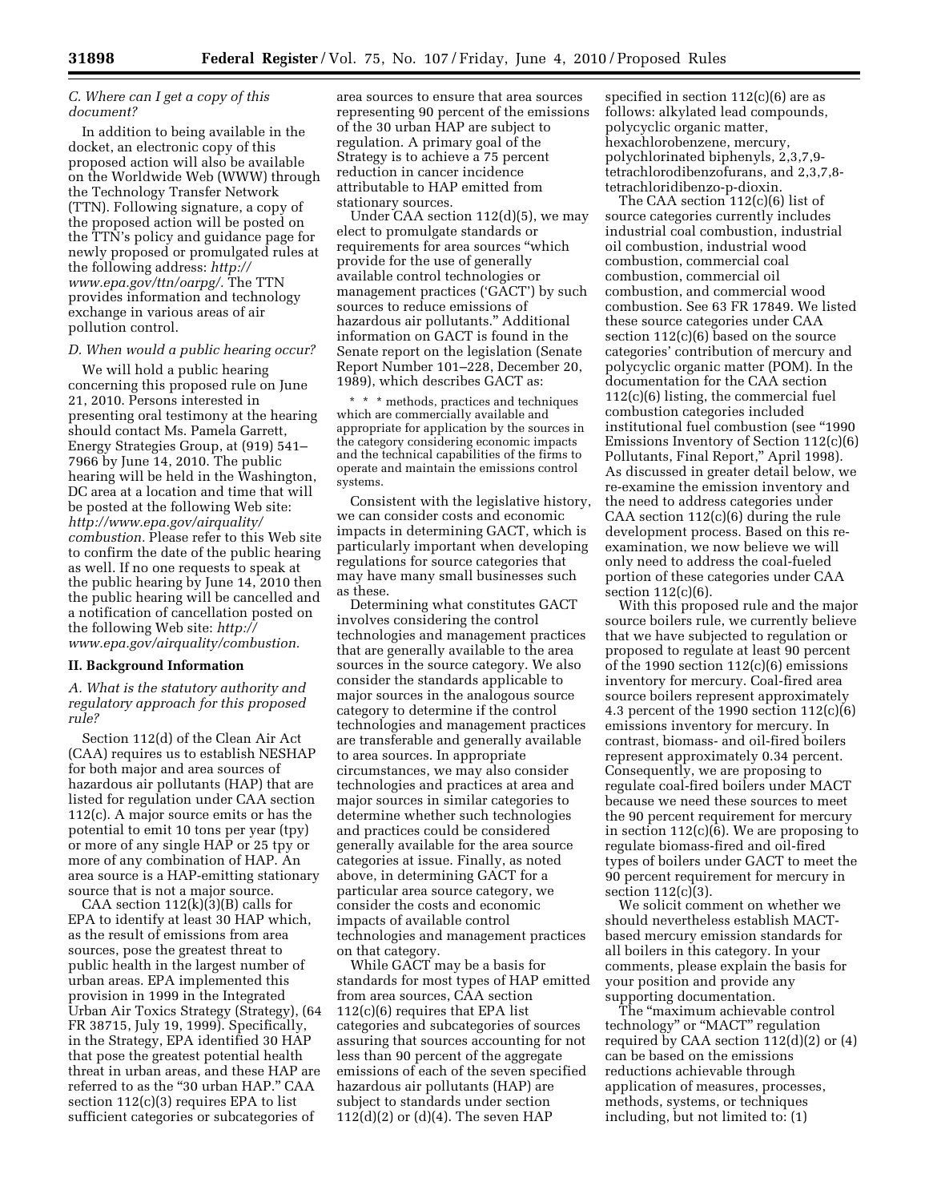*C. Where can I get a copy of this document?*

In addition to being available in the docket, an electronic copy of this proposed action will also be available on the Worldwide Web (WWW) through the Technology Transfer Network (TTN). Following signature, a copy of the proposed action will be posted on the TTN's policy and guidance page for newly proposed or promulgated rules at the following address: *http://www.epa.gov/ttn/oarpg/*. The TTN provides information and technology exchange in various areas of air pollution control.

*D. When would a public hearing occur?*

We will hold a public hearing concerning this proposed rule on June 21, 2010. Persons interested in presenting oral testimony at the hearing should contact Ms. Pamela Garrett, Energy Strategies Group, at (919) 541–7966 by June 14, 2010. The public hearing will be held in the Washington, DC area at a location and time that will be posted at the following Web site: *http://www.epa.gov/airquality/combustion*. Please refer to this Web site to confirm the date of the public hearing as well. If no one requests to speak at the public hearing by June 14, 2010 then the public hearing will be cancelled and a notification of cancellation posted on the following Web site: *http://www.epa.gov/airquality/combustion*.

## II. Background Information

*A. What is the statutory authority and regulatory approach for this proposed rule?*

Section 112(d) of the Clean Air Act (CAA) requires us to establish NESHAP for both major and area sources of hazardous air pollutants (HAP) that are listed for regulation under CAA section 112(c). A major source emits or has the potential to emit 10 tons per year (tpy) or more of any single HAP or 25 tpy or more of any combination of HAP. An area source is a HAP-emitting stationary source that is not a major source.

CAA section 112(k)(3)(B) calls for EPA to identify at least 30 HAP which, as the result of emissions from area sources, pose the greatest threat to public health in the largest number of urban areas. EPA implemented this provision in 1999 in the Integrated Urban Air Toxics Strategy (Strategy), (64 FR 38715, July 19, 1999). Specifically, in the Strategy, EPA identified 30 HAP that pose the greatest potential health threat in urban areas, and these HAP are referred to as the "30 urban HAP." CAA section 112(c)(3) requires EPA to list sufficient categories or subcategories of area sources to ensure that area sources representing 90 percent of the emissions of the 30 urban HAP are subject to regulation. A primary goal of the Strategy is to achieve a 75 percent reduction in cancer incidence attributable to HAP emitted from stationary sources.

Under CAA section 112(d)(5), we may elect to promulgate standards or requirements for area sources "which provide for the use of generally available control technologies or management practices ('GACT') by such sources to reduce emissions of hazardous air pollutants." Additional information on GACT is found in the Senate report on the legislation (Senate Report Number 101–228, December 20, 1989), which describes GACT as:

> * * * methods, practices and techniques which are commercially available and appropriate for application by the sources in the category considering economic impacts and the technical capabilities of the firms to operate and maintain the emissions control systems.

Consistent with the legislative history, we can consider costs and economic impacts in determining GACT, which is particularly important when developing regulations for source categories that may have many small businesses such as these.

Determining what constitutes GACT involves considering the control technologies and management practices that are generally available to the area sources in the source category. We also consider the standards applicable to major sources in the analogous source category to determine if the control technologies and management practices are transferable and generally available to area sources. In appropriate circumstances, we may also consider technologies and practices at area and major sources in similar categories to determine whether such technologies and practices could be considered generally available for the area source categories at issue. Finally, as noted above, in determining GACT for a particular area source category, we consider the costs and economic impacts of available control technologies and management practices on that category.

While GACT may be a basis for standards for most types of HAP emitted from area sources, CAA section 112(c)(6) requires that EPA list categories and subcategories of sources assuring that sources accounting for not less than 90 percent of the aggregate emissions of each of the seven specified hazardous air pollutants (HAP) are subject to standards under section 112(d)(2) or (d)(4). The seven HAP specified in section 112(c)(6) are as follows: alkylated lead compounds, polycyclic organic matter, hexachlorobenzene, mercury, polychlorinated biphenyls, 2,3,7,9-tetrachlorodibenzofurans, and 2,3,7,8-tetrachloridibenzo-p-dioxin.

The CAA section 112(c)(6) list of source categories currently includes industrial coal combustion, industrial oil combustion, industrial wood combustion, commercial coal combustion, commercial oil combustion, and commercial wood combustion. See 63 FR 17849. We listed these source categories under CAA section 112(c)(6) based on the source categories' contribution of mercury and polycyclic organic matter (POM). In the documentation for the CAA section 112(c)(6) listing, the commercial fuel combustion categories included institutional fuel combustion (see "1990 Emissions Inventory of Section 112(c)(6) Pollutants, Final Report," April 1998). As discussed in greater detail below, we re-examine the emission inventory and the need to address categories under CAA section 112(c)(6) during the rule development process. Based on this re-examination, we now believe we will only need to address the coal-fueled portion of these categories under CAA section 112(c)(6).

With this proposed rule and the major source boilers rule, we currently believe that we have subjected to regulation or proposed to regulate at least 90 percent of the 1990 section 112(c)(6) emissions inventory for mercury. Coal-fired area source boilers represent approximately 4.3 percent of the 1990 section 112(c)(6) emissions inventory for mercury. In contrast, biomass- and oil-fired boilers represent approximately 0.34 percent. Consequently, we are proposing to regulate coal-fired boilers under MACT because we need these sources to meet the 90 percent requirement for mercury in section 112(c)(6). We are proposing to regulate biomass-fired and oil-fired types of boilers under GACT to meet the 90 percent requirement for mercury in section 112(c)(3).

We solicit comment on whether we should nevertheless establish MACT-based mercury emission standards for all boilers in this category. In your comments, please explain the basis for your position and provide any supporting documentation.

The "maximum achievable control technology" or "MACT" regulation required by CAA section 112(d)(2) or (4) can be based on the emissions reductions achievable through application of measures, processes, methods, systems, or techniques including, but not limited to: (1)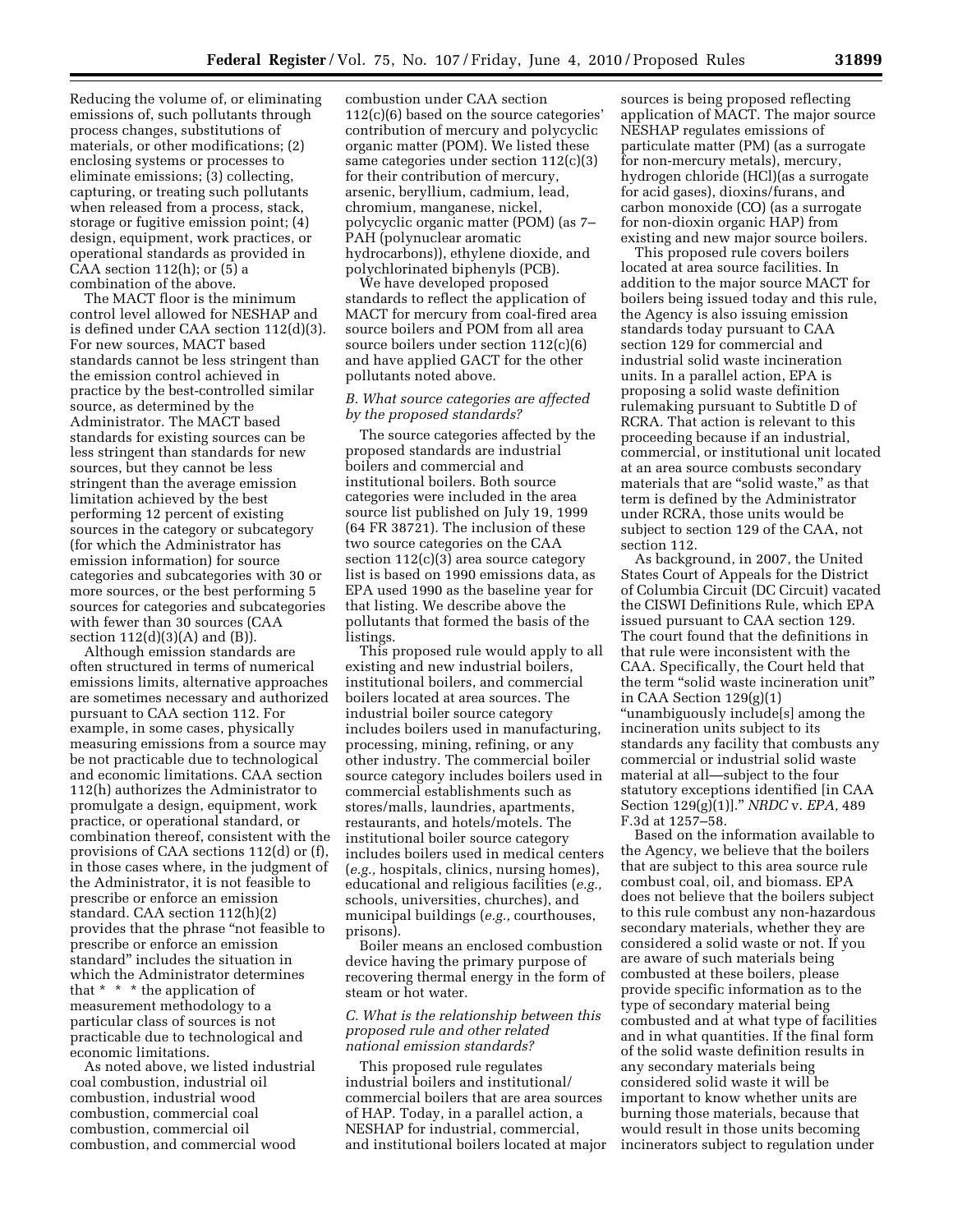Reducing the volume of, or eliminating emissions of, such pollutants through process changes, substitutions of materials, or other modifications; (2) enclosing systems or processes to eliminate emissions; (3) collecting, capturing, or treating such pollutants when released from a process, stack, storage or fugitive emission point; (4) design, equipment, work practices, or operational standards as provided in CAA section 112(h); or (5) a combination of the above.

The MACT floor is the minimum control level allowed for NESHAP and is defined under CAA section 112(d)(3). For new sources, MACT based standards cannot be less stringent than the emission control achieved in practice by the best-controlled similar source, as determined by the Administrator. The MACT based standards for existing sources can be less stringent than standards for new sources, but they cannot be less stringent than the average emission limitation achieved by the best performing 12 percent of existing sources in the category or subcategory (for which the Administrator has emission information) for source categories and subcategories with 30 or more sources, or the best performing 5 sources for categories and subcategories with fewer than 30 sources (CAA section 112(d)(3)(A) and (B)).

Although emission standards are often structured in terms of numerical emissions limits, alternative approaches are sometimes necessary and authorized pursuant to CAA section 112. For example, in some cases, physically measuring emissions from a source may be not practicable due to technological and economic limitations. CAA section 112(h) authorizes the Administrator to promulgate a design, equipment, work practice, or operational standard, or combination thereof, consistent with the provisions of CAA sections 112(d) or (f), in those cases where, in the judgment of the Administrator, it is not feasible to prescribe or enforce an emission standard. CAA section 112(h)(2) provides that the phrase "not feasible to prescribe or enforce an emission standard" includes the situation in which the Administrator determines that * * * the application of measurement methodology to a particular class of sources is not practicable due to technological and economic limitations.

As noted above, we listed industrial coal combustion, industrial oil combustion, industrial wood combustion, commercial coal combustion, commercial oil combustion, and commercial wood combustion under CAA section 112(c)(6) based on the source categories' contribution of mercury and polycyclic organic matter (POM). We listed these same categories under section 112(c)(3) for their contribution of mercury, arsenic, beryllium, cadmium, lead, chromium, manganese, nickel, polycyclic organic matter (POM) (as 7–PAH (polynuclear aromatic hydrocarbons)), ethylene dioxide, and polychlorinated biphenyls (PCB).

We have developed proposed standards to reflect the application of MACT for mercury from coal-fired area source boilers and POM from all area source boilers under section 112(c)(6) and have applied GACT for the other pollutants noted above.

### *B. What source categories are affected by the proposed standards?*

The source categories affected by the proposed standards are industrial boilers and commercial and institutional boilers. Both source categories were included in the area source list published on July 19, 1999 (64 FR 38721). The inclusion of these two source categories on the CAA section 112(c)(3) area source category list is based on 1990 emissions data, as EPA used 1990 as the baseline year for that listing. We describe above the pollutants that formed the basis of the listings.

This proposed rule would apply to all existing and new industrial boilers, institutional boilers, and commercial boilers located at area sources. The industrial boiler source category includes boilers used in manufacturing, processing, mining, refining, or any other industry. The commercial boiler source category includes boilers used in commercial establishments such as stores/malls, laundries, apartments, restaurants, and hotels/motels. The institutional boiler source category includes boilers used in medical centers (*e.g.,* hospitals, clinics, nursing homes), educational and religious facilities (*e.g.,* schools, universities, churches), and municipal buildings (*e.g.,* courthouses, prisons).

Boiler means an enclosed combustion device having the primary purpose of recovering thermal energy in the form of steam or hot water.

### *C. What is the relationship between this proposed rule and other related national emission standards?*

This proposed rule regulates industrial boilers and institutional/commercial boilers that are area sources of HAP. Today, in a parallel action, a NESHAP for industrial, commercial, and institutional boilers located at major sources is being proposed reflecting application of MACT. The major source NESHAP regulates emissions of particulate matter (PM) (as a surrogate for non-mercury metals), mercury, hydrogen chloride (HCl)(as a surrogate for acid gases), dioxins/furans, and carbon monoxide (CO) (as a surrogate for non-dioxin organic HAP) from existing and new major source boilers.

This proposed rule covers boilers located at area source facilities. In addition to the major source MACT for boilers being issued today and this rule, the Agency is also issuing emission standards today pursuant to CAA section 129 for commercial and industrial solid waste incineration units. In a parallel action, EPA is proposing a solid waste definition rulemaking pursuant to Subtitle D of RCRA. That action is relevant to this proceeding because if an industrial, commercial, or institutional unit located at an area source combusts secondary materials that are "solid waste," as that term is defined by the Administrator under RCRA, those units would be subject to section 129 of the CAA, not section 112.

As background, in 2007, the United States Court of Appeals for the District of Columbia Circuit (DC Circuit) vacated the CISWI Definitions Rule, which EPA issued pursuant to CAA section 129. The court found that the definitions in that rule were inconsistent with the CAA. Specifically, the Court held that the term "solid waste incineration unit" in CAA Section 129(g)(1) "unambiguously include[s] among the incineration units subject to its standards any facility that combusts any commercial or industrial solid waste material at all—subject to the four statutory exceptions identified [in CAA Section 129(g)(1)]." *NRDC* v. *EPA,* 489 F.3d at 1257–58.

Based on the information available to the Agency, we believe that the boilers that are subject to this area source rule combust coal, oil, and biomass. EPA does not believe that the boilers subject to this rule combust any non-hazardous secondary materials, whether they are considered a solid waste or not. If you are aware of such materials being combusted at these boilers, please provide specific information as to the type of secondary material being combusted and at what type of facilities and in what quantities. If the final form of the solid waste definition results in any secondary materials being considered solid waste it will be important to know whether units are burning those materials, because that would result in those units becoming incinerators subject to regulation under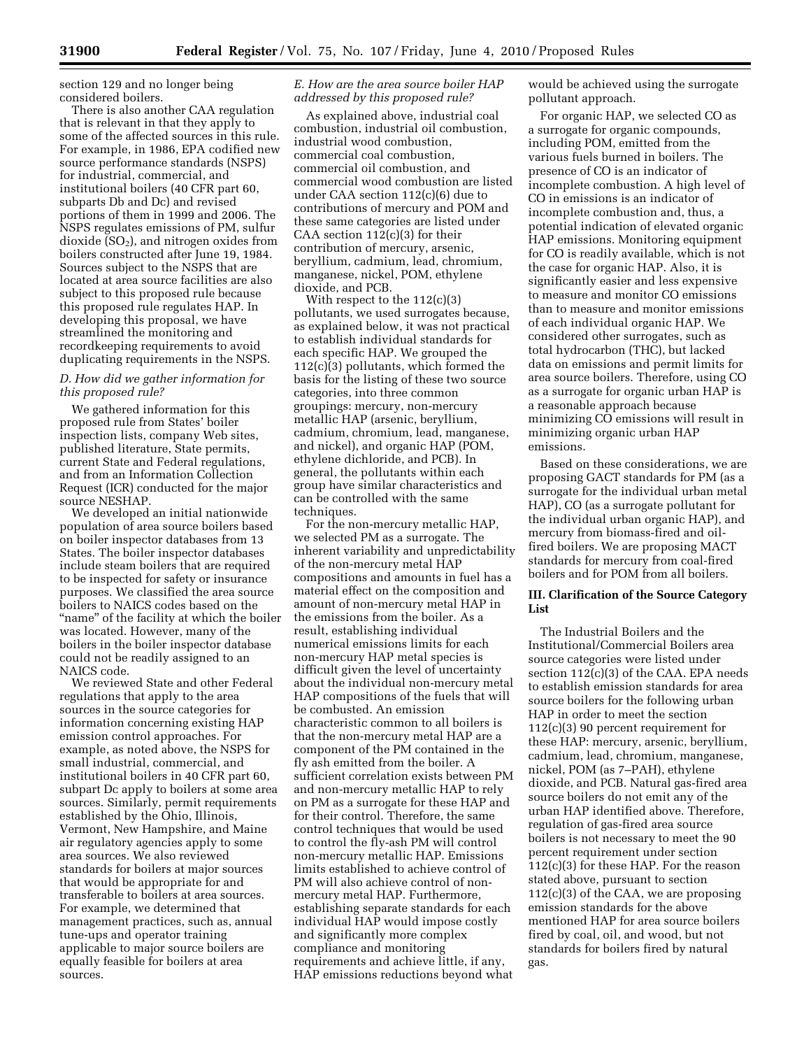section 129 and no longer being considered boilers.

There is also another CAA regulation that is relevant in that they apply to some of the affected sources in this rule. For example, in 1986, EPA codified new source performance standards (NSPS) for industrial, commercial, and institutional boilers (40 CFR part 60, subparts Db and Dc) and revised portions of them in 1999 and 2006. The NSPS regulates emissions of PM, sulfur dioxide ($SO_2$), and nitrogen oxides from boilers constructed after June 19, 1984. Sources subject to the NSPS that are located at area source facilities are also subject to this proposed rule because this proposed rule regulates HAP. In developing this proposal, we have streamlined the monitoring and recordkeeping requirements to avoid duplicating requirements in the NSPS.

### *D. How did we gather information for this proposed rule?*

We gathered information for this proposed rule from States' boiler inspection lists, company Web sites, published literature, State permits, current State and Federal regulations, and from an Information Collection Request (ICR) conducted for the major source NESHAP.

We developed an initial nationwide population of area source boilers based on boiler inspector databases from 13 States. The boiler inspector databases include steam boilers that are required to be inspected for safety or insurance purposes. We classified the area source boilers to NAICS codes based on the "name" of the facility at which the boiler was located. However, many of the boilers in the boiler inspector database could not be readily assigned to an NAICS code.

We reviewed State and other Federal regulations that apply to the area sources in the source categories for information concerning existing HAP emission control approaches. For example, as noted above, the NSPS for small industrial, commercial, and institutional boilers in 40 CFR part 60, subpart Dc apply to boilers at some area sources. Similarly, permit requirements established by the Ohio, Illinois, Vermont, New Hampshire, and Maine air regulatory agencies apply to some area sources. We also reviewed standards for boilers at major sources that would be appropriate for and transferable to boilers at area sources. For example, we determined that management practices, such as, annual tune-ups and operator training applicable to major source boilers are equally feasible for boilers at area sources.

### *E. How are the area source boiler HAP addressed by this proposed rule?*

As explained above, industrial coal combustion, industrial oil combustion, industrial wood combustion, commercial coal combustion, commercial oil combustion, and commercial wood combustion are listed under CAA section 112(c)(6) due to contributions of mercury and POM and these same categories are listed under CAA section 112(c)(3) for their contribution of mercury, arsenic, beryllium, cadmium, lead, chromium, manganese, nickel, POM, ethylene dioxide, and PCB.

With respect to the 112(c)(3) pollutants, we used surrogates because, as explained below, it was not practical to establish individual standards for each specific HAP. We grouped the 112(c)(3) pollutants, which formed the basis for the listing of these two source categories, into three common groupings: mercury, non-mercury metallic HAP (arsenic, beryllium, cadmium, chromium, lead, manganese, and nickel), and organic HAP (POM, ethylene dichloride, and PCB). In general, the pollutants within each group have similar characteristics and can be controlled with the same techniques.

For the non-mercury metallic HAP, we selected PM as a surrogate. The inherent variability and unpredictability of the non-mercury metal HAP compositions and amounts in fuel has a material effect on the composition and amount of non-mercury metal HAP in the emissions from the boiler. As a result, establishing individual numerical emissions limits for each non-mercury HAP metal species is difficult given the level of uncertainty about the individual non-mercury metal HAP compositions of the fuels that will be combusted. An emission characteristic common to all boilers is that the non-mercury metal HAP are a component of the PM contained in the fly ash emitted from the boiler. A sufficient correlation exists between PM and non-mercury metallic HAP to rely on PM as a surrogate for these HAP and for their control. Therefore, the same control techniques that would be used to control the fly-ash PM will control non-mercury metallic HAP. Emissions limits established to achieve control of PM will also achieve control of non-mercury metal HAP. Furthermore, establishing separate standards for each individual HAP would impose costly and significantly more complex compliance and monitoring requirements and achieve little, if any, HAP emissions reductions beyond what would be achieved using the surrogate pollutant approach.

For organic HAP, we selected CO as a surrogate for organic compounds, including POM, emitted from the various fuels burned in boilers. The presence of CO is an indicator of incomplete combustion. A high level of CO in emissions is an indicator of incomplete combustion and, thus, a potential indication of elevated organic HAP emissions. Monitoring equipment for CO is readily available, which is not the case for organic HAP. Also, it is significantly easier and less expensive to measure and monitor CO emissions than to measure and monitor emissions of each individual organic HAP. We considered other surrogates, such as total hydrocarbon (THC), but lacked data on emissions and permit limits for area source boilers. Therefore, using CO as a surrogate for organic urban HAP is a reasonable approach because minimizing CO emissions will result in minimizing organic urban HAP emissions.

Based on these considerations, we are proposing GACT standards for PM (as a surrogate for the individual urban metal HAP), CO (as a surrogate pollutant for the individual urban organic HAP), and mercury from biomass-fired and oil-fired boilers. We are proposing MACT standards for mercury from coal-fired boilers and for POM from all boilers.

## III. Clarification of the Source Category List

The Industrial Boilers and the Institutional/Commercial Boilers area source categories were listed under section 112(c)(3) of the CAA. EPA needs to establish emission standards for area source boilers for the following urban HAP in order to meet the section 112(c)(3) 90 percent requirement for these HAP: mercury, arsenic, beryllium, cadmium, lead, chromium, manganese, nickel, POM (as 7–PAH), ethylene dioxide, and PCB. Natural gas-fired area source boilers do not emit any of the urban HAP identified above. Therefore, regulation of gas-fired area source boilers is not necessary to meet the 90 percent requirement under section 112(c)(3) for these HAP. For the reason stated above, pursuant to section 112(c)(3) of the CAA, we are proposing emission standards for the above mentioned HAP for area source boilers fired by coal, oil, and wood, but not standards for boilers fired by natural gas.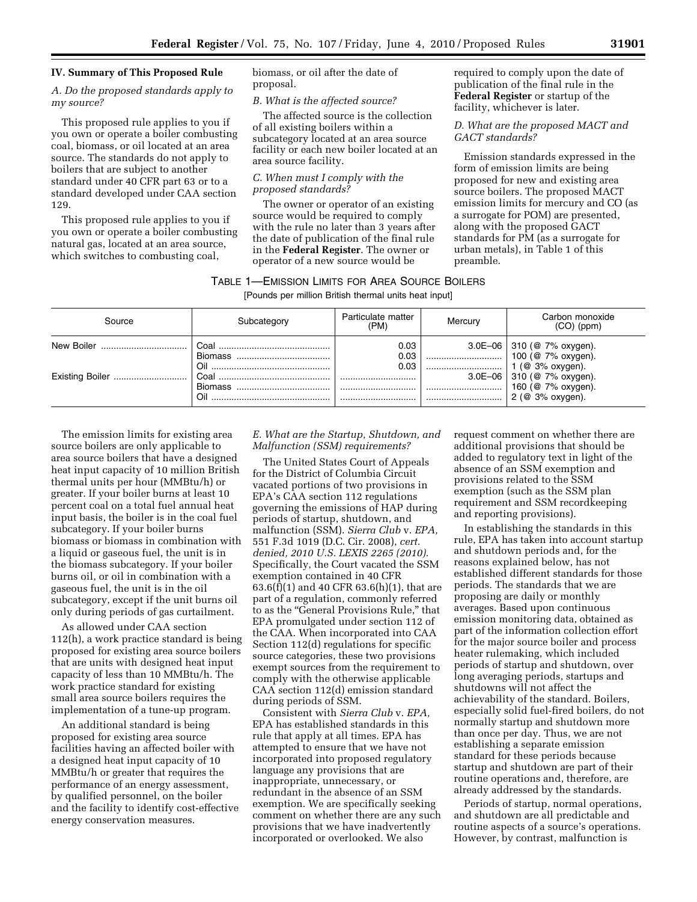## IV. Summary of This Proposed Rule

### *A. Do the proposed standards apply to my source?*

This proposed rule applies to you if you own or operate a boiler combusting coal, biomass, or oil located at an area source. The standards do not apply to boilers that are subject to another standard under 40 CFR part 63 or to a standard developed under CAA section 129.

This proposed rule applies to you if you own or operate a boiler combusting natural gas, located at an area source, which switches to combusting coal, biomass, or oil after the date of proposal.

### *B. What is the affected source?*

The affected source is the collection of all existing boilers within a subcategory located at an area source facility or each new boiler located at an area source facility.

### *C. When must I comply with the proposed standards?*

The owner or operator of an existing source would be required to comply with the rule no later than 3 years after the date of publication of the final rule in the **Federal Register**. The owner or operator of a new source would be required to comply upon the date of publication of the final rule in the **Federal Register** or startup of the facility, whichever is later.

### *D. What are the proposed MACT and GACT standards?*

Emission standards expressed in the form of emission limits are being proposed for new and existing area source boilers. The proposed MACT emission limits for mercury and CO (as a surrogate for POM) are presented, along with the proposed GACT standards for PM (as a surrogate for urban metals), in Table 1 of this preamble.

TABLE 1—EMISSION LIMITS FOR AREA SOURCE BOILERS

[Pounds per million British thermal units heat input]

| Source | Subcategory | Particulate matter (PM) | Mercury | Carbon monoxide (CO) (ppm) |
|---|---|---|---|---|
| New Boiler | Coal | 0.03 | 3.0E–06 | 310 (@ 7% oxygen). |
| | Biomass | 0.03 | | 100 (@ 7% oxygen). |
| | Oil | 0.03 | | 1 (@ 3% oxygen). |
| Existing Boiler | Coal | | 3.0E–06 | 310 (@ 7% oxygen). |
| | Biomass | | | 160 (@ 7% oxygen). |
| | Oil | | | 2 (@ 3% oxygen). |

The emission limits for existing area source boilers are only applicable to area source boilers that have a designed heat input capacity of 10 million British thermal units per hour (MMBtu/h) or greater. If your boiler burns at least 10 percent coal on a total fuel annual heat input basis, the boiler is in the coal fuel subcategory. If your boiler burns biomass or biomass in combination with a liquid or gaseous fuel, the unit is in the biomass subcategory. If your boiler burns oil, or oil in combination with a gaseous fuel, the unit is in the oil subcategory, except if the unit burns oil only during periods of gas curtailment.

As allowed under CAA section 112(h), a work practice standard is being proposed for existing area source boilers that are units with designed heat input capacity of less than 10 MMBtu/h. The work practice standard for existing small area source boilers requires the implementation of a tune-up program.

An additional standard is being proposed for existing area source facilities having an affected boiler with a designed heat input capacity of 10 MMBtu/h or greater that requires the performance of an energy assessment, by qualified personnel, on the boiler and the facility to identify cost-effective energy conservation measures.

### *E. What are the Startup, Shutdown, and Malfunction (SSM) requirements?*

The United States Court of Appeals for the District of Columbia Circuit vacated portions of two provisions in EPA's CAA section 112 regulations governing the emissions of HAP during periods of startup, shutdown, and malfunction (SSM). *Sierra Club* v. *EPA,* 551 F.3d 1019 (D.C. Cir. 2008), *cert. denied, 2010 U.S. LEXIS 2265 (2010).* Specifically, the Court vacated the SSM exemption contained in 40 CFR 63.6(f)(1) and 40 CFR 63.6(h)(1), that are part of a regulation, commonly referred to as the "General Provisions Rule," that EPA promulgated under section 112 of the CAA. When incorporated into CAA Section 112(d) regulations for specific source categories, these two provisions exempt sources from the requirement to comply with the otherwise applicable CAA section 112(d) emission standard during periods of SSM.

Consistent with *Sierra Club* v. *EPA,* EPA has established standards in this rule that apply at all times. EPA has attempted to ensure that we have not incorporated into proposed regulatory language any provisions that are inappropriate, unnecessary, or redundant in the absence of an SSM exemption. We are specifically seeking comment on whether there are any such provisions that we have inadvertently incorporated or overlooked. We also request comment on whether there are additional provisions that should be added to regulatory text in light of the absence of an SSM exemption and provisions related to the SSM exemption (such as the SSM plan requirement and SSM recordkeeping and reporting provisions).

In establishing the standards in this rule, EPA has taken into account startup and shutdown periods and, for the reasons explained below, has not established different standards for those periods. The standards that we are proposing are daily or monthly averages. Based upon continuous emission monitoring data, obtained as part of the information collection effort for the major source boiler and process heater rulemaking, which included periods of startup and shutdown, over long averaging periods, startups and shutdowns will not affect the achievability of the standard. Boilers, especially solid fuel-fired boilers, do not normally startup and shutdown more than once per day. Thus, we are not establishing a separate emission standard for these periods because startup and shutdown are part of their routine operations and, therefore, are already addressed by the standards.

Periods of startup, normal operations, and shutdown are all predictable and routine aspects of a source's operations. However, by contrast, malfunction is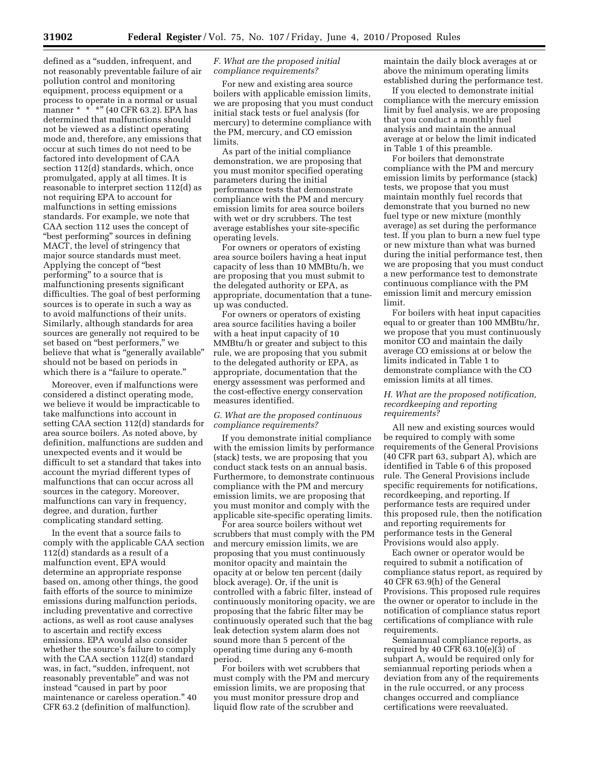defined as a "sudden, infrequent, and not reasonably preventable failure of air pollution control and monitoring equipment, process equipment or a process to operate in a normal or usual manner * * *" (40 CFR 63.2). EPA has determined that malfunctions should not be viewed as a distinct operating mode and, therefore, any emissions that occur at such times do not need to be factored into development of CAA section 112(d) standards, which, once promulgated, apply at all times. It is reasonable to interpret section 112(d) as not requiring EPA to account for malfunctions in setting emissions standards. For example, we note that CAA section 112 uses the concept of "best performing" sources in defining MACT, the level of stringency that major source standards must meet. Applying the concept of "best performing" to a source that is malfunctioning presents significant difficulties. The goal of best performing sources is to operate in such a way as to avoid malfunctions of their units. Similarly, although standards for area sources are generally not required to be set based on "best performers," we believe that what is "generally available" should not be based on periods in which there is a "failure to operate."

Moreover, even if malfunctions were considered a distinct operating mode, we believe it would be impracticable to take malfunctions into account in setting CAA section 112(d) standards for area source boilers. As noted above, by definition, malfunctions are sudden and unexpected events and it would be difficult to set a standard that takes into account the myriad different types of malfunctions that can occur across all sources in the category. Moreover, malfunctions can vary in frequency, degree, and duration, further complicating standard setting.

In the event that a source fails to comply with the applicable CAA section 112(d) standards as a result of a malfunction event, EPA would determine an appropriate response based on, among other things, the good faith efforts of the source to minimize emissions during malfunction periods, including preventative and corrective actions, as well as root cause analyses to ascertain and rectify excess emissions. EPA would also consider whether the source's failure to comply with the CAA section 112(d) standard was, in fact, "sudden, infrequent, not reasonably preventable" and was not instead "caused in part by poor maintenance or careless operation." 40 CFR 63.2 (definition of malfunction).

### *F. What are the proposed initial compliance requirements?*

For new and existing area source boilers with applicable emission limits, we are proposing that you must conduct initial stack tests or fuel analysis (for mercury) to determine compliance with the PM, mercury, and CO emission limits.

As part of the initial compliance demonstration, we are proposing that you must monitor specified operating parameters during the initial performance tests that demonstrate compliance with the PM and mercury emission limits for area source boilers with wet or dry scrubbers. The test average establishes your site-specific operating levels.

For owners or operators of existing area source boilers having a heat input capacity of less than 10 MMBtu/h, we are proposing that you must submit to the delegated authority or EPA, as appropriate, documentation that a tune-up was conducted.

For owners or operators of existing area source facilities having a boiler with a heat input capacity of 10 MMBtu/h or greater and subject to this rule, we are proposing that you submit to the delegated authority or EPA, as appropriate, documentation that the energy assessment was performed and the cost-effective energy conservation measures identified.

### *G. What are the proposed continuous compliance requirements?*

If you demonstrate initial compliance with the emission limits by performance (stack) tests, we are proposing that you conduct stack tests on an annual basis. Furthermore, to demonstrate continuous compliance with the PM and mercury emission limits, we are proposing that you must monitor and comply with the applicable site-specific operating limits.

For area source boilers without wet scrubbers that must comply with the PM and mercury emission limits, we are proposing that you must continuously monitor opacity and maintain the opacity at or below ten percent (daily block average). Or, if the unit is controlled with a fabric filter, instead of continuously monitoring opacity, we are proposing that the fabric filter may be continuously operated such that the bag leak detection system alarm does not sound more than 5 percent of the operating time during any 6-month period.

For boilers with wet scrubbers that must comply with the PM and mercury emission limits, we are proposing that you must monitor pressure drop and liquid flow rate of the scrubber and maintain the daily block averages at or above the minimum operating limits established during the performance test.

If you elected to demonstrate initial compliance with the mercury emission limit by fuel analysis, we are proposing that you conduct a monthly fuel analysis and maintain the annual average at or below the limit indicated in Table 1 of this preamble.

For boilers that demonstrate compliance with the PM and mercury emission limits by performance (stack) tests, we propose that you must maintain monthly fuel records that demonstrate that you burned no new fuel type or new mixture (monthly average) as set during the performance test. If you plan to burn a new fuel type or new mixture than what was burned during the initial performance test, then we are proposing that you must conduct a new performance test to demonstrate continuous compliance with the PM emission limit and mercury emission limit.

For boilers with heat input capacities equal to or greater than 100 MMBtu/hr, we propose that you must continuously monitor CO and maintain the daily average CO emissions at or below the limits indicated in Table 1 to demonstrate compliance with the CO emission limits at all times.

### *H. What are the proposed notification, recordkeeping and reporting requirements?*

All new and existing sources would be required to comply with some requirements of the General Provisions (40 CFR part 63, subpart A), which are identified in Table 6 of this proposed rule. The General Provisions include specific requirements for notifications, recordkeeping, and reporting. If performance tests are required under this proposed rule, then the notification and reporting requirements for performance tests in the General Provisions would also apply.

Each owner or operator would be required to submit a notification of compliance status report, as required by 40 CFR 63.9(h) of the General Provisions. This proposed rule requires the owner or operator to include in the notification of compliance status report certifications of compliance with rule requirements.

Semiannual compliance reports, as required by 40 CFR 63.10(e)(3) of subpart A, would be required only for semiannual reporting periods when a deviation from any of the requirements in the rule occurred, or any process changes occurred and compliance certifications were reevaluated.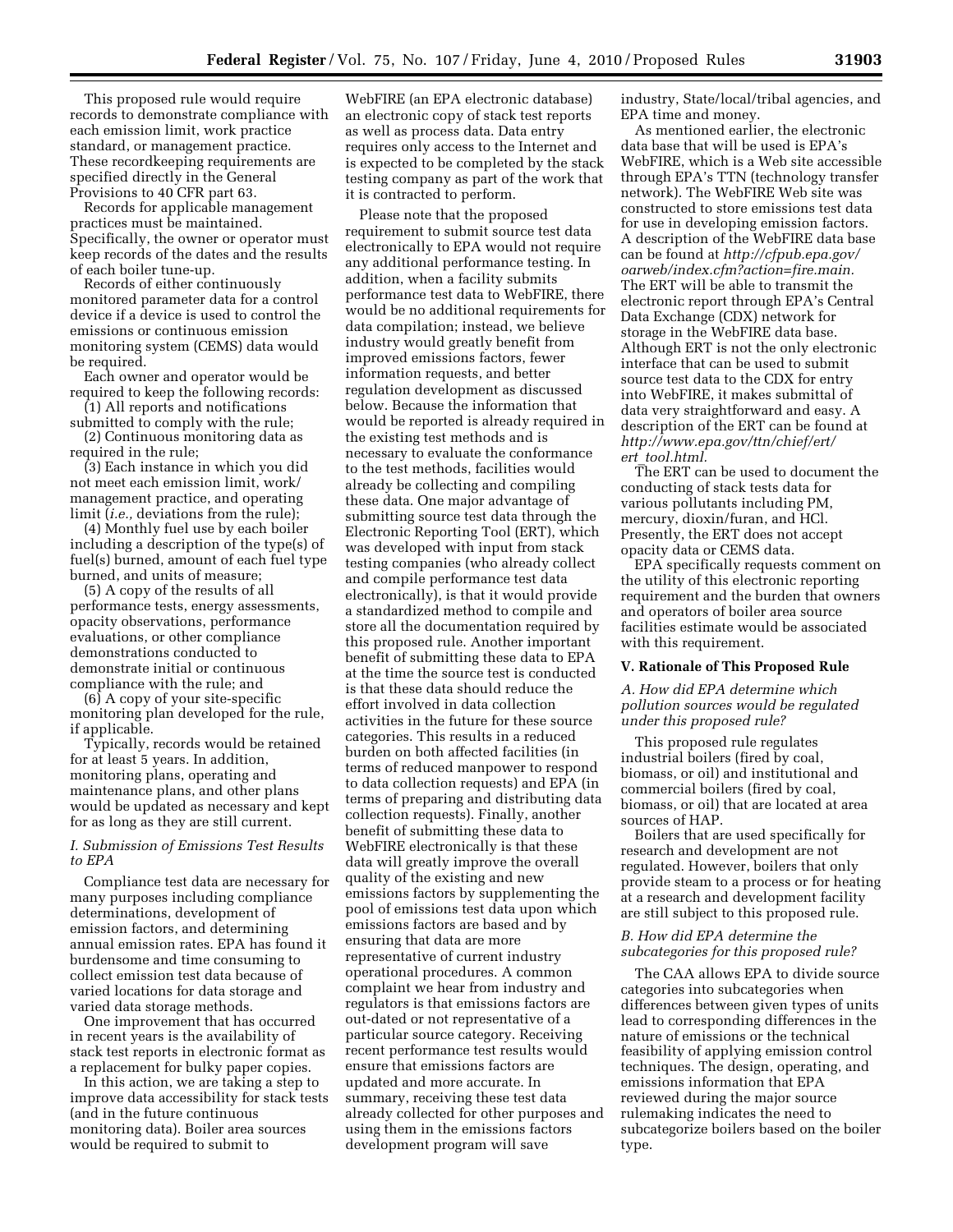This proposed rule would require records to demonstrate compliance with each emission limit, work practice standard, or management practice. These recordkeeping requirements are specified directly in the General Provisions to 40 CFR part 63.

Records for applicable management practices must be maintained. Specifically, the owner or operator must keep records of the dates and the results of each boiler tune-up.

Records of either continuously monitored parameter data for a control device if a device is used to control the emissions or continuous emission monitoring system (CEMS) data would be required.

Each owner and operator would be required to keep the following records:

(1) All reports and notifications submitted to comply with the rule;

(2) Continuous monitoring data as required in the rule;

(3) Each instance in which you did not meet each emission limit, work/management practice, and operating limit (*i.e.,* deviations from the rule);

(4) Monthly fuel use by each boiler including a description of the type(s) of fuel(s) burned, amount of each fuel type burned, and units of measure;

(5) A copy of the results of all performance tests, energy assessments, opacity observations, performance evaluations, or other compliance demonstrations conducted to demonstrate initial or continuous compliance with the rule; and

(6) A copy of your site-specific monitoring plan developed for the rule, if applicable.

Typically, records would be retained for at least 5 years. In addition, monitoring plans, operating and maintenance plans, and other plans would be updated as necessary and kept for as long as they are still current.

### *I. Submission of Emissions Test Results to EPA*

Compliance test data are necessary for many purposes including compliance determinations, development of emission factors, and determining annual emission rates. EPA has found it burdensome and time consuming to collect emission test data because of varied locations for data storage and varied data storage methods.

One improvement that has occurred in recent years is the availability of stack test reports in electronic format as a replacement for bulky paper copies.

In this action, we are taking a step to improve data accessibility for stack tests (and in the future continuous monitoring data). Boiler area sources would be required to submit to WebFIRE (an EPA electronic database) an electronic copy of stack test reports as well as process data. Data entry requires only access to the Internet and is expected to be completed by the stack testing company as part of the work that it is contracted to perform.

Please note that the proposed requirement to submit source test data electronically to EPA would not require any additional performance testing. In addition, when a facility submits performance test data to WebFIRE, there would be no additional requirements for data compilation; instead, we believe industry would greatly benefit from improved emissions factors, fewer information requests, and better regulation development as discussed below. Because the information that would be reported is already required in the existing test methods and is necessary to evaluate the conformance to the test methods, facilities would already be collecting and compiling these data. One major advantage of submitting source test data through the Electronic Reporting Tool (ERT), which was developed with input from stack testing companies (who already collect and compile performance test data electronically), is that it would provide a standardized method to compile and store all the documentation required by this proposed rule. Another important benefit of submitting these data to EPA at the time the source test is conducted is that these data should reduce the effort involved in data collection activities in the future for these source categories. This results in a reduced burden on both affected facilities (in terms of reduced manpower to respond to data collection requests) and EPA (in terms of preparing and distributing data collection requests). Finally, another benefit of submitting these data to WebFIRE electronically is that these data will greatly improve the overall quality of the existing and new emissions factors by supplementing the pool of emissions test data upon which emissions factors are based and by ensuring that data are more representative of current industry operational procedures. A common complaint we hear from industry and regulators is that emissions factors are out-dated or not representative of a particular source category. Receiving recent performance test results would ensure that emissions factors are updated and more accurate. In summary, receiving these test data already collected for other purposes and using them in the emissions factors development program will save industry, State/local/tribal agencies, and EPA time and money.

As mentioned earlier, the electronic data base that will be used is EPA's WebFIRE, which is a Web site accessible through EPA's TTN (technology transfer network). The WebFIRE Web site was constructed to store emissions test data for use in developing emission factors. A description of the WebFIRE data base can be found at *http://cfpub.epa.gov/oarweb/index.cfm?action=fire.main.* The ERT will be able to transmit the electronic report through EPA's Central Data Exchange (CDX) network for storage in the WebFIRE data base. Although ERT is not the only electronic interface that can be used to submit source test data to the CDX for entry into WebFIRE, it makes submittal of data very straightforward and easy. A description of the ERT can be found at *http://www.epa.gov/ttn/chief/ert/ert_tool.html.*

The ERT can be used to document the conducting of stack tests data for various pollutants including PM, mercury, dioxin/furan, and HCl. Presently, the ERT does not accept opacity data or CEMS data.

EPA specifically requests comment on the utility of this electronic reporting requirement and the burden that owners and operators of boiler area source facilities estimate would be associated with this requirement.

## V. Rationale of This Proposed Rule

### *A. How did EPA determine which pollution sources would be regulated under this proposed rule?*

This proposed rule regulates industrial boilers (fired by coal, biomass, or oil) and institutional and commercial boilers (fired by coal, biomass, or oil) that are located at area sources of HAP.

Boilers that are used specifically for research and development are not regulated. However, boilers that only provide steam to a process or for heating at a research and development facility are still subject to this proposed rule.

### *B. How did EPA determine the subcategories for this proposed rule?*

The CAA allows EPA to divide source categories into subcategories when differences between given types of units lead to corresponding differences in the nature of emissions or the technical feasibility of applying emission control techniques. The design, operating, and emissions information that EPA reviewed during the major source rulemaking indicates the need to subcategorize boilers based on the boiler type.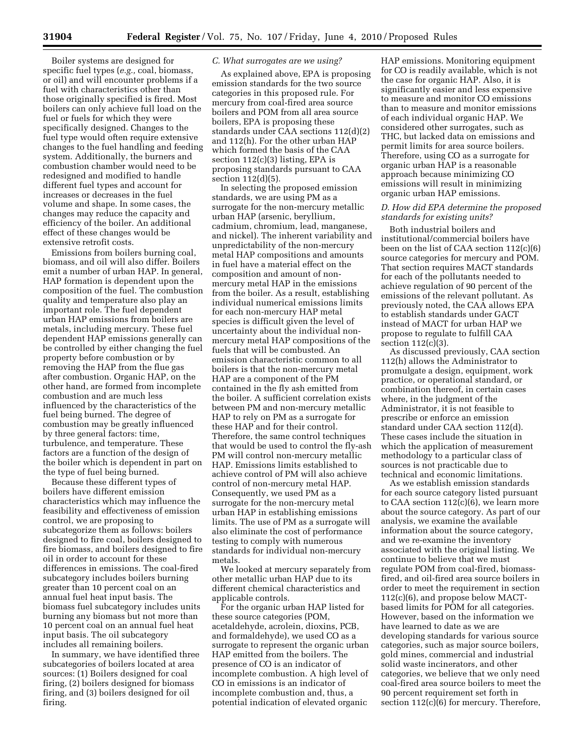Boiler systems are designed for specific fuel types (*e.g.,* coal, biomass, or oil) and will encounter problems if a fuel with characteristics other than those originally specified is fired. Most boilers can only achieve full load on the fuel or fuels for which they were specifically designed. Changes to the fuel type would often require extensive changes to the fuel handling and feeding system. Additionally, the burners and combustion chamber would need to be redesigned and modified to handle different fuel types and account for increases or decreases in the fuel volume and shape. In some cases, the changes may reduce the capacity and efficiency of the boiler. An additional effect of these changes would be extensive retrofit costs.

Emissions from boilers burning coal, biomass, and oil will also differ. Boilers emit a number of urban HAP. In general, HAP formation is dependent upon the composition of the fuel. The combustion quality and temperature also play an important role. The fuel dependent urban HAP emissions from boilers are metals, including mercury. These fuel dependent HAP emissions generally can be controlled by either changing the fuel property before combustion or by removing the HAP from the flue gas after combustion. Organic HAP, on the other hand, are formed from incomplete combustion and are much less influenced by the characteristics of the fuel being burned. The degree of combustion may be greatly influenced by three general factors: time, turbulence, and temperature. These factors are a function of the design of the boiler which is dependent in part on the type of fuel being burned.

Because these different types of boilers have different emission characteristics which may influence the feasibility and effectiveness of emission control, we are proposing to subcategorize them as follows: boilers designed to fire coal, boilers designed to fire biomass, and boilers designed to fire oil in order to account for these differences in emissions. The coal-fired subcategory includes boilers burning greater than 10 percent coal on an annual fuel heat input basis. The biomass fuel subcategory includes units burning any biomass but not more than 10 percent coal on an annual fuel heat input basis. The oil subcategory includes all remaining boilers.

In summary, we have identified three subcategories of boilers located at area sources: (1) Boilers designed for coal firing, (2) boilers designed for biomass firing, and (3) boilers designed for oil firing.

### *C. What surrogates are we using?*

As explained above, EPA is proposing emission standards for the two source categories in this proposed rule. For mercury from coal-fired area source boilers and POM from all area source boilers, EPA is proposing these standards under CAA sections 112(d)(2) and 112(h). For the other urban HAP which formed the basis of the CAA section 112(c)(3) listing, EPA is proposing standards pursuant to CAA section 112(d)(5).

In selecting the proposed emission standards, we are using PM as a surrogate for the non-mercury metallic urban HAP (arsenic, beryllium, cadmium, chromium, lead, manganese, and nickel). The inherent variability and unpredictability of the non-mercury metal HAP compositions and amounts in fuel have a material effect on the composition and amount of non-mercury metal HAP in the emissions from the boiler. As a result, establishing individual numerical emissions limits for each non-mercury HAP metal species is difficult given the level of uncertainty about the individual non-mercury metal HAP compositions of the fuels that will be combusted. An emission characteristic common to all boilers is that the non-mercury metal HAP are a component of the PM contained in the fly ash emitted from the boiler. A sufficient correlation exists between PM and non-mercury metallic HAP to rely on PM as a surrogate for these HAP and for their control. Therefore, the same control techniques that would be used to control the fly-ash PM will control non-mercury metallic HAP. Emissions limits established to achieve control of PM will also achieve control of non-mercury metal HAP. Consequently, we used PM as a surrogate for the non-mercury metal urban HAP in establishing emissions limits. The use of PM as a surrogate will also eliminate the cost of performance testing to comply with numerous standards for individual non-mercury metals.

We looked at mercury separately from other metallic urban HAP due to its different chemical characteristics and applicable controls.

For the organic urban HAP listed for these source categories (POM, acetaldehyde, acrolein, dioxins, PCB, and formaldehyde), we used CO as a surrogate to represent the organic urban HAP emitted from the boilers. The presence of CO is an indicator of incomplete combustion. A high level of CO in emissions is an indicator of incomplete combustion and, thus, a potential indication of elevated organic HAP emissions. Monitoring equipment for CO is readily available, which is not the case for organic HAP. Also, it is significantly easier and less expensive to measure and monitor CO emissions than to measure and monitor emissions of each individual organic HAP. We considered other surrogates, such as THC, but lacked data on emissions and permit limits for area source boilers. Therefore, using CO as a surrogate for organic urban HAP is a reasonable approach because minimizing CO emissions will result in minimizing organic urban HAP emissions.

### *D. How did EPA determine the proposed standards for existing units?*

Both industrial boilers and institutional/commercial boilers have been on the list of CAA section 112(c)(6) source categories for mercury and POM. That section requires MACT standards for each of the pollutants needed to achieve regulation of 90 percent of the emissions of the relevant pollutant. As previously noted, the CAA allows EPA to establish standards under GACT instead of MACT for urban HAP we propose to regulate to fulfill CAA section 112(c)(3).

As discussed previously, CAA section 112(h) allows the Administrator to promulgate a design, equipment, work practice, or operational standard, or combination thereof, in certain cases where, in the judgment of the Administrator, it is not feasible to prescribe or enforce an emission standard under CAA section 112(d). These cases include the situation in which the application of measurement methodology to a particular class of sources is not practicable due to technical and economic limitations.

As we establish emission standards for each source category listed pursuant to CAA section 112(c)(6), we learn more about the source category. As part of our analysis, we examine the available information about the source category, and we re-examine the inventory associated with the original listing. We continue to believe that we must regulate POM from coal-fired, biomass-fired, and oil-fired area source boilers in order to meet the requirement in section 112(c)(6), and propose below MACT-based limits for POM for all categories. However, based on the information we have learned to date as we are developing standards for various source categories, such as major source boilers, gold mines, commercial and industrial solid waste incinerators, and other categories, we believe that we only need coal-fired area source boilers to meet the 90 percent requirement set forth in section 112(c)(6) for mercury. Therefore,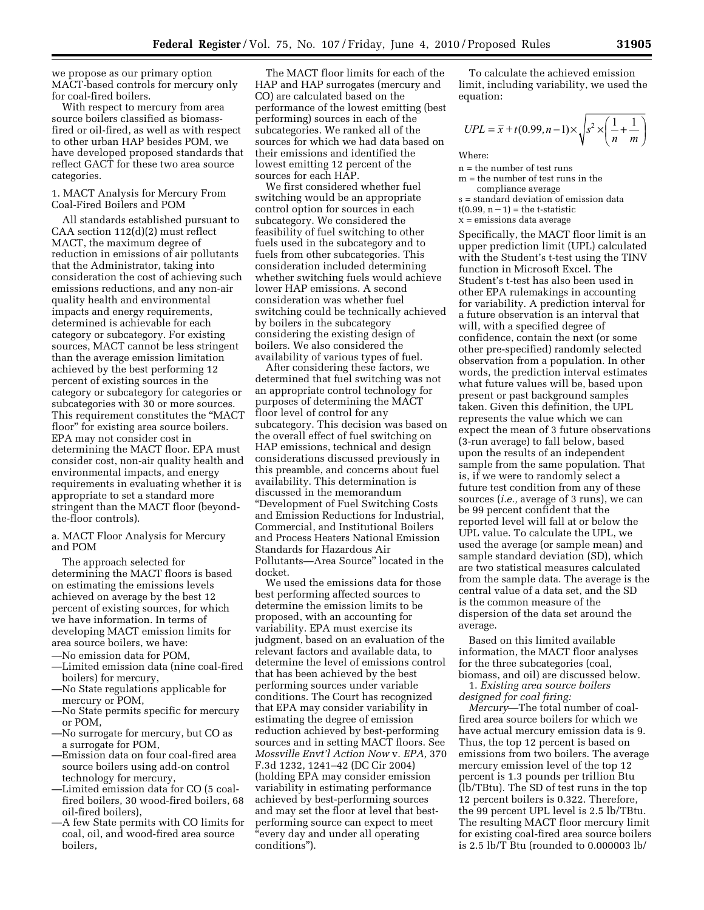we propose as our primary option MACT-based controls for mercury only for coal-fired boilers.

With respect to mercury from area source boilers classified as biomass-fired or oil-fired, as well as with respect to other urban HAP besides POM, we have developed proposed standards that reflect GACT for these two area source categories.

### 1. MACT Analysis for Mercury From Coal-Fired Boilers and POM

All standards established pursuant to CAA section 112(d)(2) must reflect MACT, the maximum degree of reduction in emissions of air pollutants that the Administrator, taking into consideration the cost of achieving such emissions reductions, and any non-air quality health and environmental impacts and energy requirements, determined is achievable for each category or subcategory. For existing sources, MACT cannot be less stringent than the average emission limitation achieved by the best performing 12 percent of existing sources in the category or subcategory for categories or subcategories with 30 or more sources. This requirement constitutes the "MACT floor" for existing area source boilers. EPA may not consider cost in determining the MACT floor. EPA must consider cost, non-air quality health and environmental impacts, and energy requirements in evaluating whether it is appropriate to set a standard more stringent than the MACT floor (beyond-the-floor controls).

#### a. MACT Floor Analysis for Mercury and POM

The approach selected for determining the MACT floors is based on estimating the emissions levels achieved on average by the best 12 percent of existing sources, for which we have information. In terms of developing MACT emission limits for area source boilers, we have:

—No emission data for POM,
—Limited emission data (nine coal-fired boilers) for mercury,
—No State regulations applicable for mercury or POM,
—No State permits specific for mercury or POM,
—No surrogate for mercury, but CO as a surrogate for POM,
—Emission data on four coal-fired area source boilers using add-on control technology for mercury,
—Limited emission data for CO (5 coal-fired boilers, 30 wood-fired boilers, 68 oil-fired boilers),
—A few State permits with CO limits for coal, oil, and wood-fired area source boilers,

The MACT floor limits for each of the HAP and HAP surrogates (mercury and CO) are calculated based on the performance of the lowest emitting (best performing) sources in each of the subcategories. We ranked all of the sources for which we had data based on their emissions and identified the lowest emitting 12 percent of the sources for each HAP.

We first considered whether fuel switching would be an appropriate control option for sources in each subcategory. We considered the feasibility of fuel switching to other fuels used in the subcategory and to fuels from other subcategories. This consideration included determining whether switching fuels would achieve lower HAP emissions. A second consideration was whether fuel switching could be technically achieved by boilers in the subcategory considering the existing design of boilers. We also considered the availability of various types of fuel.

After considering these factors, we determined that fuel switching was not an appropriate control technology for purposes of determining the MACT floor level of control for any subcategory. This decision was based on the overall effect of fuel switching on HAP emissions, technical and design considerations discussed previously in this preamble, and concerns about fuel availability. This determination is discussed in the memorandum "Development of Fuel Switching Costs and Emission Reductions for Industrial, Commercial, and Institutional Boilers and Process Heaters National Emission Standards for Hazardous Air Pollutants—Area Source" located in the docket.

We used the emissions data for those best performing affected sources to determine the emission limits to be proposed, with an accounting for variability. EPA must exercise its judgment, based on an evaluation of the relevant factors and available data, to determine the level of emissions control that has been achieved by the best performing sources under variable conditions. The Court has recognized that EPA may consider variability in estimating the degree of emission reduction achieved by best-performing sources and in setting MACT floors. See *Mossville Envt'l Action Now* v. *EPA,* 370 F.3d 1232, 1241–42 (DC Cir 2004) (holding EPA may consider emission variability in estimating performance achieved by best-performing sources and may set the floor at level that best-performing source can expect to meet "every day and under all operating conditions").

To calculate the achieved emission limit, including variability, we used the equation:

$$UPL = \bar{x} + t(0.99, n-1) \times \sqrt{s^2 \times \left(\frac{1}{n} + \frac{1}{m}\right)}$$

Where:

n = the number of test runs
m = the number of test runs in the compliance average
s = standard deviation of emission data
t(0.99, n − 1) = the t-statistic
x = emissions data average

Specifically, the MACT floor limit is an upper prediction limit (UPL) calculated with the Student's t-test using the TINV function in Microsoft Excel. The Student's t-test has also been used in other EPA rulemakings in accounting for variability. A prediction interval for a future observation is an interval that will, with a specified degree of confidence, contain the next (or some other pre-specified) randomly selected observation from a population. In other words, the prediction interval estimates what future values will be, based upon present or past background samples taken. Given this definition, the UPL represents the value which we can expect the mean of 3 future observations (3-run average) to fall below, based upon the results of an independent sample from the same population. That is, if we were to randomly select a future test condition from any of these sources (*i.e.,* average of 3 runs), we can be 99 percent confident that the reported level will fall at or below the UPL value. To calculate the UPL, we used the average (or sample mean) and sample standard deviation (SD), which are two statistical measures calculated from the sample data. The average is the central value of a data set, and the SD is the common measure of the dispersion of the data set around the average.

Based on this limited available information, the MACT floor analyses for the three subcategories (coal, biomass, and oil) are discussed below.

1. *Existing area source boilers designed for coal firing:*

*Mercury*—The total number of coal-fired area source boilers for which we have actual mercury emission data is 9. Thus, the top 12 percent is based on emissions from two boilers. The average mercury emission level of the top 12 percent is 1.3 pounds per trillion Btu (lb/TBtu). The SD of test runs in the top 12 percent boilers is 0.322. Therefore, the 99 percent UPL level is 2.5 lb/TBtu. The resulting MACT floor mercury limit for existing coal-fired area source boilers is 2.5 lb/T Btu (rounded to 0.000003 lb/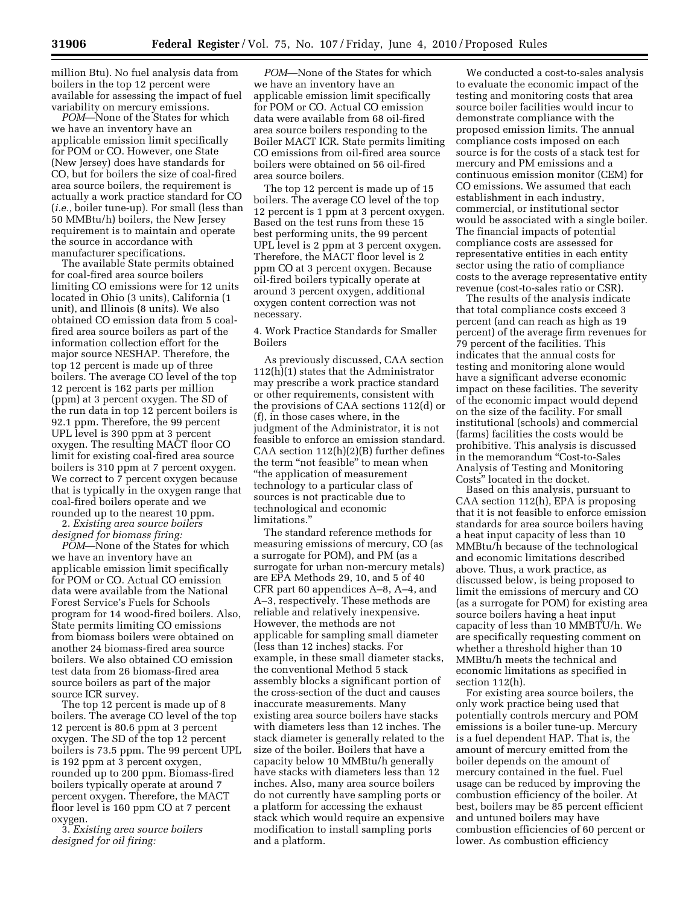million Btu). No fuel analysis data from boilers in the top 12 percent were available for assessing the impact of fuel variability on mercury emissions.

*POM*—None of the States for which we have an inventory have an applicable emission limit specifically for POM or CO. However, one State (New Jersey) does have standards for CO, but for boilers the size of coal-fired area source boilers, the requirement is actually a work practice standard for CO (*i.e.,* boiler tune-up). For small (less than 50 MMBtu/h) boilers, the New Jersey requirement is to maintain and operate the source in accordance with manufacturer specifications.

The available State permits obtained for coal-fired area source boilers limiting CO emissions were for 12 units located in Ohio (3 units), California (1 unit), and Illinois (8 units). We also obtained CO emission data from 5 coal-fired area source boilers as part of the information collection effort for the major source NESHAP. Therefore, the top 12 percent is made up of three boilers. The average CO level of the top 12 percent is 162 parts per million (ppm) at 3 percent oxygen. The SD of the run data in top 12 percent boilers is 92.1 ppm. Therefore, the 99 percent UPL level is 390 ppm at 3 percent oxygen. The resulting MACT floor CO limit for existing coal-fired area source boilers is 310 ppm at 7 percent oxygen. We correct to 7 percent oxygen because that is typically in the oxygen range that coal-fired boilers operate and we rounded up to the nearest 10 ppm.

2. *Existing area source boilers designed for biomass firing:*

*POM*—None of the States for which we have an inventory have an applicable emission limit specifically for POM or CO. Actual CO emission data were available from the National Forest Service's Fuels for Schools program for 14 wood-fired boilers. Also, State permits limiting CO emissions from biomass boilers were obtained on another 24 biomass-fired area source boilers. We also obtained CO emission test data from 26 biomass-fired area source boilers as part of the major source ICR survey.

The top 12 percent is made up of 8 boilers. The average CO level of the top 12 percent is 80.6 ppm at 3 percent oxygen. The SD of the top 12 percent boilers is 73.5 ppm. The 99 percent UPL is 192 ppm at 3 percent oxygen, rounded up to 200 ppm. Biomass-fired boilers typically operate at around 7 percent oxygen. Therefore, the MACT floor level is 160 ppm CO at 7 percent oxygen.

3. *Existing area source boilers designed for oil firing:*

*POM*—None of the States for which we have an inventory have an applicable emission limit specifically for POM or CO. Actual CO emission data were available from 68 oil-fired area source boilers responding to the Boiler MACT ICR. State permits limiting CO emissions from oil-fired area source boilers were obtained on 56 oil-fired area source boilers.

The top 12 percent is made up of 15 boilers. The average CO level of the top 12 percent is 1 ppm at 3 percent oxygen. Based on the test runs from these 15 best performing units, the 99 percent UPL level is 2 ppm at 3 percent oxygen. Therefore, the MACT floor level is 2 ppm CO at 3 percent oxygen. Because oil-fired boilers typically operate at around 3 percent oxygen, additional oxygen content correction was not necessary.

4. Work Practice Standards for Smaller Boilers

As previously discussed, CAA section 112(h)(1) states that the Administrator may prescribe a work practice standard or other requirements, consistent with the provisions of CAA sections 112(d) or (f), in those cases where, in the judgment of the Administrator, it is not feasible to enforce an emission standard. CAA section 112(h)(2)(B) further defines the term "not feasible" to mean when "the application of measurement technology to a particular class of sources is not practicable due to technological and economic limitations."

The standard reference methods for measuring emissions of mercury, CO (as a surrogate for POM), and PM (as a surrogate for urban non-mercury metals) are EPA Methods 29, 10, and 5 of 40 CFR part 60 appendices A–8, A–4, and A–3, respectively. These methods are reliable and relatively inexpensive. However, the methods are not applicable for sampling small diameter (less than 12 inches) stacks. For example, in these small diameter stacks, the conventional Method 5 stack assembly blocks a significant portion of the cross-section of the duct and causes inaccurate measurements. Many existing area source boilers have stacks with diameters less than 12 inches. The stack diameter is generally related to the size of the boiler. Boilers that have a capacity below 10 MMBtu/h generally have stacks with diameters less than 12 inches. Also, many area source boilers do not currently have sampling ports or a platform for accessing the exhaust stack which would require an expensive modification to install sampling ports and a platform.

We conducted a cost-to-sales analysis to evaluate the economic impact of the testing and monitoring costs that area source boiler facilities would incur to demonstrate compliance with the proposed emission limits. The annual compliance costs imposed on each source is for the costs of a stack test for mercury and PM emissions and a continuous emission monitor (CEM) for CO emissions. We assumed that each establishment in each industry, commercial, or institutional sector would be associated with a single boiler. The financial impacts of potential compliance costs are assessed for representative entities in each entity sector using the ratio of compliance costs to the average representative entity revenue (cost-to-sales ratio or CSR).

The results of the analysis indicate that total compliance costs exceed 3 percent (and can reach as high as 19 percent) of the average firm revenues for 79 percent of the facilities. This indicates that the annual costs for testing and monitoring alone would have a significant adverse economic impact on these facilities. The severity of the economic impact would depend on the size of the facility. For small institutional (schools) and commercial (farms) facilities the costs would be prohibitive. This analysis is discussed in the memorandum "Cost-to-Sales Analysis of Testing and Monitoring Costs" located in the docket.

Based on this analysis, pursuant to CAA section 112(h), EPA is proposing that it is not feasible to enforce emission standards for area source boilers having a heat input capacity of less than 10 MMBtu/h because of the technological and economic limitations described above. Thus, a work practice, as discussed below, is being proposed to limit the emissions of mercury and CO (as a surrogate for POM) for existing area source boilers having a heat input capacity of less than 10 MMBTU/h. We are specifically requesting comment on whether a threshold higher than 10 MMBtu/h meets the technical and economic limitations as specified in section 112(h).

For existing area source boilers, the only work practice being used that potentially controls mercury and POM emissions is a boiler tune-up. Mercury is a fuel dependent HAP. That is, the amount of mercury emitted from the boiler depends on the amount of mercury contained in the fuel. Fuel usage can be reduced by improving the combustion efficiency of the boiler. At best, boilers may be 85 percent efficient and untuned boilers may have combustion efficiencies of 60 percent or lower. As combustion efficiency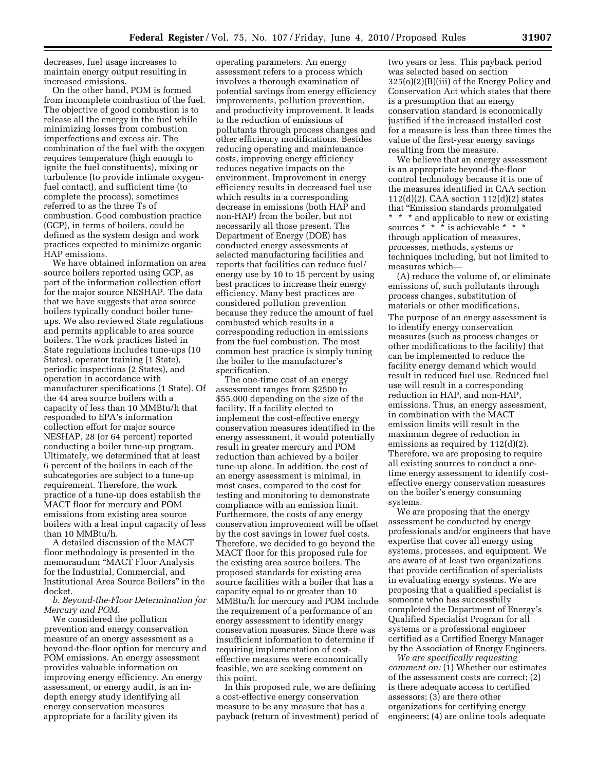decreases, fuel usage increases to maintain energy output resulting in increased emissions.

On the other hand, POM is formed from incomplete combustion of the fuel. The objective of good combustion is to release all the energy in the fuel while minimizing losses from combustion imperfections and excess air. The combination of the fuel with the oxygen requires temperature (high enough to ignite the fuel constituents), mixing or turbulence (to provide intimate oxygen-fuel contact), and sufficient time (to complete the process), sometimes referred to as the three Ts of combustion. Good combustion practice (GCP), in terms of boilers, could be defined as the system design and work practices expected to minimize organic HAP emissions.

We have obtained information on area source boilers reported using GCP, as part of the information collection effort for the major source NESHAP. The data that we have suggests that area source boilers typically conduct boiler tune-ups. We also reviewed State regulations and permits applicable to area source boilers. The work practices listed in State regulations includes tune-ups (10 States), operator training (1 State), periodic inspections (2 States), and operation in accordance with manufacturer specifications (1 State). Of the 44 area source boilers with a capacity of less than 10 MMBtu/h that responded to EPA's information collection effort for major source NESHAP, 28 (or 64 percent) reported conducting a boiler tune-up program. Ultimately, we determined that at least 6 percent of the boilers in each of the subcategories are subject to a tune-up requirement. Therefore, the work practice of a tune-up does establish the MACT floor for mercury and POM emissions from existing area source boilers with a heat input capacity of less than 10 MMBtu/h.

A detailed discussion of the MACT floor methodology is presented in the memorandum "MACT Floor Analysis for the Industrial, Commercial, and Institutional Area Source Boilers" in the docket.

*b. Beyond-the-Floor Determination for Mercury and POM.*

We considered the pollution prevention and energy conservation measure of an energy assessment as a beyond-the-floor option for mercury and POM emissions. An energy assessment provides valuable information on improving energy efficiency. An energy assessment, or energy audit, is an in-depth energy study identifying all energy conservation measures appropriate for a facility given its operating parameters. An energy assessment refers to a process which involves a thorough examination of potential savings from energy efficiency improvements, pollution prevention, and productivity improvement. It leads to the reduction of emissions of pollutants through process changes and other efficiency modifications. Besides reducing operating and maintenance costs, improving energy efficiency reduces negative impacts on the environment. Improvement in energy efficiency results in decreased fuel use which results in a corresponding decrease in emissions (both HAP and non-HAP) from the boiler, but not necessarily all those present. The Department of Energy (DOE) has conducted energy assessments at selected manufacturing facilities and reports that facilities can reduce fuel/energy use by 10 to 15 percent by using best practices to increase their energy efficiency. Many best practices are considered pollution prevention because they reduce the amount of fuel combusted which results in a corresponding reduction in emissions from the fuel combustion. The most common best practice is simply tuning the boiler to the manufacturer's specification.

The one-time cost of an energy assessment ranges from $2500 to $55,000 depending on the size of the facility. If a facility elected to implement the cost-effective energy conservation measures identified in the energy assessment, it would potentially result in greater mercury and POM reduction than achieved by a boiler tune-up alone. In addition, the cost of an energy assessment is minimal, in most cases, compared to the cost for testing and monitoring to demonstrate compliance with an emission limit. Furthermore, the costs of any energy conservation improvement will be offset by the cost savings in lower fuel costs. Therefore, we decided to go beyond the MACT floor for this proposed rule for the existing area source boilers. The proposed standards for existing area source facilities with a boiler that has a capacity equal to or greater than 10 MMBtu/h for mercury and POM include the requirement of a performance of an energy assessment to identify energy conservation measures. Since there was insufficient information to determine if requiring implementation of cost-effective measures were economically feasible, we are seeking comment on this point.

In this proposed rule, we are defining a cost-effective energy conservation measure to be any measure that has a payback (return of investment) period of two years or less. This payback period was selected based on section 325(o)(2)(B)(iii) of the Energy Policy and Conservation Act which states that there is a presumption that an energy conservation standard is economically justified if the increased installed cost for a measure is less than three times the value of the first-year energy savings resulting from the measure.

We believe that an energy assessment is an appropriate beyond-the-floor control technology because it is one of the measures identified in CAA section 112(d)(2). CAA section 112(d)(2) states that "Emission standards promulgated * * * and applicable to new or existing sources * * * is achievable * * * through application of measures, processes, methods, systems or techniques including, but not limited to measures which—

(A) reduce the volume of, or eliminate emissions of, such pollutants through process changes, substitution of materials or other modifications,

The purpose of an energy assessment is to identify energy conservation measures (such as process changes or other modifications to the facility) that can be implemented to reduce the facility energy demand which would result in reduced fuel use. Reduced fuel use will result in a corresponding reduction in HAP, and non-HAP, emissions. Thus, an energy assessment, in combination with the MACT emission limits will result in the maximum degree of reduction in emissions as required by 112(d)(2). Therefore, we are proposing to require all existing sources to conduct a one-time energy assessment to identify cost-effective energy conservation measures on the boiler's energy consuming systems.

We are proposing that the energy assessment be conducted by energy professionals and/or engineers that have expertise that cover all energy using systems, processes, and equipment. We are aware of at least two organizations that provide certification of specialists in evaluating energy systems. We are proposing that a qualified specialist is someone who has successfully completed the Department of Energy's Qualified Specialist Program for all systems or a professional engineer certified as a Certified Energy Manager by the Association of Energy Engineers.

*We are specifically requesting comment on:* (1) Whether our estimates of the assessment costs are correct; (2) is there adequate access to certified assessors; (3) are there other organizations for certifying energy engineers; (4) are online tools adequate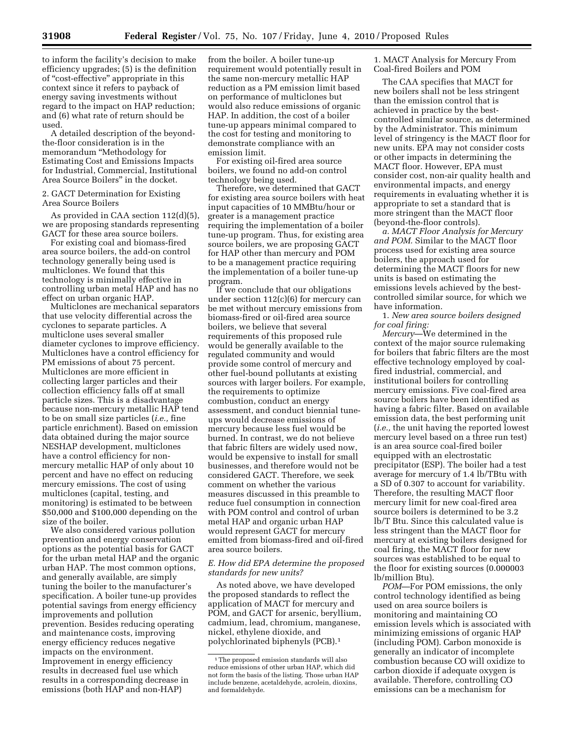to inform the facility's decision to make efficiency upgrades; (5) is the definition of "cost-effective" appropriate in this context since it refers to payback of energy saving investments without regard to the impact on HAP reduction; and (6) what rate of return should be used.

A detailed description of the beyond-the-floor consideration is in the memorandum "Methodology for Estimating Cost and Emissions Impacts for Industrial, Commercial, Institutional Area Source Boilers" in the docket.

2. GACT Determination for Existing Area Source Boilers

As provided in CAA section 112(d)(5), we are proposing standards representing GACT for these area source boilers.

For existing coal and biomass-fired area source boilers, the add-on control technology generally being used is multiclones. We found that this technology is minimally effective in controlling urban metal HAP and has no effect on urban organic HAP.

Multiclones are mechanical separators that use velocity differential across the cyclones to separate particles. A multiclone uses several smaller diameter cyclones to improve efficiency. Multiclones have a control efficiency for PM emissions of about 75 percent. Multiclones are more efficient in collecting larger particles and their collection efficiency falls off at small particle sizes. This is a disadvantage because non-mercury metallic HAP tend to be on small size particles (*i.e.,* fine particle enrichment). Based on emission data obtained during the major source NESHAP development, multiclones have a control efficiency for non-mercury metallic HAP of only about 10 percent and have no effect on reducing mercury emissions. The cost of using multiclones (capital, testing, and monitoring) is estimated to be between $50,000 and $100,000 depending on the size of the boiler.

We also considered various pollution prevention and energy conservation options as the potential basis for GACT for the urban metal HAP and the organic urban HAP. The most common options, and generally available, are simply tuning the boiler to the manufacturer's specification. A boiler tune-up provides potential savings from energy efficiency improvements and pollution prevention. Besides reducing operating and maintenance costs, improving energy efficiency reduces negative impacts on the environment. Improvement in energy efficiency results in decreased fuel use which results in a corresponding decrease in emissions (both HAP and non-HAP) from the boiler. A boiler tune-up requirement would potentially result in the same non-mercury metallic HAP reduction as a PM emission limit based on performance of multiclones but would also reduce emissions of organic HAP. In addition, the cost of a boiler tune-up appears minimal compared to the cost for testing and monitoring to demonstrate compliance with an emission limit.

For existing oil-fired area source boilers, we found no add-on control technology being used.

Therefore, we determined that GACT for existing area source boilers with heat input capacities of 10 MMBtu/hour or greater is a management practice requiring the implementation of a boiler tune-up program. Thus, for existing area source boilers, we are proposing GACT for HAP other than mercury and POM to be a management practice requiring the implementation of a boiler tune-up program.

If we conclude that our obligations under section 112(c)(6) for mercury can be met without mercury emissions from biomass-fired or oil-fired area source boilers, we believe that several requirements of this proposed rule would be generally available to the regulated community and would provide some control of mercury and other fuel-bound pollutants at existing sources with larger boilers. For example, the requirements to optimize combustion, conduct an energy assessment, and conduct biennial tune-ups would decrease emissions of mercury because less fuel would be burned. In contrast, we do not believe that fabric filters are widely used now, would be expensive to install for small businesses, and therefore would not be considered GACT. Therefore, we seek comment on whether the various measures discussed in this preamble to reduce fuel consumption in connection with POM control and control of urban metal HAP and organic urban HAP would represent GACT for mercury emitted from biomass-fired and oil-fired area source boilers.

### *E. How did EPA determine the proposed standards for new units?*

As noted above, we have developed the proposed standards to reflect the application of MACT for mercury and POM, and GACT for arsenic, beryllium, cadmium, lead, chromium, manganese, nickel, ethylene dioxide, and polychlorinated biphenyls (PCB).[1]

[1] The proposed emission standards will also reduce emissions of other urban HAP, which did not form the basis of the listing. Those urban HAP include benzene, acetaldehyde, acrolein, dioxins, and formaldehyde.

1. MACT Analysis for Mercury From Coal-fired Boilers and POM

The CAA specifies that MACT for new boilers shall not be less stringent than the emission control that is achieved in practice by the best-controlled similar source, as determined by the Administrator. This minimum level of stringency is the MACT floor for new units. EPA may not consider costs or other impacts in determining the MACT floor. However, EPA must consider cost, non-air quality health and environmental impacts, and energy requirements in evaluating whether it is appropriate to set a standard that is more stringent than the MACT floor (beyond-the-floor controls).

*a. MACT Floor Analysis for Mercury and POM.* Similar to the MACT floor process used for existing area source boilers, the approach used for determining the MACT floors for new units is based on estimating the emissions levels achieved by the best-controlled similar source, for which we have information.

1. *New area source boilers designed for coal firing:*

*Mercury*—We determined in the context of the major source rulemaking for boilers that fabric filters are the most effective technology employed by coal-fired industrial, commercial, and institutional boilers for controlling mercury emissions. Five coal-fired area source boilers have been identified as having a fabric filter. Based on available emission data, the best performing unit (*i.e.,* the unit having the reported lowest mercury level based on a three run test) is an area source coal-fired boiler equipped with an electrostatic precipitator (ESP). The boiler had a test average for mercury of 1.4 lb/TBtu with a SD of 0.307 to account for variability. Therefore, the resulting MACT floor mercury limit for new coal-fired area source boilers is determined to be 3.2 lb/T Btu. Since this calculated value is less stringent than the MACT floor for mercury at existing boilers designed for coal firing, the MACT floor for new sources was established to be equal to the floor for existing sources (0.000003 lb/million Btu).

*POM*—For POM emissions, the only control technology identified as being used on area source boilers is monitoring and maintaining CO emission levels which is associated with minimizing emissions of organic HAP (including POM). Carbon monoxide is generally an indicator of incomplete combustion because CO will oxidize to carbon dioxide if adequate oxygen is available. Therefore, controlling CO emissions can be a mechanism for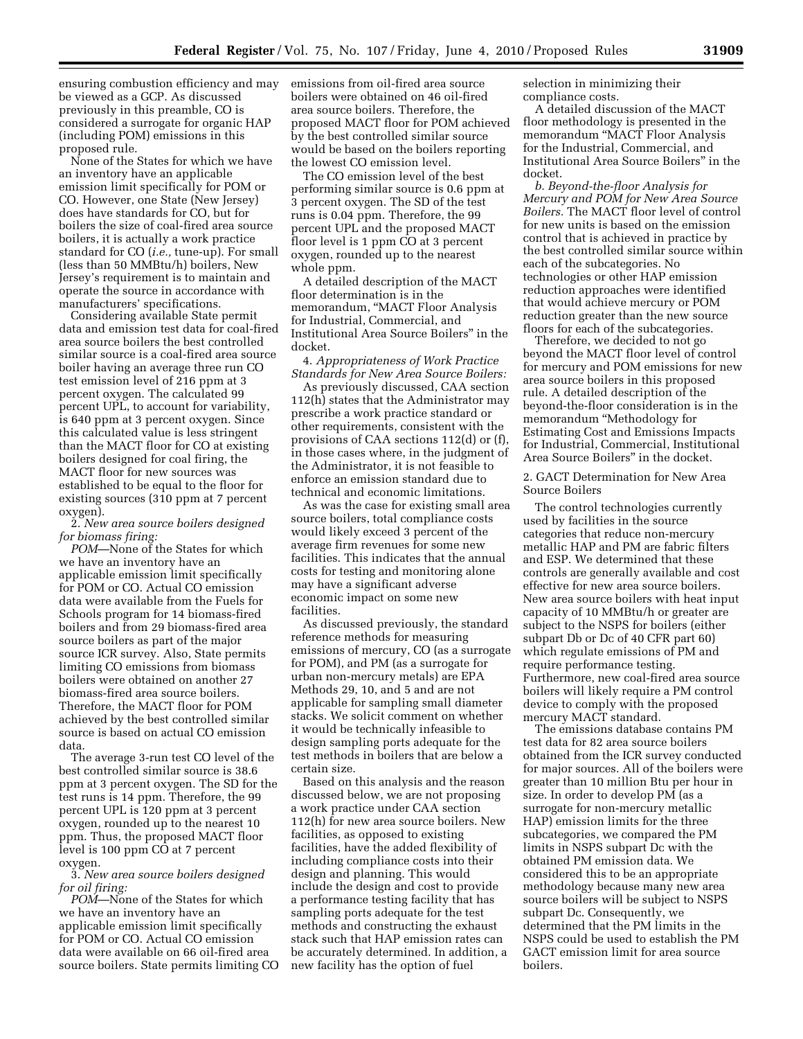ensuring combustion efficiency and may be viewed as a GCP. As discussed previously in this preamble, CO is considered a surrogate for organic HAP (including POM) emissions in this proposed rule.

None of the States for which we have an inventory have an applicable emission limit specifically for POM or CO. However, one State (New Jersey) does have standards for CO, but for boilers the size of coal-fired area source boilers, it is actually a work practice standard for CO (*i.e.,* tune-up). For small (less than 50 MMBtu/h) boilers, New Jersey's requirement is to maintain and operate the source in accordance with manufacturers' specifications.

Considering available State permit data and emission test data for coal-fired area source boilers the best controlled similar source is a coal-fired area source boiler having an average three run CO test emission level of 216 ppm at 3 percent oxygen. The calculated 99 percent UPL, to account for variability, is 640 ppm at 3 percent oxygen. Since this calculated value is less stringent than the MACT floor for CO at existing boilers designed for coal firing, the MACT floor for new sources was established to be equal to the floor for existing sources (310 ppm at 7 percent oxygen).

2. *New area source boilers designed for biomass firing:*

*POM*—None of the States for which we have an inventory have an applicable emission limit specifically for POM or CO. Actual CO emission data were available from the Fuels for Schools program for 14 biomass-fired boilers and from 29 biomass-fired area source boilers as part of the major source ICR survey. Also, State permits limiting CO emissions from biomass boilers were obtained on another 27 biomass-fired area source boilers. Therefore, the MACT floor for POM achieved by the best controlled similar source is based on actual CO emission data.

The average 3-run test CO level of the best controlled similar source is 38.6 ppm at 3 percent oxygen. The SD for the test runs is 14 ppm. Therefore, the 99 percent UPL is 120 ppm at 3 percent oxygen, rounded up to the nearest 10 ppm. Thus, the proposed MACT floor level is 100 ppm CO at 7 percent oxygen.

3. *New area source boilers designed for oil firing:*

*POM*—None of the States for which we have an inventory have an applicable emission limit specifically for POM or CO. Actual CO emission data were available on 66 oil-fired area source boilers. State permits limiting CO emissions from oil-fired area source boilers were obtained on 46 oil-fired area source boilers. Therefore, the proposed MACT floor for POM achieved by the best controlled similar source would be based on the boilers reporting the lowest CO emission level.

The CO emission level of the best performing similar source is 0.6 ppm at 3 percent oxygen. The SD of the test runs is 0.04 ppm. Therefore, the 99 percent UPL and the proposed MACT floor level is 1 ppm CO at 3 percent oxygen, rounded up to the nearest whole ppm.

A detailed description of the MACT floor determination is in the memorandum, "MACT Floor Analysis for Industrial, Commercial, and Institutional Area Source Boilers" in the docket.

4. *Appropriateness of Work Practice Standards for New Area Source Boilers:*

As previously discussed, CAA section 112(h) states that the Administrator may prescribe a work practice standard or other requirements, consistent with the provisions of CAA sections 112(d) or (f), in those cases where, in the judgment of the Administrator, it is not feasible to enforce an emission standard due to technical and economic limitations.

As was the case for existing small area source boilers, total compliance costs would likely exceed 3 percent of the average firm revenues for some new facilities. This indicates that the annual costs for testing and monitoring alone may have a significant adverse economic impact on some new facilities.

As discussed previously, the standard reference methods for measuring emissions of mercury, CO (as a surrogate for POM), and PM (as a surrogate for urban non-mercury metals) are EPA Methods 29, 10, and 5 and are not applicable for sampling small diameter stacks. We solicit comment on whether it would be technically infeasible to design sampling ports adequate for the test methods in boilers that are below a certain size.

Based on this analysis and the reason discussed below, we are not proposing a work practice under CAA section 112(h) for new area source boilers. New facilities, as opposed to existing facilities, have the added flexibility of including compliance costs into their design and planning. This would include the design and cost to provide a performance testing facility that has sampling ports adequate for the test methods and constructing the exhaust stack such that HAP emission rates can be accurately determined. In addition, a new facility has the option of fuel selection in minimizing their compliance costs.

A detailed discussion of the MACT floor methodology is presented in the memorandum "MACT Floor Analysis for the Industrial, Commercial, and Institutional Area Source Boilers" in the docket.

*b. Beyond-the-floor Analysis for Mercury and POM for New Area Source Boilers.* The MACT floor level of control for new units is based on the emission control that is achieved in practice by the best controlled similar source within each of the subcategories. No technologies or other HAP emission reduction approaches were identified that would achieve mercury or POM reduction greater than the new source floors for each of the subcategories.

Therefore, we decided to not go beyond the MACT floor level of control for mercury and POM emissions for new area source boilers in this proposed rule. A detailed description of the beyond-the-floor consideration is in the memorandum "Methodology for Estimating Cost and Emissions Impacts for Industrial, Commercial, Institutional Area Source Boilers" in the docket.

2. GACT Determination for New Area Source Boilers

The control technologies currently used by facilities in the source categories that reduce non-mercury metallic HAP and PM are fabric filters and ESP. We determined that these controls are generally available and cost effective for new area source boilers. New area source boilers with heat input capacity of 10 MMBtu/h or greater are subject to the NSPS for boilers (either subpart Db or Dc of 40 CFR part 60) which regulate emissions of PM and require performance testing. Furthermore, new coal-fired area source boilers will likely require a PM control device to comply with the proposed mercury MACT standard.

The emissions database contains PM test data for 82 area source boilers obtained from the ICR survey conducted for major sources. All of the boilers were greater than 10 million Btu per hour in size. In order to develop PM (as a surrogate for non-mercury metallic HAP) emission limits for the three subcategories, we compared the PM limits in NSPS subpart Dc with the obtained PM emission data. We considered this to be an appropriate methodology because many new area source boilers will be subject to NSPS subpart Dc. Consequently, we determined that the PM limits in the NSPS could be used to establish the PM GACT emission limit for area source boilers.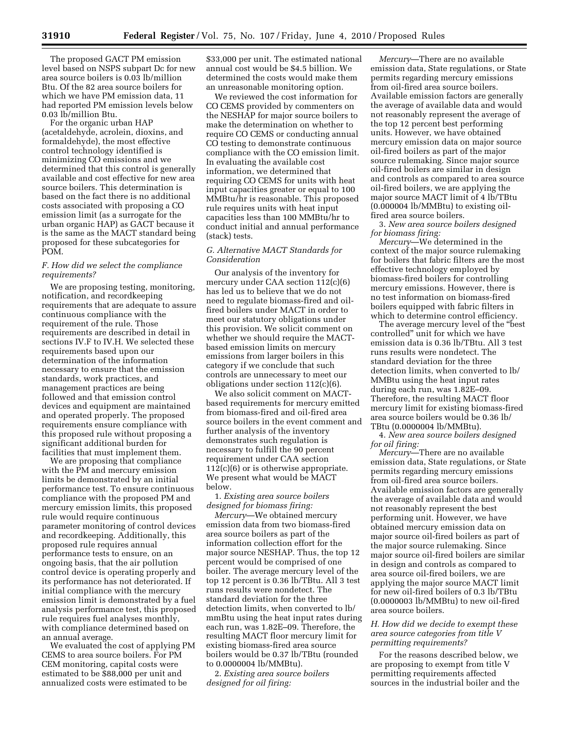The proposed GACT PM emission level based on NSPS subpart Dc for new area source boilers is 0.03 lb/million Btu. Of the 82 area source boilers for which we have PM emission data, 11 had reported PM emission levels below 0.03 lb/million Btu.

For the organic urban HAP (acetaldehyde, acrolein, dioxins, and formaldehyde), the most effective control technology identified is minimizing CO emissions and we determined that this control is generally available and cost effective for new area source boilers. This determination is based on the fact there is no additional costs associated with proposing a CO emission limit (as a surrogate for the urban organic HAP) as GACT because it is the same as the MACT standard being proposed for these subcategories for POM.

### *F. How did we select the compliance requirements?*

We are proposing testing, monitoring, notification, and recordkeeping requirements that are adequate to assure continuous compliance with the requirement of the rule. Those requirements are described in detail in sections IV.F to IV.H. We selected these requirements based upon our determination of the information necessary to ensure that the emission standards, work practices, and management practices are being followed and that emission control devices and equipment are maintained and operated properly. The proposed requirements ensure compliance with this proposed rule without proposing a significant additional burden for facilities that must implement them.

We are proposing that compliance with the PM and mercury emission limits be demonstrated by an initial performance test. To ensure continuous compliance with the proposed PM and mercury emission limits, this proposed rule would require continuous parameter monitoring of control devices and recordkeeping. Additionally, this proposed rule requires annual performance tests to ensure, on an ongoing basis, that the air pollution control device is operating properly and its performance has not deteriorated. If initial compliance with the mercury emission limit is demonstrated by a fuel analysis performance test, this proposed rule requires fuel analyses monthly, with compliance determined based on an annual average.

We evaluated the cost of applying PM CEMS to area source boilers. For PM CEM monitoring, capital costs were estimated to be $88,000 per unit and annualized costs were estimated to be $33,000 per unit. The estimated national annual cost would be $4.5 billion. We determined the costs would make them an unreasonable monitoring option.

We reviewed the cost information for CO CEMS provided by commenters on the NESHAP for major source boilers to make the determination on whether to require CO CEMS or conducting annual CO testing to demonstrate continuous compliance with the CO emission limit. In evaluating the available cost information, we determined that requiring CO CEMS for units with heat input capacities greater or equal to 100 MMBtu/hr is reasonable. This proposed rule requires units with heat input capacities less than 100 MMBtu/hr to conduct initial and annual performance (stack) tests.

### *G. Alternative MACT Standards for Consideration*

Our analysis of the inventory for mercury under CAA section 112(c)(6) has led us to believe that we do not need to regulate biomass-fired and oil-fired boilers under MACT in order to meet our statutory obligations under this provision. We solicit comment on whether we should require the MACT-based emission limits on mercury emissions from larger boilers in this category if we conclude that such controls are unnecessary to meet our obligations under section 112(c)(6).

We also solicit comment on MACT-based requirements for mercury emitted from biomass-fired and oil-fired area source boilers in the event comment and further analysis of the inventory demonstrates such regulation is necessary to fulfill the 90 percent requirement under CAA section 112(c)(6) or is otherwise appropriate. We present what would be MACT below.

1. *Existing area source boilers designed for biomass firing:*

*Mercury*—We obtained mercury emission data from two biomass-fired area source boilers as part of the information collection effort for the major source NESHAP. Thus, the top 12 percent would be comprised of one boiler. The average mercury level of the top 12 percent is 0.36 lb/TBtu. All 3 test runs results were nondetect. The standard deviation for the three detection limits, when converted to lb/mmBtu using the heat input rates during each run, was 1.82E–09. Therefore, the resulting MACT floor mercury limit for existing biomass-fired area source boilers would be 0.37 lb/TBtu (rounded to 0.0000004 lb/MMBtu).

2. *Existing area source boilers designed for oil firing:*

*Mercury*—There are no available emission data, State regulations, or State permits regarding mercury emissions from oil-fired area source boilers. Available emission factors are generally the average of available data and would not reasonably represent the average of the top 12 percent best performing units. However, we have obtained mercury emission data on major source oil-fired boilers as part of the major source rulemaking. Since major source oil-fired boilers are similar in design and controls as compared to area source oil-fired boilers, we are applying the major source MACT limit of 4 lb/TBtu (0.000004 lb/MMBtu) to existing oil-fired area source boilers.

3. *New area source boilers designed for biomass firing:*

*Mercury*—We determined in the context of the major source rulemaking for boilers that fabric filters are the most effective technology employed by biomass-fired boilers for controlling mercury emissions. However, there is no test information on biomass-fired boilers equipped with fabric filters in which to determine control efficiency.

The average mercury level of the "best controlled" unit for which we have emission data is 0.36 lb/TBtu. All 3 test runs results were nondetect. The standard deviation for the three detection limits, when converted to lb/MMBtu using the heat input rates during each run, was 1.82E–09. Therefore, the resulting MACT floor mercury limit for existing biomass-fired area source boilers would be 0.36 lb/TBtu (0.0000004 lb/MMBtu).

4. *New area source boilers designed for oil firing:*

*Mercury*—There are no available emission data, State regulations, or State permits regarding mercury emissions from oil-fired area source boilers. Available emission factors are generally the average of available data and would not reasonably represent the best performing unit. However, we have obtained mercury emission data on major source oil-fired boilers as part of the major source rulemaking. Since major source oil-fired boilers are similar in design and controls as compared to area source oil-fired boilers, we are applying the major source MACT limit for new oil-fired boilers of 0.3 lb/TBtu (0.0000003 lb/MMBtu) to new oil-fired area source boilers.

### *H. How did we decide to exempt these area source categories from title V permitting requirements?*

For the reasons described below, we are proposing to exempt from title V permitting requirements affected sources in the industrial boiler and the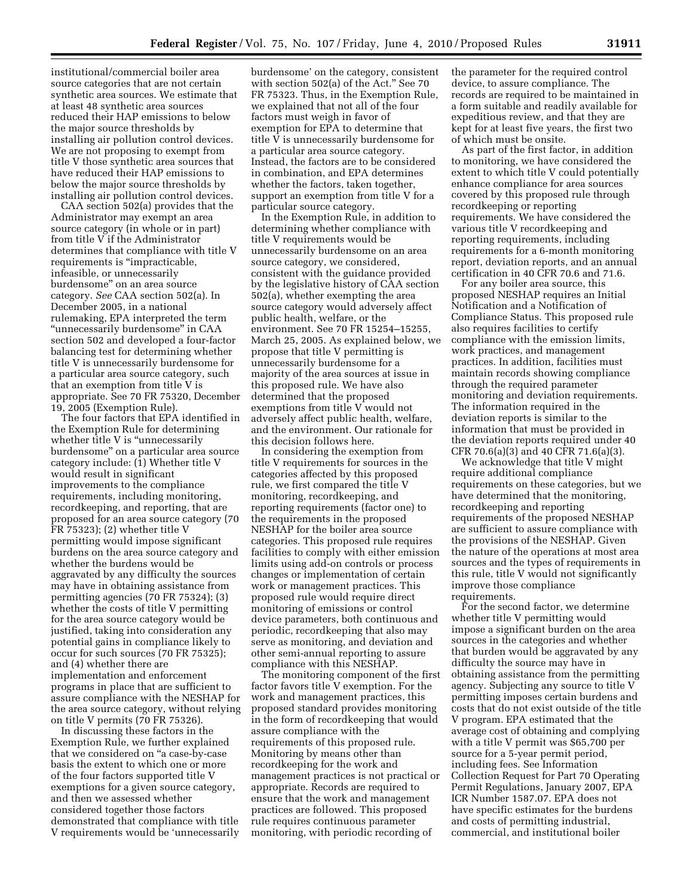institutional/commercial boiler area source categories that are not certain synthetic area sources. We estimate that at least 48 synthetic area sources reduced their HAP emissions to below the major source thresholds by installing air pollution control devices. We are not proposing to exempt from title V those synthetic area sources that have reduced their HAP emissions to below the major source thresholds by installing air pollution control devices.

CAA section 502(a) provides that the Administrator may exempt an area source category (in whole or in part) from title V if the Administrator determines that compliance with title V requirements is "impracticable, infeasible, or unnecessarily burdensome" on an area source category. *See* CAA section 502(a). In December 2005, in a national rulemaking, EPA interpreted the term "unnecessarily burdensome" in CAA section 502 and developed a four-factor balancing test for determining whether title V is unnecessarily burdensome for a particular area source category, such that an exemption from title V is appropriate. See 70 FR 75320, December 19, 2005 (Exemption Rule).

The four factors that EPA identified in the Exemption Rule for determining whether title V is "unnecessarily burdensome" on a particular area source category include: (1) Whether title V would result in significant improvements to the compliance requirements, including monitoring, recordkeeping, and reporting, that are proposed for an area source category (70 FR 75323); (2) whether title V permitting would impose significant burdens on the area source category and whether the burdens would be aggravated by any difficulty the sources may have in obtaining assistance from permitting agencies (70 FR 75324); (3) whether the costs of title V permitting for the area source category would be justified, taking into consideration any potential gains in compliance likely to occur for such sources (70 FR 75325); and (4) whether there are implementation and enforcement programs in place that are sufficient to assure compliance with the NESHAP for the area source category, without relying on title V permits (70 FR 75326).

In discussing these factors in the Exemption Rule, we further explained that we considered on "a case-by-case basis the extent to which one or more of the four factors supported title V exemptions for a given source category, and then we assessed whether considered together those factors demonstrated that compliance with title V requirements would be 'unnecessarily burdensome' on the category, consistent with section 502(a) of the Act." See 70 FR 75323. Thus, in the Exemption Rule, we explained that not all of the four factors must weigh in favor of exemption for EPA to determine that title V is unnecessarily burdensome for a particular area source category. Instead, the factors are to be considered in combination, and EPA determines whether the factors, taken together, support an exemption from title V for a particular source category.

In the Exemption Rule, in addition to determining whether compliance with title V requirements would be unnecessarily burdensome on an area source category, we considered, consistent with the guidance provided by the legislative history of CAA section 502(a), whether exempting the area source category would adversely affect public health, welfare, or the environment. See 70 FR 15254–15255, March 25, 2005. As explained below, we propose that title V permitting is unnecessarily burdensome for a majority of the area sources at issue in this proposed rule. We have also determined that the proposed exemptions from title V would not adversely affect public health, welfare, and the environment. Our rationale for this decision follows here.

In considering the exemption from title V requirements for sources in the categories affected by this proposed rule, we first compared the title V monitoring, recordkeeping, and reporting requirements (factor one) to the requirements in the proposed NESHAP for the boiler area source categories. This proposed rule requires facilities to comply with either emission limits using add-on controls or process changes or implementation of certain work or management practices. This proposed rule would require direct monitoring of emissions or control device parameters, both continuous and periodic, recordkeeping that also may serve as monitoring, and deviation and other semi-annual reporting to assure compliance with this NESHAP.

The monitoring component of the first factor favors title V exemption. For the work and management practices, this proposed standard provides monitoring in the form of recordkeeping that would assure compliance with the requirements of this proposed rule. Monitoring by means other than recordkeeping for the work and management practices is not practical or appropriate. Records are required to ensure that the work and management practices are followed. This proposed rule requires continuous parameter monitoring, with periodic recording of the parameter for the required control device, to assure compliance. The records are required to be maintained in a form suitable and readily available for expeditious review, and that they are kept for at least five years, the first two of which must be onsite.

As part of the first factor, in addition to monitoring, we have considered the extent to which title V could potentially enhance compliance for area sources covered by this proposed rule through recordkeeping or reporting requirements. We have considered the various title V recordkeeping and reporting requirements, including requirements for a 6-month monitoring report, deviation reports, and an annual certification in 40 CFR 70.6 and 71.6.

For any boiler area source, this proposed NESHAP requires an Initial Notification and a Notification of Compliance Status. This proposed rule also requires facilities to certify compliance with the emission limits, work practices, and management practices. In addition, facilities must maintain records showing compliance through the required parameter monitoring and deviation requirements. The information required in the deviation reports is similar to the information that must be provided in the deviation reports required under 40 CFR 70.6(a)(3) and 40 CFR 71.6(a)(3).

We acknowledge that title V might require additional compliance requirements on these categories, but we have determined that the monitoring, recordkeeping and reporting requirements of the proposed NESHAP are sufficient to assure compliance with the provisions of the NESHAP. Given the nature of the operations at most area sources and the types of requirements in this rule, title V would not significantly improve those compliance requirements.

For the second factor, we determine whether title V permitting would impose a significant burden on the area sources in the categories and whether that burden would be aggravated by any difficulty the source may have in obtaining assistance from the permitting agency. Subjecting any source to title V permitting imposes certain burdens and costs that do not exist outside of the title V program. EPA estimated that the average cost of obtaining and complying with a title V permit was $65,700 per source for a 5-year permit period, including fees. See Information Collection Request for Part 70 Operating Permit Regulations, January 2007, EPA ICR Number 1587.07. EPA does not have specific estimates for the burdens and costs of permitting industrial, commercial, and institutional boiler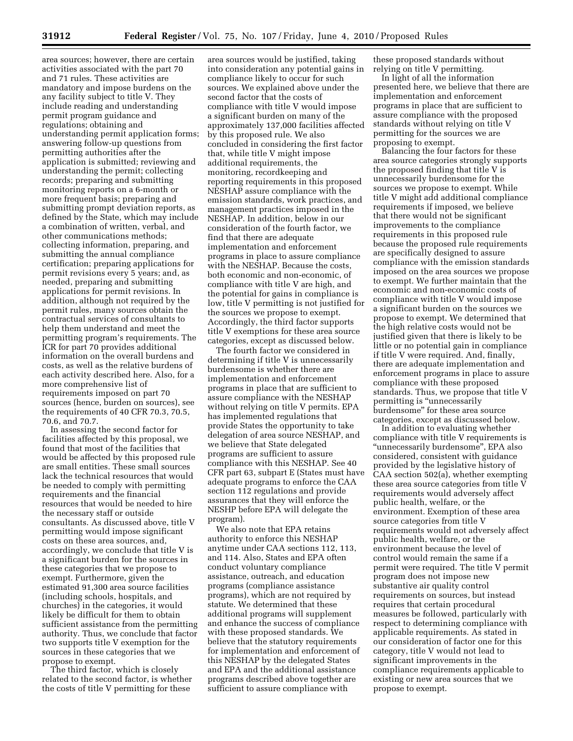area sources; however, there are certain activities associated with the part 70 and 71 rules. These activities are mandatory and impose burdens on the any facility subject to title V. They include reading and understanding permit program guidance and regulations; obtaining and understanding permit application forms; answering follow-up questions from permitting authorities after the application is submitted; reviewing and understanding the permit; collecting records; preparing and submitting monitoring reports on a 6-month or more frequent basis; preparing and submitting prompt deviation reports, as defined by the State, which may include a combination of written, verbal, and other communications methods; collecting information, preparing, and submitting the annual compliance certification; preparing applications for permit revisions every 5 years; and, as needed, preparing and submitting applications for permit revisions. In addition, although not required by the permit rules, many sources obtain the contractual services of consultants to help them understand and meet the permitting program's requirements. The ICR for part 70 provides additional information on the overall burdens and costs, as well as the relative burdens of each activity described here. Also, for a more comprehensive list of requirements imposed on part 70 sources (hence, burden on sources), see the requirements of 40 CFR 70.3, 70.5, 70.6, and 70.7.

In assessing the second factor for facilities affected by this proposal, we found that most of the facilities that would be affected by this proposed rule are small entities. These small sources lack the technical resources that would be needed to comply with permitting requirements and the financial resources that would be needed to hire the necessary staff or outside consultants. As discussed above, title V permitting would impose significant costs on these area sources, and, accordingly, we conclude that title V is a significant burden for the sources in these categories that we propose to exempt. Furthermore, given the estimated 91,300 area source facilities (including schools, hospitals, and churches) in the categories, it would likely be difficult for them to obtain sufficient assistance from the permitting authority. Thus, we conclude that factor two supports title V exemption for the sources in these categories that we propose to exempt.

The third factor, which is closely related to the second factor, is whether the costs of title V permitting for these area sources would be justified, taking into consideration any potential gains in compliance likely to occur for such sources. We explained above under the second factor that the costs of compliance with title V would impose a significant burden on many of the approximately 137,000 facilities affected by this proposed rule. We also concluded in considering the first factor that, while title V might impose additional requirements, the monitoring, recordkeeping and reporting requirements in this proposed NESHAP assure compliance with the emission standards, work practices, and management practices imposed in the NESHAP. In addition, below in our consideration of the fourth factor, we find that there are adequate implementation and enforcement programs in place to assure compliance with the NESHAP. Because the costs, both economic and non-economic, of compliance with title V are high, and the potential for gains in compliance is low, title V permitting is not justified for the sources we propose to exempt. Accordingly, the third factor supports title V exemptions for these area source categories, except as discussed below.

The fourth factor we considered in determining if title V is unnecessarily burdensome is whether there are implementation and enforcement programs in place that are sufficient to assure compliance with the NESHAP without relying on title V permits. EPA has implemented regulations that provide States the opportunity to take delegation of area source NESHAP, and we believe that State delegated programs are sufficient to assure compliance with this NESHAP. See 40 CFR part 63, subpart E (States must have adequate programs to enforce the CAA section 112 regulations and provide assurances that they will enforce the NESHP before EPA will delegate the program).

We also note that EPA retains authority to enforce this NESHAP anytime under CAA sections 112, 113, and 114. Also, States and EPA often conduct voluntary compliance assistance, outreach, and education programs (compliance assistance programs), which are not required by statute. We determined that these additional programs will supplement and enhance the success of compliance with these proposed standards. We believe that the statutory requirements for implementation and enforcement of this NESHAP by the delegated States and EPA and the additional assistance programs described above together are sufficient to assure compliance with these proposed standards without relying on title V permitting.

In light of all the information presented here, we believe that there are implementation and enforcement programs in place that are sufficient to assure compliance with the proposed standards without relying on title V permitting for the sources we are proposing to exempt.

Balancing the four factors for these area source categories strongly supports the proposed finding that title V is unnecessarily burdensome for the sources we propose to exempt. While title V might add additional compliance requirements if imposed, we believe that there would not be significant improvements to the compliance requirements in this proposed rule because the proposed rule requirements are specifically designed to assure compliance with the emission standards imposed on the area sources we propose to exempt. We further maintain that the economic and non-economic costs of compliance with title V would impose a significant burden on the sources we propose to exempt. We determined that the high relative costs would not be justified given that there is likely to be little or no potential gain in compliance if title V were required. And, finally, there are adequate implementation and enforcement programs in place to assure compliance with these proposed standards. Thus, we propose that title V permitting is "unnecessarily burdensome" for these area source categories, except as discussed below.

In addition to evaluating whether compliance with title V requirements is "unnecessarily burdensome", EPA also considered, consistent with guidance provided by the legislative history of CAA section 502(a), whether exempting these area source categories from title V requirements would adversely affect public health, welfare, or the environment. Exemption of these area source categories from title V requirements would not adversely affect public health, welfare, or the environment because the level of control would remain the same if a permit were required. The title V permit program does not impose new substantive air quality control requirements on sources, but instead requires that certain procedural measures be followed, particularly with respect to determining compliance with applicable requirements. As stated in our consideration of factor one for this category, title V would not lead to significant improvements in the compliance requirements applicable to existing or new area sources that we propose to exempt.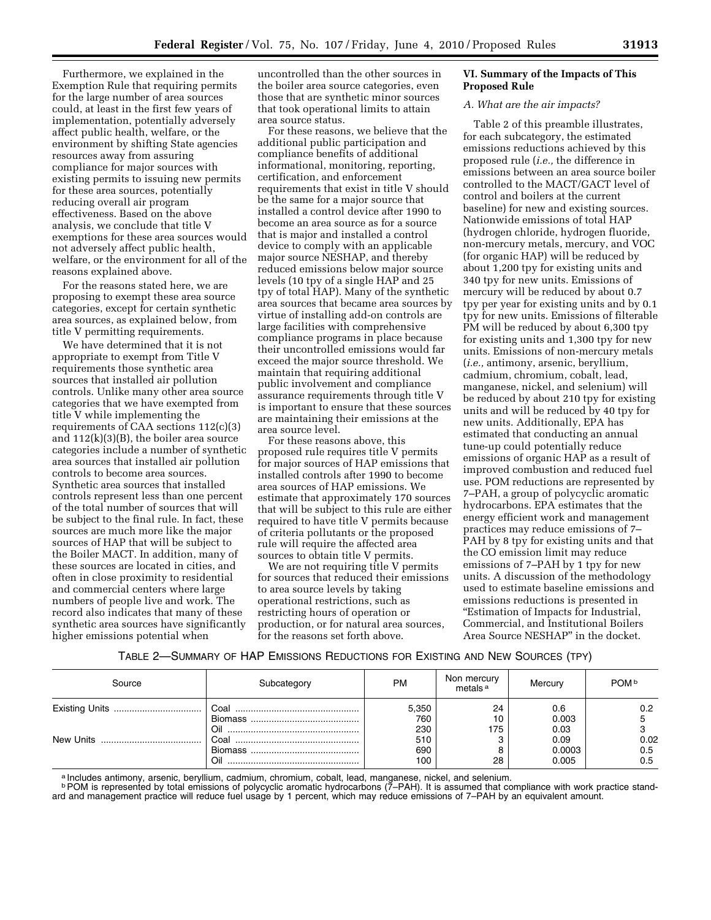Furthermore, we explained in the Exemption Rule that requiring permits for the large number of area sources could, at least in the first few years of implementation, potentially adversely affect public health, welfare, or the environment by shifting State agencies resources away from assuring compliance for major sources with existing permits to issuing new permits for these area sources, potentially reducing overall air program effectiveness. Based on the above analysis, we conclude that title V exemptions for these area sources would not adversely affect public health, welfare, or the environment for all of the reasons explained above.

For the reasons stated here, we are proposing to exempt these area source categories, except for certain synthetic area sources, as explained below, from title V permitting requirements.

We have determined that it is not appropriate to exempt from Title V requirements those synthetic area sources that installed air pollution controls. Unlike many other area source categories that we have exempted from title V while implementing the requirements of CAA sections 112(c)(3) and 112(k)(3)(B), the boiler area source categories include a number of synthetic area sources that installed air pollution controls to become area sources. Synthetic area sources that installed controls represent less than one percent of the total number of sources that will be subject to the final rule. In fact, these sources are much more like the major sources of HAP that will be subject to the Boiler MACT. In addition, many of these sources are located in cities, and often in close proximity to residential and commercial centers where large numbers of people live and work. The record also indicates that many of these synthetic area sources have significantly higher emissions potential when uncontrolled than the other sources in the boiler area source categories, even those that are synthetic minor sources that took operational limits to attain area source status.

For these reasons, we believe that the additional public participation and compliance benefits of additional informational, monitoring, reporting, certification, and enforcement requirements that exist in title V should be the same for a major source that installed a control device after 1990 to become an area source as for a source that is major and installed a control device to comply with an applicable major source NESHAP, and thereby reduced emissions below major source levels (10 tpy of a single HAP and 25 tpy of total HAP). Many of the synthetic area sources that became area sources by virtue of installing add-on controls are large facilities with comprehensive compliance programs in place because their uncontrolled emissions would far exceed the major source threshold. We maintain that requiring additional public involvement and compliance assurance requirements through title V is important to ensure that these sources are maintaining their emissions at the area source level.

For these reasons above, this proposed rule requires title V permits for major sources of HAP emissions that installed controls after 1990 to become area sources of HAP emissions. We estimate that approximately 170 sources that will be subject to this rule are either required to have title V permits because of criteria pollutants or the proposed rule will require the affected area sources to obtain title V permits.

We are not requiring title V permits for sources that reduced their emissions to area source levels by taking operational restrictions, such as restricting hours of operation or production, or for natural area sources, for the reasons set forth above.

## VI. Summary of the Impacts of This Proposed Rule

### A. What are the air impacts?

Table 2 of this preamble illustrates, for each subcategory, the estimated emissions reductions achieved by this proposed rule (*i.e.,* the difference in emissions between an area source boiler controlled to the MACT/GACT level of control and boilers at the current baseline) for new and existing sources. Nationwide emissions of total HAP (hydrogen chloride, hydrogen fluoride, non-mercury metals, mercury, and VOC (for organic HAP) will be reduced by about 1,200 tpy for existing units and 340 tpy for new units. Emissions of mercury will be reduced by about 0.7 tpy per year for existing units and by 0.1 tpy for new units. Emissions of filterable PM will be reduced by about 6,300 tpy for existing units and 1,300 tpy for new units. Emissions of non-mercury metals (*i.e.,* antimony, arsenic, beryllium, cadmium, chromium, cobalt, lead, manganese, nickel, and selenium) will be reduced by about 210 tpy for existing units and will be reduced by 40 tpy for new units. Additionally, EPA has estimated that conducting an annual tune-up could potentially reduce emissions of organic HAP as a result of improved combustion and reduced fuel use. POM reductions are represented by 7–PAH, a group of polycyclic aromatic hydrocarbons. EPA estimates that the energy efficient work and management practices may reduce emissions of 7–PAH by 8 tpy for existing units and that the CO emission limit may reduce emissions of 7–PAH by 1 tpy for new units. A discussion of the methodology used to estimate baseline emissions and emissions reductions is presented in "Estimation of Impacts for Industrial, Commercial, and Institutional Boilers Area Source NESHAP" in the docket.

TABLE 2—SUMMARY OF HAP EMISSIONS REDUCTIONS FOR EXISTING AND NEW SOURCES (TPY)

| Source | Subcategory | PM | Non mercury metals [a] | Mercury | POM [b] |
|---|---|---|---|---|---|
| Existing Units | Coal | 5,350 | 24 | 0.6 | 0.2 |
| | Biomass | 760 | 10 | 0.003 | 5 |
| | Oil | 230 | 175 | 0.03 | 3 |
| New Units | Coal | 510 | 3 | 0.09 | 0.02 |
| | Biomass | 690 | 8 | 0.0003 | 0.5 |
| | Oil | 100 | 28 | 0.005 | 0.5 |

[a] Includes antimony, arsenic, beryllium, cadmium, chromium, cobalt, lead, manganese, nickel, and selenium.

[b] POM is represented by total emissions of polycyclic aromatic hydrocarbons (7–PAH). It is assumed that compliance with work practice standard and management practice will reduce fuel usage by 1 percent, which may reduce emissions of 7–PAH by an equivalent amount.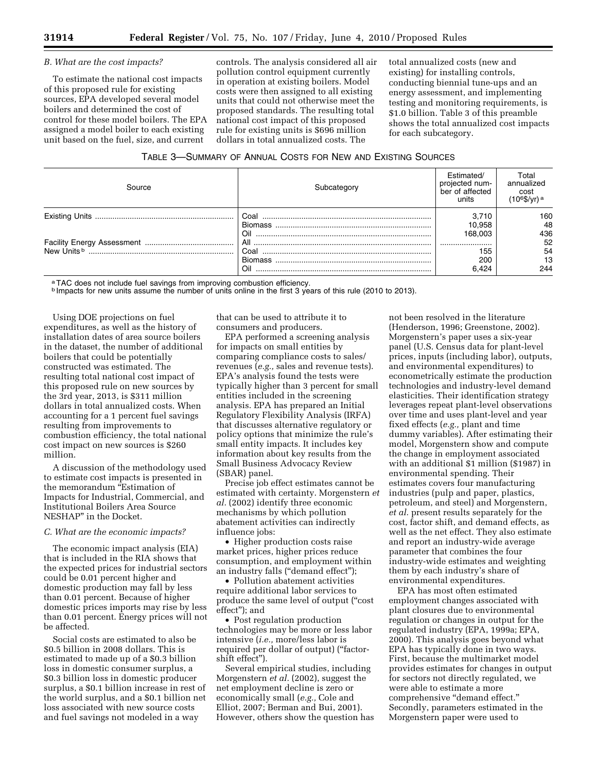### B. What are the cost impacts?

To estimate the national cost impacts of this proposed rule for existing sources, EPA developed several model boilers and determined the cost of control for these model boilers. The EPA assigned a model boiler to each existing unit based on the fuel, size, and current controls. The analysis considered all air pollution control equipment currently in operation at existing boilers. Model costs were then assigned to all existing units that could not otherwise meet the proposed standards. The resulting total national cost impact of this proposed rule for existing units is $696 million dollars in total annualized costs. The total annualized costs (new and existing) for installing controls, conducting biennial tune-ups and an energy assessment, and implementing testing and monitoring requirements, is $1.0 billion. Table 3 of this preamble shows the total annualized cost impacts for each subcategory.

TABLE 3—SUMMARY OF ANNUAL COSTS FOR NEW AND EXISTING SOURCES

| Source | Subcategory | Estimated/projected number of affected units | Total annualized cost ($10^6$\$/yr) [a] |
|---|---|---|---|
| Existing Units | Coal | 3,710 | 160 |
| | Biomass | 10,958 | 48 |
| | Oil | 168,003 | 436 |
| Facility Energy Assessment | All | | 52 |
| New Units [b] | Coal | 155 | 54 |
| | Biomass | 200 | 13 |
| | Oil | 6,424 | 244 |

[a] TAC does not include fuel savings from improving combustion efficiency.
[b] Impacts for new units assume the number of units online in the first 3 years of this rule (2010 to 2013).

Using DOE projections on fuel expenditures, as well as the history of installation dates of area source boilers in the dataset, the number of additional boilers that could be potentially constructed was estimated. The resulting total national cost impact of this proposed rule on new sources by the 3rd year, 2013, is $311 million dollars in total annualized costs. When accounting for a 1 percent fuel savings resulting from improvements to combustion efficiency, the total national cost impact on new sources is $260 million.

A discussion of the methodology used to estimate cost impacts is presented in the memorandum "Estimation of Impacts for Industrial, Commercial, and Institutional Boilers Area Source NESHAP" in the Docket.

### C. What are the economic impacts?

The economic impact analysis (EIA) that is included in the RIA shows that the expected prices for industrial sectors could be 0.01 percent higher and domestic production may fall by less than 0.01 percent. Because of higher domestic prices imports may rise by less than 0.01 percent. Energy prices will not be affected.

Social costs are estimated to also be $0.5 billion in 2008 dollars. This is estimated to made up of a $0.3 billion loss in domestic consumer surplus, a $0.3 billion loss in domestic producer surplus, a $0.1 billion increase in rest of the world surplus, and a $0.1 billion net loss associated with new source costs and fuel savings not modeled in a way that can be used to attribute it to consumers and producers.

EPA performed a screening analysis for impacts on small entities by comparing compliance costs to sales/revenues (*e.g.,* sales and revenue tests). EPA's analysis found the tests were typically higher than 3 percent for small entities included in the screening analysis. EPA has prepared an Initial Regulatory Flexibility Analysis (IRFA) that discusses alternative regulatory or policy options that minimize the rule's small entity impacts. It includes key information about key results from the Small Business Advocacy Review (SBAR) panel.

Precise job effect estimates cannot be estimated with certainty. Morgenstern *et al.* (2002) identify three economic mechanisms by which pollution abatement activities can indirectly influence jobs:

- Higher production costs raise market prices, higher prices reduce consumption, and employment within an industry falls ("demand effect");
- Pollution abatement activities require additional labor services to produce the same level of output ("cost effect"); and
- Post regulation production technologies may be more or less labor intensive (*i.e.,* more/less labor is required per dollar of output) ("factor-shift effect").

Several empirical studies, including Morgenstern *et al.* (2002), suggest the net employment decline is zero or economically small (*e.g.,* Cole and Elliot, 2007; Berman and Bui, 2001). However, others show the question has not been resolved in the literature (Henderson, 1996; Greenstone, 2002). Morgenstern's paper uses a six-year panel (U.S. Census data for plant-level prices, inputs (including labor), outputs, and environmental expenditures) to econometrically estimate the production technologies and industry-level demand elasticities. Their identification strategy leverages repeat plant-level observations over time and uses plant-level and year fixed effects (*e.g.,* plant and time dummy variables). After estimating their model, Morgenstern show and compute the change in employment associated with an additional $1 million ($1987) in environmental spending. Their estimates covers four manufacturing industries (pulp and paper, plastics, petroleum, and steel) and Morgenstern, *et al.* present results separately for the cost, factor shift, and demand effects, as well as the net effect. They also estimate and report an industry-wide average parameter that combines the four industry-wide estimates and weighting them by each industry's share of environmental expenditures.

EPA has most often estimated employment changes associated with plant closures due to environmental regulation or changes in output for the regulated industry (EPA, 1999a; EPA, 2000). This analysis goes beyond what EPA has typically done in two ways. First, because the multimarket model provides estimates for changes in output for sectors not directly regulated, we were able to estimate a more comprehensive "demand effect." Secondly, parameters estimated in the Morgenstern paper were used to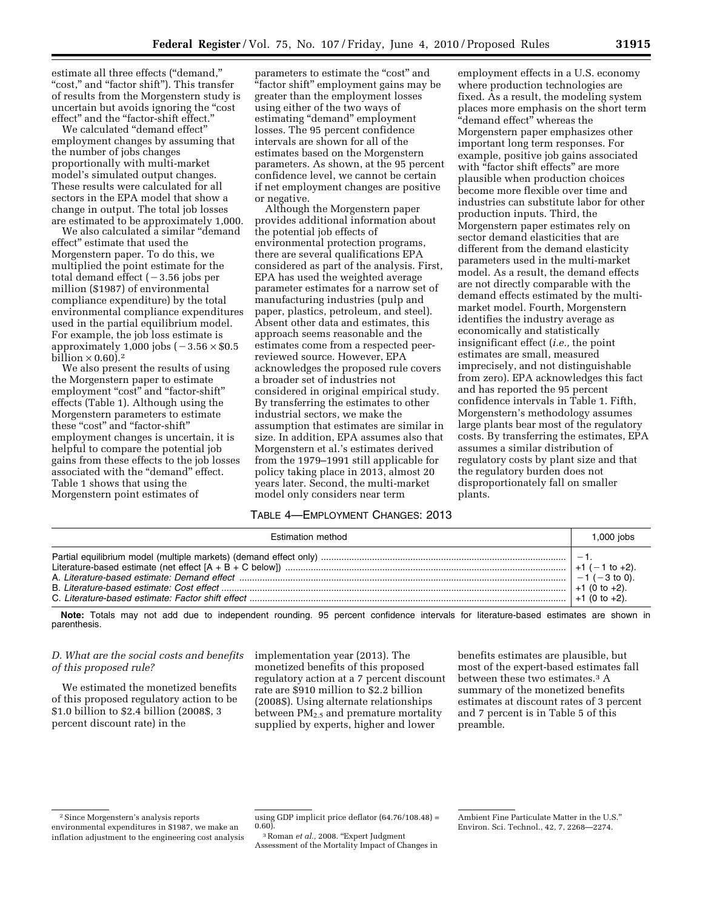estimate all three effects ("demand," "cost," and "factor shift"). This transfer of results from the Morgenstern study is uncertain but avoids ignoring the "cost effect" and the "factor-shift effect."

We calculated "demand effect" employment changes by assuming that the number of jobs changes proportionally with multi-market model's simulated output changes. These results were calculated for all sectors in the EPA model that show a change in output. The total job losses are estimated to be approximately 1,000.

We also calculated a similar "demand effect" estimate that used the Morgenstern paper. To do this, we multiplied the point estimate for the total demand effect (−3.56 jobs per million ($1987) of environmental compliance expenditure) by the total environmental compliance expenditures used in the partial equilibrium model. For example, the job loss estimate is approximately 1,000 jobs (−3.56 × $0.5 billion × 0.60).[2]

We also present the results of using the Morgenstern paper to estimate employment "cost" and "factor-shift" effects (Table 1). Although using the Morgenstern parameters to estimate these "cost" and "factor-shift" employment changes is uncertain, it is helpful to compare the potential job gains from these effects to the job losses associated with the "demand" effect. Table 1 shows that using the Morgenstern point estimates of parameters to estimate the "cost" and "factor shift" employment gains may be greater than the employment losses using either of the two ways of estimating "demand" employment losses. The 95 percent confidence intervals are shown for all of the estimates based on the Morgenstern parameters. As shown, at the 95 percent confidence level, we cannot be certain if net employment changes are positive or negative.

Although the Morgenstern paper provides additional information about the potential job effects of environmental protection programs, there are several qualifications EPA considered as part of the analysis. First, EPA has used the weighted average parameter estimates for a narrow set of manufacturing industries (pulp and paper, plastics, petroleum, and steel). Absent other data and estimates, this approach seems reasonable and the estimates come from a respected peer-reviewed source. However, EPA acknowledges the proposed rule covers a broader set of industries not considered in original empirical study. By transferring the estimates to other industrial sectors, we make the assumption that estimates are similar in size. In addition, EPA assumes also that Morgenstern et al.'s estimates derived from the 1979–1991 still applicable for policy taking place in 2013, almost 20 years later. Second, the multi-market model only considers near term employment effects in a U.S. economy where production technologies are fixed. As a result, the modeling system places more emphasis on the short term "demand effect" whereas the Morgenstern paper emphasizes other important long term responses. For example, positive job gains associated with "factor shift effects" are more plausible when production choices become more flexible over time and industries can substitute labor for other production inputs. Third, the Morgenstern paper estimates rely on sector demand elasticities that are different from the demand elasticity parameters used in the multi-market model. As a result, the demand effects are not directly comparable with the demand effects estimated by the multi-market model. Fourth, Morgenstern identifies the industry average as economically and statistically insignificant effect (*i.e.,* the point estimates are small, measured imprecisely, and not distinguishable from zero). EPA acknowledges this fact and has reported the 95 percent confidence intervals in Table 1. Fifth, Morgenstern's methodology assumes large plants bear most of the regulatory costs. By transferring the estimates, EPA assumes a similar distribution of regulatory costs by plant size and that the regulatory burden does not disproportionately fall on smaller plants.

TABLE 4—EMPLOYMENT CHANGES: 2013

| Estimation method | 1,000 jobs |
|---|---|
| Partial equilibrium model (multiple markets) (demand effect only) | −1. |
| Literature-based estimate (net effect [A + B + C below]) | +1 (−1 to +2). |
| A. *Literature-based estimate: Demand effect* | −1 (−3 to 0). |
| B. *Literature-based estimate: Cost effect* | +1 (0 to +2). |
| C. *Literature-based estimate: Factor shift effect* | +1 (0 to +2). |

**Note:** Totals may not add due to independent rounding. 95 percent confidence intervals for literature-based estimates are shown in parenthesis.

### *D. What are the social costs and benefits of this proposed rule?*

We estimated the monetized benefits of this proposed regulatory action to be $1.0 billion to $2.4 billion (2008$, 3 percent discount rate) in the implementation year (2013). The monetized benefits of this proposed regulatory action at a 7 percent discount rate are $910 million to $2.2 billion (2008$). Using alternate relationships between $PM_{2.5}$ and premature mortality supplied by experts, higher and lower benefits estimates are plausible, but most of the expert-based estimates fall between these two estimates.[3] A summary of the monetized benefits estimates at discount rates of 3 percent and 7 percent is in Table 5 of this preamble.

[2] Since Morgenstern's analysis reports environmental expenditures in $1987, we make an inflation adjustment to the engineering cost analysis using GDP implicit price deflator (64.76/108.48) = 0.60).

[3] Roman *et al.,* 2008. "Expert Judgment Assessment of the Mortality Impact of Changes in Ambient Fine Particulate Matter in the U.S." Environ. Sci. Technol., 42, 7, 2268—2274.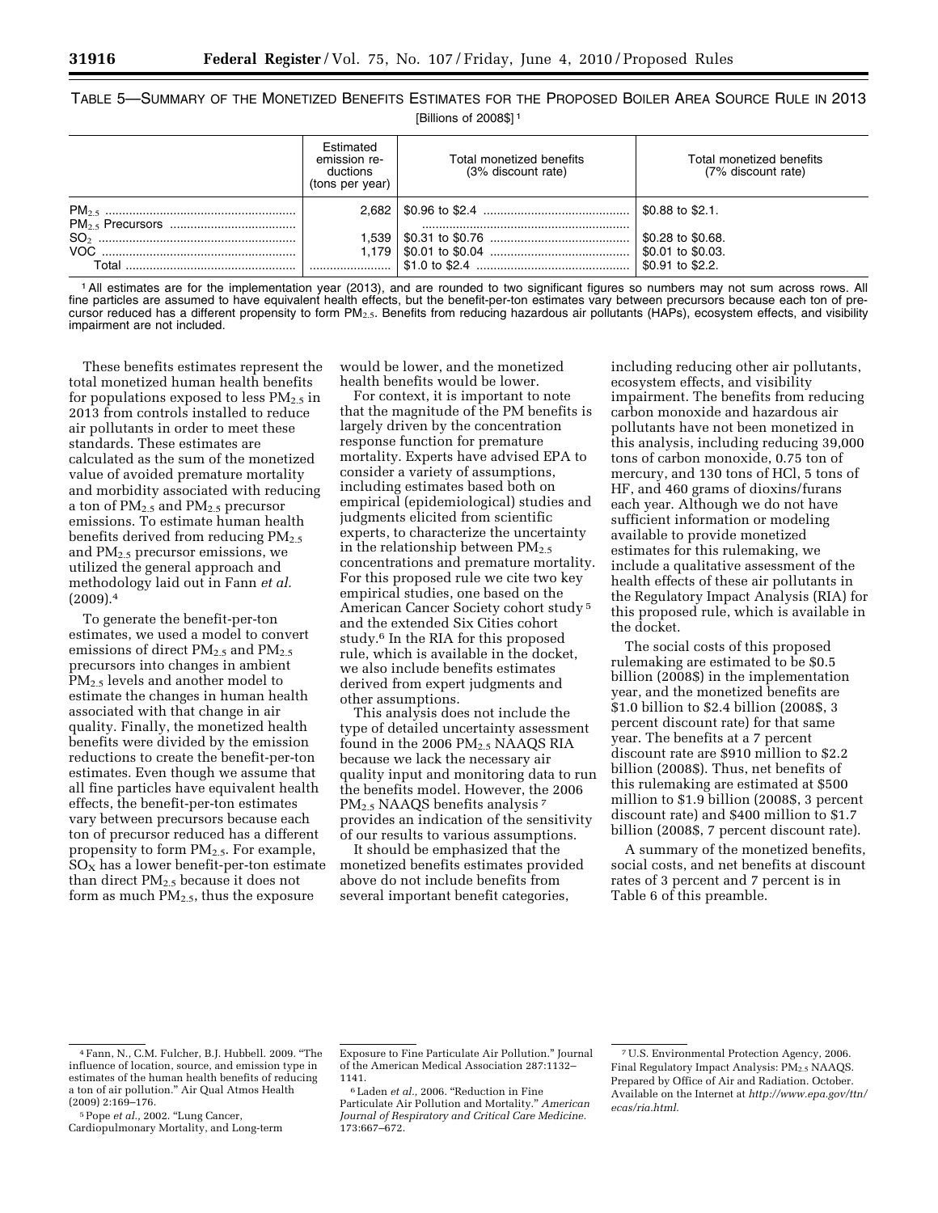TABLE 5—SUMMARY OF THE MONETIZED BENEFITS ESTIMATES FOR THE PROPOSED BOILER AREA SOURCE RULE IN 2013

[Billions of 2008$] [1]

| | Estimated emission reductions (tons per year) | Total monetized benefits (3% discount rate) | Total monetized benefits (7% discount rate) |
|---|---|---|---|
| $PM_{2.5}$ | 2,682 | $0.96 to $2.4 | $0.88 to $2.1. |
| $PM_{2.5}$ Precursors | | | |
| $SO_2$ | 1,539 | $0.31 to $0.76 | $0.28 to $0.68. |
| VOC | 1,179 | $0.01 to $0.04 | $0.01 to $0.03. |
| Total | | $1.0 to $2.4 | $0.91 to $2.2. |

[1] All estimates are for the implementation year (2013), and are rounded to two significant figures so numbers may not sum across rows. All fine particles are assumed to have equivalent health effects, but the benefit-per-ton estimates vary between precursors because each ton of precursor reduced has a different propensity to form $PM_{2.5}$. Benefits from reducing hazardous air pollutants (HAPs), ecosystem effects, and visibility impairment are not included.

These benefits estimates represent the total monetized human health benefits for populations exposed to less $PM_{2.5}$ in 2013 from controls installed to reduce air pollutants in order to meet these standards. These estimates are calculated as the sum of the monetized value of avoided premature mortality and morbidity associated with reducing a ton of $PM_{2.5}$ and $PM_{2.5}$ precursor emissions. To estimate human health benefits derived from reducing $PM_{2.5}$ and $PM_{2.5}$ precursor emissions, we utilized the general approach and methodology laid out in Fann *et al.* (2009).[4]

To generate the benefit-per-ton estimates, we used a model to convert emissions of direct $PM_{2.5}$ and $PM_{2.5}$ precursors into changes in ambient $PM_{2.5}$ levels and another model to estimate the changes in human health associated with that change in air quality. Finally, the monetized health benefits were divided by the emission reductions to create the benefit-per-ton estimates. Even though we assume that all fine particles have equivalent health effects, the benefit-per-ton estimates vary between precursors because each ton of precursor reduced has a different propensity to form $PM_{2.5}$. For example, $SO_X$ has a lower benefit-per-ton estimate than direct $PM_{2.5}$ because it does not form as much $PM_{2.5}$, thus the exposure would be lower, and the monetized health benefits would be lower.

For context, it is important to note that the magnitude of the PM benefits is largely driven by the concentration response function for premature mortality. Experts have advised EPA to consider a variety of assumptions, including estimates based both on empirical (epidemiological) studies and judgments elicited from scientific experts, to characterize the uncertainty in the relationship between $PM_{2.5}$ concentrations and premature mortality. For this proposed rule we cite two key empirical studies, one based on the American Cancer Society cohort study[5] and the extended Six Cities cohort study.[6] In the RIA for this proposed rule, which is available in the docket, we also include benefits estimates derived from expert judgments and other assumptions.

This analysis does not include the type of detailed uncertainty assessment found in the 2006 $PM_{2.5}$ NAAQS RIA because we lack the necessary air quality input and monitoring data to run the benefits model. However, the 2006 $PM_{2.5}$ NAAQS benefits analysis[7] provides an indication of the sensitivity of our results to various assumptions.

It should be emphasized that the monetized benefits estimates provided above do not include benefits from several important benefit categories, including reducing other air pollutants, ecosystem effects, and visibility impairment. The benefits from reducing carbon monoxide and hazardous air pollutants have not been monetized in this analysis, including reducing 39,000 tons of carbon monoxide, 0.75 ton of mercury, and 130 tons of HCl, 5 tons of HF, and 460 grams of dioxins/furans each year. Although we do not have sufficient information or modeling available to provide monetized estimates for this rulemaking, we include a qualitative assessment of the health effects of these air pollutants in the Regulatory Impact Analysis (RIA) for this proposed rule, which is available in the docket.

The social costs of this proposed rulemaking are estimated to be $0.5 billion (2008$) in the implementation year, and the monetized benefits are $1.0 billion to $2.4 billion (2008$, 3 percent discount rate) for that same year. The benefits at a 7 percent discount rate are $910 million to $2.2 billion (2008$). Thus, net benefits of this rulemaking are estimated at $500 million to $1.9 billion (2008$, 3 percent discount rate) and $400 million to $1.7 billion (2008$, 7 percent discount rate).

A summary of the monetized benefits, social costs, and net benefits at discount rates of 3 percent and 7 percent is in Table 6 of this preamble.

[4] Fann, N., C.M. Fulcher, B.J. Hubbell. 2009. "The influence of location, source, and emission type in estimates of the human health benefits of reducing a ton of air pollution." Air Qual Atmos Health (2009) 2:169–176.

[5] Pope *et al.*, 2002. "Lung Cancer, Cardiopulmonary Mortality, and Long-term Exposure to Fine Particulate Air Pollution." Journal of the American Medical Association 287:1132–1141.

[6] Laden *et al.*, 2006. "Reduction in Fine Particulate Air Pollution and Mortality." *American Journal of Respiratory and Critical Care Medicine.* 173:667–672.

[7] U.S. Environmental Protection Agency, 2006. Final Regulatory Impact Analysis: $PM_{2.5}$ NAAQS. Prepared by Office of Air and Radiation. October. Available on the Internet at *http://www.epa.gov/ttn/ecas/ria.html.*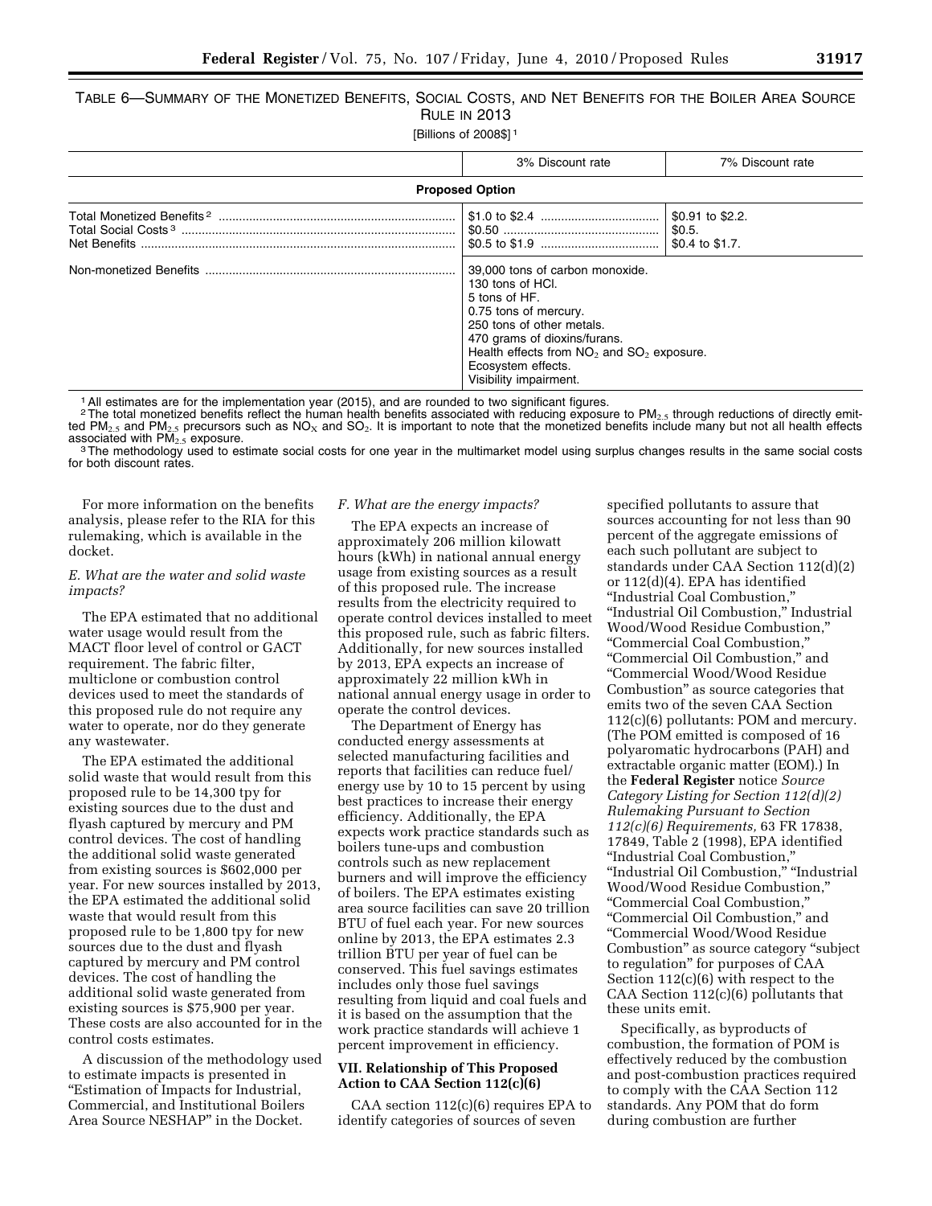TABLE 6—SUMMARY OF THE MONETIZED BENEFITS, SOCIAL COSTS, AND NET BENEFITS FOR THE BOILER AREA SOURCE RULE IN 2013

[Billions of 2008$] [1]

| | 3% Discount rate | 7% Discount rate |
|---|---|---|
| **Proposed Option** | | |
| Total Monetized Benefits [2] | $1.0 to $2.4 | $0.91 to $2.2. |
| Total Social Costs [3] | $0.50 | $0.5. |
| Net Benefits | $0.5 to $1.9 | $0.4 to $1.7. |
| Non-monetized Benefits | 39,000 tons of carbon monoxide.<br>130 tons of HCl.<br>5 tons of HF.<br>0.75 tons of mercury.<br>250 tons of other metals.<br>470 grams of dioxins/furans.<br>Health effects from $NO_2$ and $SO_2$ exposure.<br>Ecosystem effects.<br>Visibility impairment. | |

[1] All estimates are for the implementation year (2015), and are rounded to two significant figures.

[2] The total monetized benefits reflect the human health benefits associated with reducing exposure to $PM_{2.5}$ through reductions of directly emitted $PM_{2.5}$ and $PM_{2.5}$ precursors such as $NO_X$ and $SO_2$. It is important to note that the monetized benefits include many but not all health effects associated with $PM_{2.5}$ exposure.

[3] The methodology used to estimate social costs for one year in the multimarket model using surplus changes results in the same social costs for both discount rates.

For more information on the benefits analysis, please refer to the RIA for this rulemaking, which is available in the docket.

### *E. What are the water and solid waste impacts?*

The EPA estimated that no additional water usage would result from the MACT floor level of control or GACT requirement. The fabric filter, multiclone or combustion control devices used to meet the standards of this proposed rule do not require any water to operate, nor do they generate any wastewater.

The EPA estimated the additional solid waste that would result from this proposed rule to be 14,300 tpy for existing sources due to the dust and flyash captured by mercury and PM control devices. The cost of handling the additional solid waste generated from existing sources is $602,000 per year. For new sources installed by 2013, the EPA estimated the additional solid waste that would result from this proposed rule to be 1,800 tpy for new sources due to the dust and flyash captured by mercury and PM control devices. The cost of handling the additional solid waste generated from existing sources is $75,900 per year. These costs are also accounted for in the control costs estimates.

A discussion of the methodology used to estimate impacts is presented in "Estimation of Impacts for Industrial, Commercial, and Institutional Boilers Area Source NESHAP" in the Docket.

### *F. What are the energy impacts?*

The EPA expects an increase of approximately 206 million kilowatt hours (kWh) in national annual energy usage from existing sources as a result of this proposed rule. The increase results from the electricity required to operate control devices installed to meet this proposed rule, such as fabric filters. Additionally, for new sources installed by 2013, EPA expects an increase of approximately 22 million kWh in national annual energy usage in order to operate the control devices.

The Department of Energy has conducted energy assessments at selected manufacturing facilities and reports that facilities can reduce fuel/energy use by 10 to 15 percent by using best practices to increase their energy efficiency. Additionally, the EPA expects work practice standards such as boilers tune-ups and combustion controls such as new replacement burners and will improve the efficiency of boilers. The EPA estimates existing area source facilities can save 20 trillion BTU of fuel each year. For new sources online by 2013, the EPA estimates 2.3 trillion BTU per year of fuel can be conserved. This fuel savings estimates includes only those fuel savings resulting from liquid and coal fuels and it is based on the assumption that the work practice standards will achieve 1 percent improvement in efficiency.

## VII. Relationship of This Proposed Action to CAA Section 112(c)(6)

CAA section 112(c)(6) requires EPA to identify categories of sources of seven specified pollutants to assure that sources accounting for not less than 90 percent of the aggregate emissions of each such pollutant are subject to standards under CAA Section 112(d)(2) or 112(d)(4). EPA has identified "Industrial Coal Combustion," "Industrial Oil Combustion," Industrial Wood/Wood Residue Combustion," "Commercial Coal Combustion," "Commercial Oil Combustion," and "Commercial Wood/Wood Residue Combustion" as source categories that emits two of the seven CAA Section 112(c)(6) pollutants: POM and mercury. (The POM emitted is composed of 16 polyaromatic hydrocarbons (PAH) and extractable organic matter (EOM).) In the **Federal Register** notice *Source Category Listing for Section 112(d)(2) Rulemaking Pursuant to Section 112(c)(6) Requirements,* 63 FR 17838, 17849, Table 2 (1998), EPA identified "Industrial Coal Combustion," "Industrial Oil Combustion," "Industrial Wood/Wood Residue Combustion," "Commercial Coal Combustion," "Commercial Oil Combustion," and "Commercial Wood/Wood Residue Combustion" as source category "subject to regulation" for purposes of CAA Section 112(c)(6) with respect to the CAA Section 112(c)(6) pollutants that these units emit.

Specifically, as byproducts of combustion, the formation of POM is effectively reduced by the combustion and post-combustion practices required to comply with the CAA Section 112 standards. Any POM that do form during combustion are further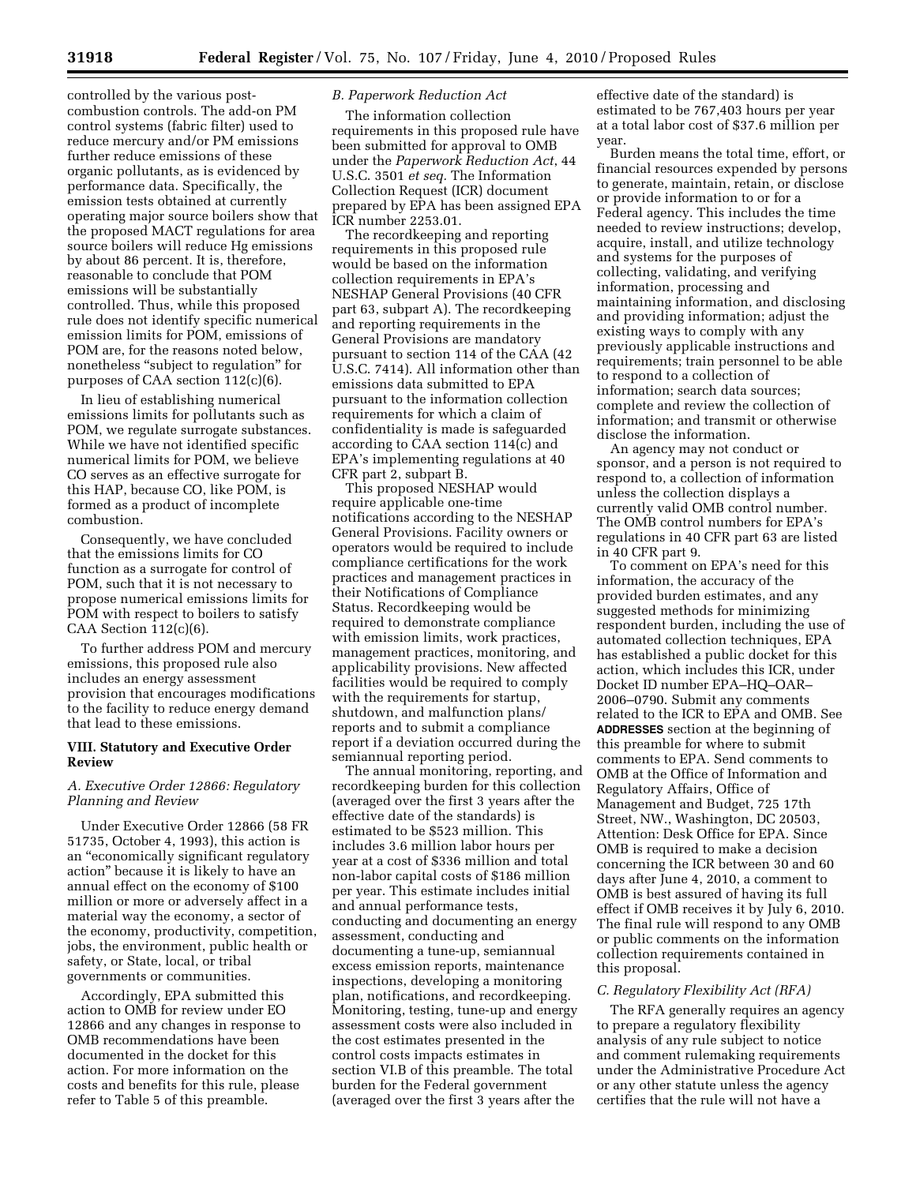controlled by the various post-combustion controls. The add-on PM control systems (fabric filter) used to reduce mercury and/or PM emissions further reduce emissions of these organic pollutants, as is evidenced by performance data. Specifically, the emission tests obtained at currently operating major source boilers show that the proposed MACT regulations for area source boilers will reduce Hg emissions by about 86 percent. It is, therefore, reasonable to conclude that POM emissions will be substantially controlled. Thus, while this proposed rule does not identify specific numerical emission limits for POM, emissions of POM are, for the reasons noted below, nonetheless "subject to regulation" for purposes of CAA section 112(c)(6).

In lieu of establishing numerical emissions limits for pollutants such as POM, we regulate surrogate substances. While we have not identified specific numerical limits for POM, we believe CO serves as an effective surrogate for this HAP, because CO, like POM, is formed as a product of incomplete combustion.

Consequently, we have concluded that the emissions limits for CO function as a surrogate for control of POM, such that it is not necessary to propose numerical emissions limits for POM with respect to boilers to satisfy CAA Section 112(c)(6).

To further address POM and mercury emissions, this proposed rule also includes an energy assessment provision that encourages modifications to the facility to reduce energy demand that lead to these emissions.

## VIII. Statutory and Executive Order Review

### *A. Executive Order 12866: Regulatory Planning and Review*

Under Executive Order 12866 (58 FR 51735, October 4, 1993), this action is an "economically significant regulatory action" because it is likely to have an annual effect on the economy of $100 million or more or adversely affect in a material way the economy, a sector of the economy, productivity, competition, jobs, the environment, public health or safety, or State, local, or tribal governments or communities.

Accordingly, EPA submitted this action to OMB for review under EO 12866 and any changes in response to OMB recommendations have been documented in the docket for this action. For more information on the costs and benefits for this rule, please refer to Table 5 of this preamble.

### *B. Paperwork Reduction Act*

The information collection requirements in this proposed rule have been submitted for approval to OMB under the *Paperwork Reduction Act*, 44 U.S.C. 3501 *et seq.* The Information Collection Request (ICR) document prepared by EPA has been assigned EPA ICR number 2253.01.

The recordkeeping and reporting requirements in this proposed rule would be based on the information collection requirements in EPA's NESHAP General Provisions (40 CFR part 63, subpart A). The recordkeeping and reporting requirements in the General Provisions are mandatory pursuant to section 114 of the CAA (42 U.S.C. 7414). All information other than emissions data submitted to EPA pursuant to the information collection requirements for which a claim of confidentiality is made is safeguarded according to CAA section 114(c) and EPA's implementing regulations at 40 CFR part 2, subpart B.

This proposed NESHAP would require applicable one-time notifications according to the NESHAP General Provisions. Facility owners or operators would be required to include compliance certifications for the work practices and management practices in their Notifications of Compliance Status. Recordkeeping would be required to demonstrate compliance with emission limits, work practices, management practices, monitoring, and applicability provisions. New affected facilities would be required to comply with the requirements for startup, shutdown, and malfunction plans/reports and to submit a compliance report if a deviation occurred during the semiannual reporting period.

The annual monitoring, reporting, and recordkeeping burden for this collection (averaged over the first 3 years after the effective date of the standards) is estimated to be $523 million. This includes 3.6 million labor hours per year at a cost of $336 million and total non-labor capital costs of $186 million per year. This estimate includes initial and annual performance tests, conducting and documenting an energy assessment, conducting and documenting a tune-up, semiannual excess emission reports, maintenance inspections, developing a monitoring plan, notifications, and recordkeeping. Monitoring, testing, tune-up and energy assessment costs were also included in the cost estimates presented in the control costs impacts estimates in section VI.B of this preamble. The total burden for the Federal government (averaged over the first 3 years after the effective date of the standard) is estimated to be 767,403 hours per year at a total labor cost of $37.6 million per year.

Burden means the total time, effort, or financial resources expended by persons to generate, maintain, retain, or disclose or provide information to or for a Federal agency. This includes the time needed to review instructions; develop, acquire, install, and utilize technology and systems for the purposes of collecting, validating, and verifying information, processing and maintaining information, and disclosing and providing information; adjust the existing ways to comply with any previously applicable instructions and requirements; train personnel to be able to respond to a collection of information; search data sources; complete and review the collection of information; and transmit or otherwise disclose the information.

An agency may not conduct or sponsor, and a person is not required to respond to, a collection of information unless the collection displays a currently valid OMB control number. The OMB control numbers for EPA's regulations in 40 CFR part 63 are listed in 40 CFR part 9.

To comment on EPA's need for this information, the accuracy of the provided burden estimates, and any suggested methods for minimizing respondent burden, including the use of automated collection techniques, EPA has established a public docket for this action, which includes this ICR, under Docket ID number EPA–HQ–OAR–2006–0790. Submit any comments related to the ICR to EPA and OMB. See **ADDRESSES** section at the beginning of this preamble for where to submit comments to EPA. Send comments to OMB at the Office of Information and Regulatory Affairs, Office of Management and Budget, 725 17th Street, NW., Washington, DC 20503, Attention: Desk Office for EPA. Since OMB is required to make a decision concerning the ICR between 30 and 60 days after June 4, 2010, a comment to OMB is best assured of having its full effect if OMB receives it by July 6, 2010. The final rule will respond to any OMB or public comments on the information collection requirements contained in this proposal.

### *C. Regulatory Flexibility Act (RFA)*

The RFA generally requires an agency to prepare a regulatory flexibility analysis of any rule subject to notice and comment rulemaking requirements under the Administrative Procedure Act or any other statute unless the agency certifies that the rule will not have a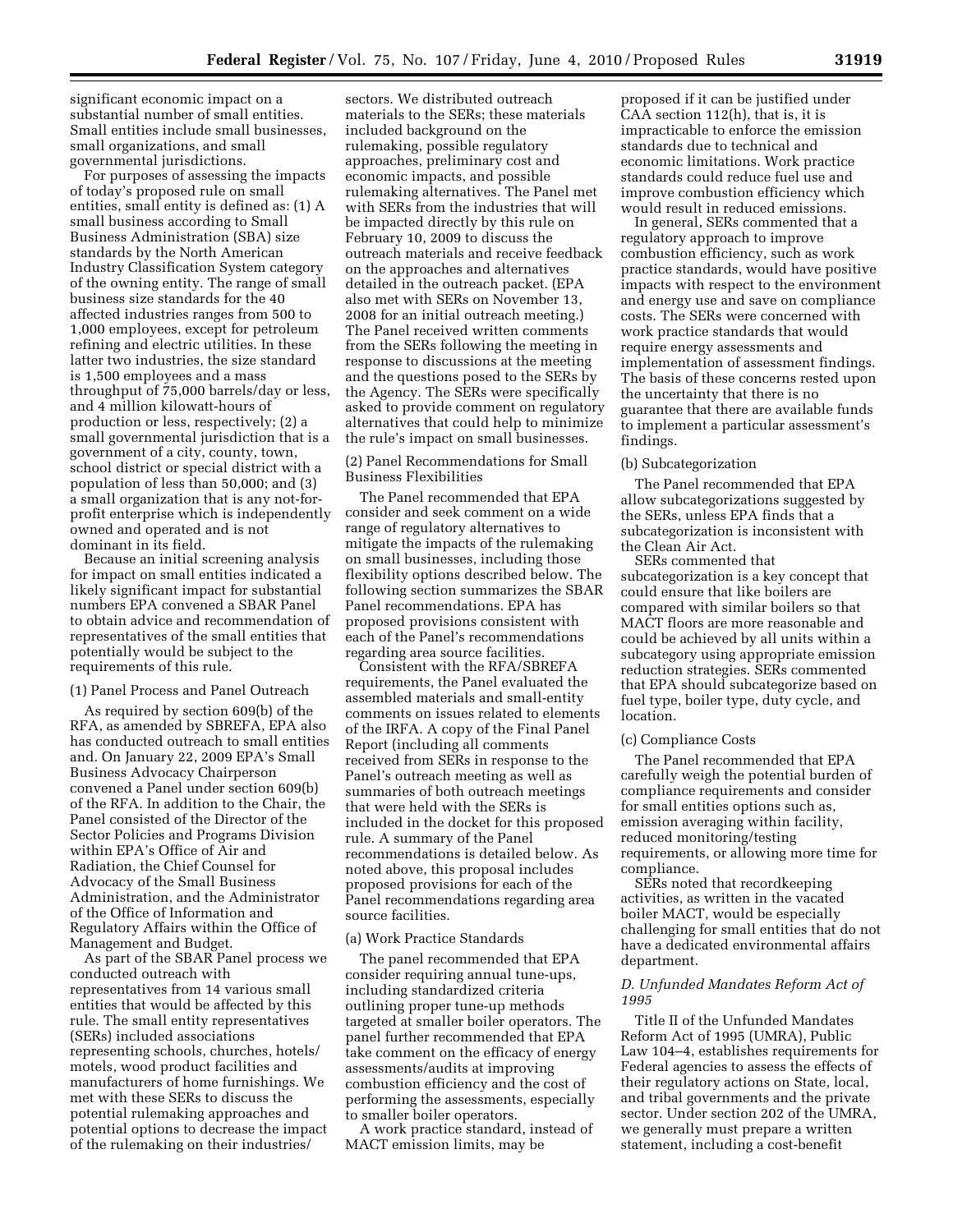significant economic impact on a substantial number of small entities. Small entities include small businesses, small organizations, and small governmental jurisdictions.

For purposes of assessing the impacts of today's proposed rule on small entities, small entity is defined as: (1) A small business according to Small Business Administration (SBA) size standards by the North American Industry Classification System category of the owning entity. The range of small business size standards for the 40 affected industries ranges from 500 to 1,000 employees, except for petroleum refining and electric utilities. In these latter two industries, the size standard is 1,500 employees and a mass throughput of 75,000 barrels/day or less, and 4 million kilowatt-hours of production or less, respectively; (2) a small governmental jurisdiction that is a government of a city, county, town, school district or special district with a population of less than 50,000; and (3) a small organization that is any not-for-profit enterprise which is independently owned and operated and is not dominant in its field.

Because an initial screening analysis for impact on small entities indicated a likely significant impact for substantial numbers EPA convened a SBAR Panel to obtain advice and recommendation of representatives of the small entities that potentially would be subject to the requirements of this rule.

(1) Panel Process and Panel Outreach

As required by section 609(b) of the RFA, as amended by SBREFA, EPA also has conducted outreach to small entities and. On January 22, 2009 EPA's Small Business Advocacy Chairperson convened a Panel under section 609(b) of the RFA. In addition to the Chair, the Panel consisted of the Director of the Sector Policies and Programs Division within EPA's Office of Air and Radiation, the Chief Counsel for Advocacy of the Small Business Administration, and the Administrator of the Office of Information and Regulatory Affairs within the Office of Management and Budget.

As part of the SBAR Panel process we conducted outreach with representatives from 14 various small entities that would be affected by this rule. The small entity representatives (SERs) included associations representing schools, churches, hotels/motels, wood product facilities and manufacturers of home furnishings. We met with these SERs to discuss the potential rulemaking approaches and potential options to decrease the impact of the rulemaking on their industries/sectors. We distributed outreach materials to the SERs; these materials included background on the rulemaking, possible regulatory approaches, preliminary cost and economic impacts, and possible rulemaking alternatives. The Panel met with SERs from the industries that will be impacted directly by this rule on February 10, 2009 to discuss the outreach materials and receive feedback on the approaches and alternatives detailed in the outreach packet. (EPA also met with SERs on November 13, 2008 for an initial outreach meeting.) The Panel received written comments from the SERs following the meeting in response to discussions at the meeting and the questions posed to the SERs by the Agency. The SERs were specifically asked to provide comment on regulatory alternatives that could help to minimize the rule's impact on small businesses.

(2) Panel Recommendations for Small Business Flexibilities

The Panel recommended that EPA consider and seek comment on a wide range of regulatory alternatives to mitigate the impacts of the rulemaking on small businesses, including those flexibility options described below. The following section summarizes the SBAR Panel recommendations. EPA has proposed provisions consistent with each of the Panel's recommendations regarding area source facilities.

Consistent with the RFA/SBREFA requirements, the Panel evaluated the assembled materials and small-entity comments on issues related to elements of the IRFA. A copy of the Final Panel Report (including all comments received from SERs in response to the Panel's outreach meeting as well as summaries of both outreach meetings that were held with the SERs is included in the docket for this proposed rule. A summary of the Panel recommendations is detailed below. As noted above, this proposal includes proposed provisions for each of the Panel recommendations regarding area source facilities.

(a) Work Practice Standards

The panel recommended that EPA consider requiring annual tune-ups, including standardized criteria outlining proper tune-up methods targeted at smaller boiler operators. The panel further recommended that EPA take comment on the efficacy of energy assessments/audits at improving combustion efficiency and the cost of performing the assessments, especially to smaller boiler operators.

A work practice standard, instead of MACT emission limits, may be proposed if it can be justified under CAA section 112(h), that is, it is impracticable to enforce the emission standards due to technical and economic limitations. Work practice standards could reduce fuel use and improve combustion efficiency which would result in reduced emissions.

In general, SERs commented that a regulatory approach to improve combustion efficiency, such as work practice standards, would have positive impacts with respect to the environment and energy use and save on compliance costs. The SERs were concerned with work practice standards that would require energy assessments and implementation of assessment findings. The basis of these concerns rested upon the uncertainty that there is no guarantee that there are available funds to implement a particular assessment's findings.

(b) Subcategorization

The Panel recommended that EPA allow subcategorizations suggested by the SERs, unless EPA finds that a subcategorization is inconsistent with the Clean Air Act.

SERs commented that subcategorization is a key concept that could ensure that like boilers are compared with similar boilers so that MACT floors are more reasonable and could be achieved by all units within a subcategory using appropriate emission reduction strategies. SERs commented that EPA should subcategorize based on fuel type, boiler type, duty cycle, and location.

(c) Compliance Costs

The Panel recommended that EPA carefully weigh the potential burden of compliance requirements and consider for small entities options such as, emission averaging within facility, reduced monitoring/testing requirements, or allowing more time for compliance.

SERs noted that recordkeeping activities, as written in the vacated boiler MACT, would be especially challenging for small entities that do not have a dedicated environmental affairs department.

### *D. Unfunded Mandates Reform Act of 1995*

Title II of the Unfunded Mandates Reform Act of 1995 (UMRA), Public Law 104–4, establishes requirements for Federal agencies to assess the effects of their regulatory actions on State, local, and tribal governments and the private sector. Under section 202 of the UMRA, we generally must prepare a written statement, including a cost-benefit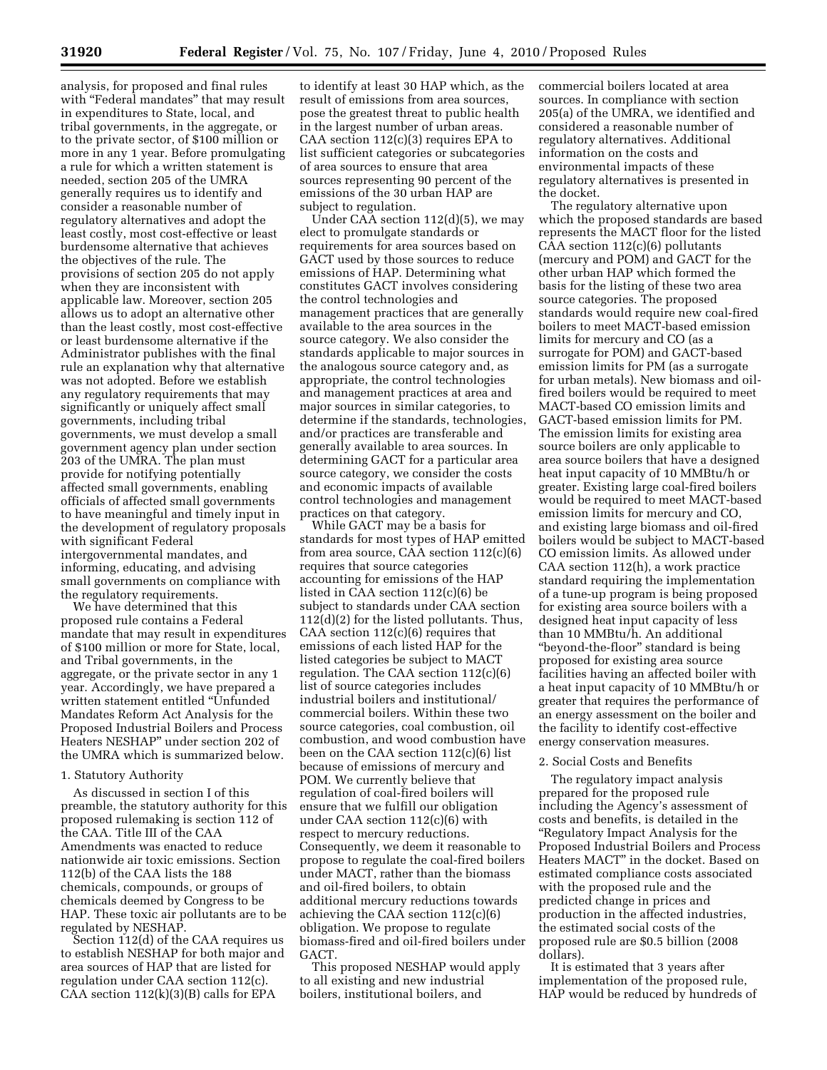analysis, for proposed and final rules with "Federal mandates" that may result in expenditures to State, local, and tribal governments, in the aggregate, or to the private sector, of $100 million or more in any 1 year. Before promulgating a rule for which a written statement is needed, section 205 of the UMRA generally requires us to identify and consider a reasonable number of regulatory alternatives and adopt the least costly, most cost-effective or least burdensome alternative that achieves the objectives of the rule. The provisions of section 205 do not apply when they are inconsistent with applicable law. Moreover, section 205 allows us to adopt an alternative other than the least costly, most cost-effective or least burdensome alternative if the Administrator publishes with the final rule an explanation why that alternative was not adopted. Before we establish any regulatory requirements that may significantly or uniquely affect small governments, including tribal governments, we must develop a small government agency plan under section 203 of the UMRA. The plan must provide for notifying potentially affected small governments, enabling officials of affected small governments to have meaningful and timely input in the development of regulatory proposals with significant Federal intergovernmental mandates, and informing, educating, and advising small governments on compliance with the regulatory requirements.

We have determined that this proposed rule contains a Federal mandate that may result in expenditures of $100 million or more for State, local, and Tribal governments, in the aggregate, or the private sector in any 1 year. Accordingly, we have prepared a written statement entitled "Unfunded Mandates Reform Act Analysis for the Proposed Industrial Boilers and Process Heaters NESHAP" under section 202 of the UMRA which is summarized below.

1. Statutory Authority

As discussed in section I of this preamble, the statutory authority for this proposed rulemaking is section 112 of the CAA. Title III of the CAA Amendments was enacted to reduce nationwide air toxic emissions. Section 112(b) of the CAA lists the 188 chemicals, compounds, or groups of chemicals deemed by Congress to be HAP. These toxic air pollutants are to be regulated by NESHAP.

Section 112(d) of the CAA requires us to establish NESHAP for both major and area sources of HAP that are listed for regulation under CAA section 112(c). CAA section 112(k)(3)(B) calls for EPA to identify at least 30 HAP which, as the result of emissions from area sources, pose the greatest threat to public health in the largest number of urban areas. CAA section 112(c)(3) requires EPA to list sufficient categories or subcategories of area sources to ensure that area sources representing 90 percent of the emissions of the 30 urban HAP are subject to regulation.

Under CAA section 112(d)(5), we may elect to promulgate standards or requirements for area sources based on GACT used by those sources to reduce emissions of HAP. Determining what constitutes GACT involves considering the control technologies and management practices that are generally available to the area sources in the source category. We also consider the standards applicable to major sources in the analogous source category and, as appropriate, the control technologies and management practices at area and major sources in similar categories, to determine if the standards, technologies, and/or practices are transferable and generally available to area sources. In determining GACT for a particular area source category, we consider the costs and economic impacts of available control technologies and management practices on that category.

While GACT may be a basis for standards for most types of HAP emitted from area source, CAA section 112(c)(6) requires that source categories accounting for emissions of the HAP listed in CAA section 112(c)(6) be subject to standards under CAA section 112(d)(2) for the listed pollutants. Thus, CAA section 112(c)(6) requires that emissions of each listed HAP for the listed categories be subject to MACT regulation. The CAA section 112(c)(6) list of source categories includes industrial boilers and institutional/commercial boilers. Within these two source categories, coal combustion, oil combustion, and wood combustion have been on the CAA section 112(c)(6) list because of emissions of mercury and POM. We currently believe that regulation of coal-fired boilers will ensure that we fulfill our obligation under CAA section 112(c)(6) with respect to mercury reductions. Consequently, we deem it reasonable to propose to regulate the coal-fired boilers under MACT, rather than the biomass and oil-fired boilers, to obtain additional mercury reductions towards achieving the CAA section 112(c)(6) obligation. We propose to regulate biomass-fired and oil-fired boilers under GACT.

This proposed NESHAP would apply to all existing and new industrial boilers, institutional boilers, and commercial boilers located at area sources. In compliance with section 205(a) of the UMRA, we identified and considered a reasonable number of regulatory alternatives. Additional information on the costs and environmental impacts of these regulatory alternatives is presented in the docket.

The regulatory alternative upon which the proposed standards are based represents the MACT floor for the listed CAA section 112(c)(6) pollutants (mercury and POM) and GACT for the other urban HAP which formed the basis for the listing of these two area source categories. The proposed standards would require new coal-fired boilers to meet MACT-based emission limits for mercury and CO (as a surrogate for POM) and GACT-based emission limits for PM (as a surrogate for urban metals). New biomass and oil-fired boilers would be required to meet MACT-based CO emission limits and GACT-based emission limits for PM. The emission limits for existing area source boilers are only applicable to area source boilers that have a designed heat input capacity of 10 MMBtu/h or greater. Existing large coal-fired boilers would be required to meet MACT-based emission limits for mercury and CO, and existing large biomass and oil-fired boilers would be subject to MACT-based CO emission limits. As allowed under CAA section 112(h), a work practice standard requiring the implementation of a tune-up program is being proposed for existing area source boilers with a designed heat input capacity of less than 10 MMBtu/h. An additional "beyond-the-floor" standard is being proposed for existing area source facilities having an affected boiler with a heat input capacity of 10 MMBtu/h or greater that requires the performance of an energy assessment on the boiler and the facility to identify cost-effective energy conservation measures.

2. Social Costs and Benefits

The regulatory impact analysis prepared for the proposed rule including the Agency's assessment of costs and benefits, is detailed in the "Regulatory Impact Analysis for the Proposed Industrial Boilers and Process Heaters MACT" in the docket. Based on estimated compliance costs associated with the proposed rule and the predicted change in prices and production in the affected industries, the estimated social costs of the proposed rule are $0.5 billion (2008 dollars).

It is estimated that 3 years after implementation of the proposed rule, HAP would be reduced by hundreds of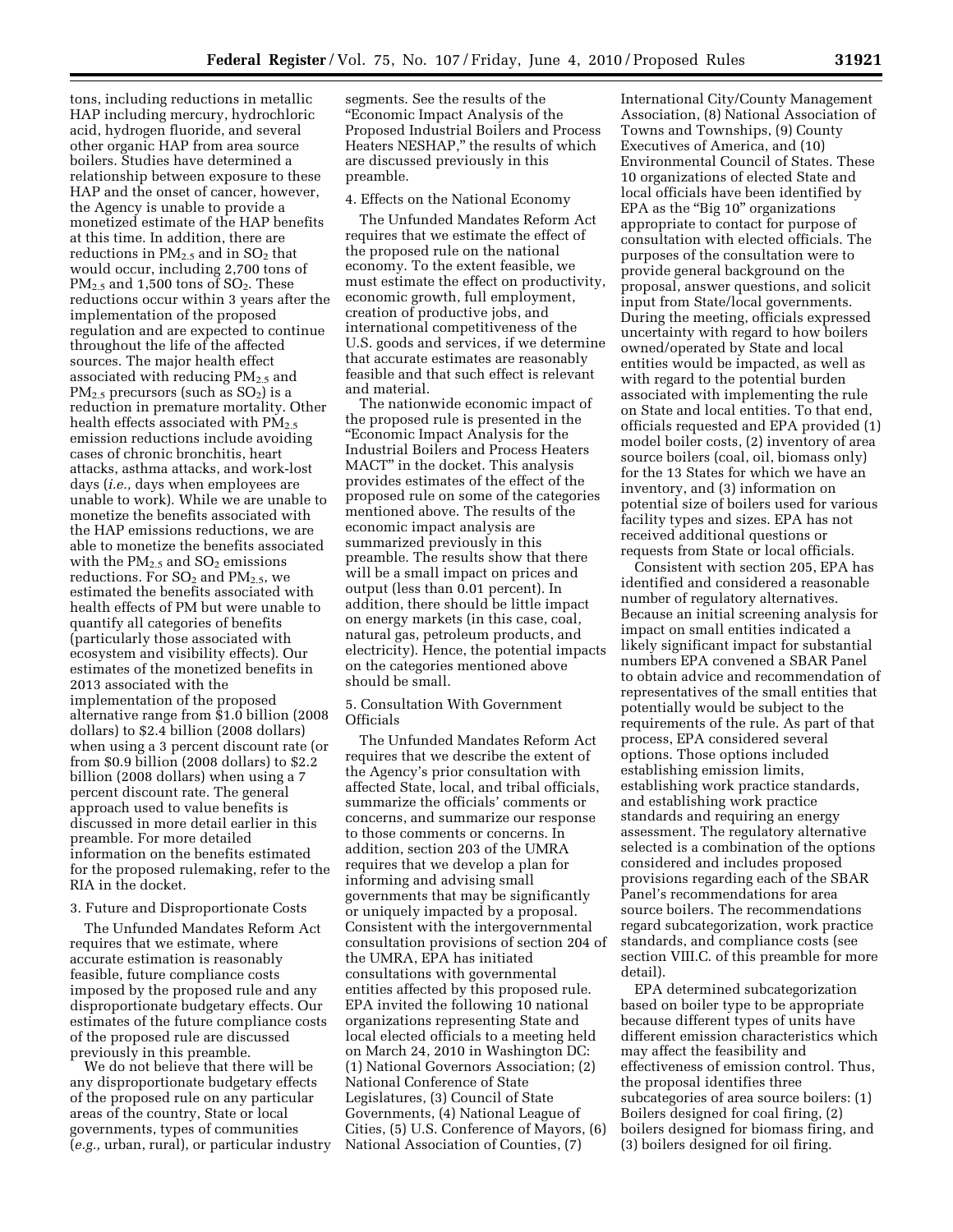tons, including reductions in metallic HAP including mercury, hydrochloric acid, hydrogen fluoride, and several other organic HAP from area source boilers. Studies have determined a relationship between exposure to these HAP and the onset of cancer, however, the Agency is unable to provide a monetized estimate of the HAP benefits at this time. In addition, there are reductions in $PM_{2.5}$ and in $SO_2$ that would occur, including 2,700 tons of $PM_{2.5}$ and 1,500 tons of $SO_2$. These reductions occur within 3 years after the implementation of the proposed regulation and are expected to continue throughout the life of the affected sources. The major health effect associated with reducing $PM_{2.5}$ and $PM_{2.5}$ precursors (such as $SO_2$) is a reduction in premature mortality. Other health effects associated with $PM_{2.5}$ emission reductions include avoiding cases of chronic bronchitis, heart attacks, asthma attacks, and work-lost days (*i.e.,* days when employees are unable to work). While we are unable to monetize the benefits associated with the HAP emissions reductions, we are able to monetize the benefits associated with the $PM_{2.5}$ and $SO_2$ emissions reductions. For $SO_2$ and $PM_{2.5}$, we estimated the benefits associated with health effects of PM but were unable to quantify all categories of benefits (particularly those associated with ecosystem and visibility effects). Our estimates of the monetized benefits in 2013 associated with the implementation of the proposed alternative range from $1.0 billion (2008 dollars) to $2.4 billion (2008 dollars) when using a 3 percent discount rate (or from $0.9 billion (2008 dollars) to $2.2 billion (2008 dollars) when using a 7 percent discount rate. The general approach used to value benefits is discussed in more detail earlier in this preamble. For more detailed information on the benefits estimated for the proposed rulemaking, refer to the RIA in the docket.

3. Future and Disproportionate Costs

The Unfunded Mandates Reform Act requires that we estimate, where accurate estimation is reasonably feasible, future compliance costs imposed by the proposed rule and any disproportionate budgetary effects. Our estimates of the future compliance costs of the proposed rule are discussed previously in this preamble.

We do not believe that there will be any disproportionate budgetary effects of the proposed rule on any particular areas of the country, State or local governments, types of communities (*e.g.,* urban, rural), or particular industry segments. See the results of the "Economic Impact Analysis of the Proposed Industrial Boilers and Process Heaters NESHAP," the results of which are discussed previously in this preamble.

4. Effects on the National Economy

The Unfunded Mandates Reform Act requires that we estimate the effect of the proposed rule on the national economy. To the extent feasible, we must estimate the effect on productivity, economic growth, full employment, creation of productive jobs, and international competitiveness of the U.S. goods and services, if we determine that accurate estimates are reasonably feasible and that such effect is relevant and material.

The nationwide economic impact of the proposed rule is presented in the "Economic Impact Analysis for the Industrial Boilers and Process Heaters MACT" in the docket. This analysis provides estimates of the effect of the proposed rule on some of the categories mentioned above. The results of the economic impact analysis are summarized previously in this preamble. The results show that there will be a small impact on prices and output (less than 0.01 percent). In addition, there should be little impact on energy markets (in this case, coal, natural gas, petroleum products, and electricity). Hence, the potential impacts on the categories mentioned above should be small.

5. Consultation With Government Officials

The Unfunded Mandates Reform Act requires that we describe the extent of the Agency's prior consultation with affected State, local, and tribal officials, summarize the officials' comments or concerns, and summarize our response to those comments or concerns. In addition, section 203 of the UMRA requires that we develop a plan for informing and advising small governments that may be significantly or uniquely impacted by a proposal. Consistent with the intergovernmental consultation provisions of section 204 of the UMRA, EPA has initiated consultations with governmental entities affected by this proposed rule. EPA invited the following 10 national organizations representing State and local elected officials to a meeting held on March 24, 2010 in Washington DC: (1) National Governors Association; (2) National Conference of State Legislatures, (3) Council of State Governments, (4) National League of Cities, (5) U.S. Conference of Mayors, (6) National Association of Counties, (7) International City/County Management Association, (8) National Association of Towns and Townships, (9) County Executives of America, and (10) Environmental Council of States. These 10 organizations of elected State and local officials have been identified by EPA as the "Big 10" organizations appropriate to contact for purpose of consultation with elected officials. The purposes of the consultation were to provide general background on the proposal, answer questions, and solicit input from State/local governments. During the meeting, officials expressed uncertainty with regard to how boilers owned/operated by State and local entities would be impacted, as well as with regard to the potential burden associated with implementing the rule on State and local entities. To that end, officials requested and EPA provided (1) model boiler costs, (2) inventory of area source boilers (coal, oil, biomass only) for the 13 States for which we have an inventory, and (3) information on potential size of boilers used for various facility types and sizes. EPA has not received additional questions or requests from State or local officials.

Consistent with section 205, EPA has identified and considered a reasonable number of regulatory alternatives. Because an initial screening analysis for impact on small entities indicated a likely significant impact for substantial numbers EPA convened a SBAR Panel to obtain advice and recommendation of representatives of the small entities that potentially would be subject to the requirements of the rule. As part of that process, EPA considered several options. Those options included establishing emission limits, establishing work practice standards, and establishing work practice standards and requiring an energy assessment. The regulatory alternative selected is a combination of the options considered and includes proposed provisions regarding each of the SBAR Panel's recommendations for area source boilers. The recommendations regard subcategorization, work practice standards, and compliance costs (see section VIII.C. of this preamble for more detail).

EPA determined subcategorization based on boiler type to be appropriate because different types of units have different emission characteristics which may affect the feasibility and effectiveness of emission control. Thus, the proposal identifies three subcategories of area source boilers: (1) Boilers designed for coal firing, (2) boilers designed for biomass firing, and (3) boilers designed for oil firing.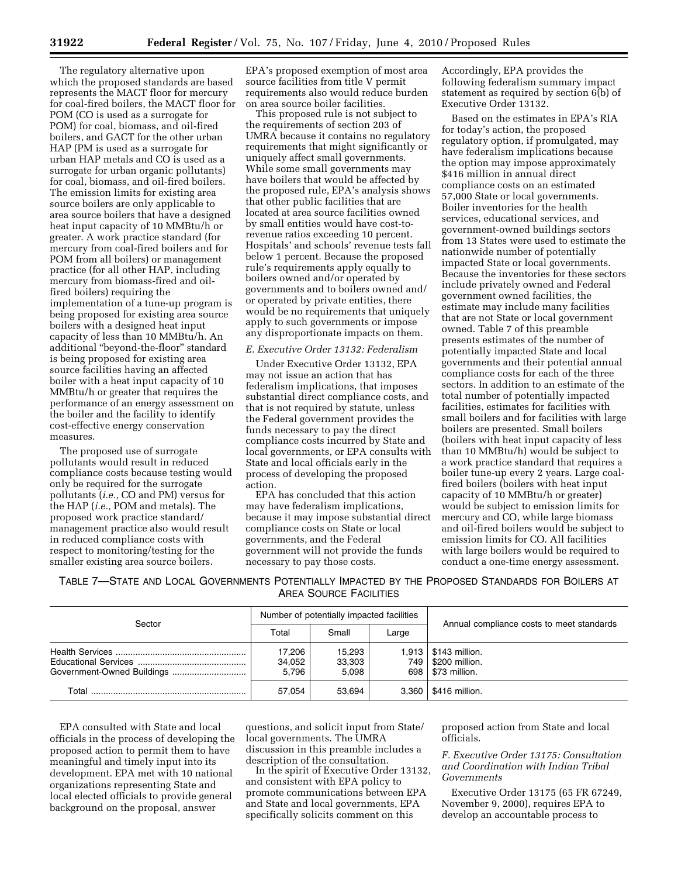The regulatory alternative upon which the proposed standards are based represents the MACT floor for mercury for coal-fired boilers, the MACT floor for POM (CO is used as a surrogate for POM) for coal, biomass, and oil-fired boilers, and GACT for the other urban HAP (PM is used as a surrogate for urban HAP metals and CO is used as a surrogate for urban organic pollutants) for coal, biomass, and oil-fired boilers. The emission limits for existing area source boilers are only applicable to area source boilers that have a designed heat input capacity of 10 MMBtu/h or greater. A work practice standard (for mercury from coal-fired boilers and for POM from all boilers) or management practice (for all other HAP, including mercury from biomass-fired and oil-fired boilers) requiring the implementation of a tune-up program is being proposed for existing area source boilers with a designed heat input capacity of less than 10 MMBtu/h. An additional "beyond-the-floor" standard is being proposed for existing area source facilities having an affected boiler with a heat input capacity of 10 MMBtu/h or greater that requires the performance of an energy assessment on the boiler and the facility to identify cost-effective energy conservation measures.

The proposed use of surrogate pollutants would result in reduced compliance costs because testing would only be required for the surrogate pollutants (*i.e.,* CO and PM) versus for the HAP (*i.e.,* POM and metals). The proposed work practice standard/ management practice also would result in reduced compliance costs with respect to monitoring/testing for the smaller existing area source boilers. EPA's proposed exemption of most area source facilities from title V permit requirements also would reduce burden on area source boiler facilities.

This proposed rule is not subject to the requirements of section 203 of UMRA because it contains no regulatory requirements that might significantly or uniquely affect small governments. While some small governments may have boilers that would be affected by the proposed rule, EPA's analysis shows that other public facilities that are located at area source facilities owned by small entities would have cost-to-revenue ratios exceeding 10 percent. Hospitals' and schools' revenue tests fall below 1 percent. Because the proposed rule's requirements apply equally to boilers owned and/or operated by governments and to boilers owned and/ or operated by private entities, there would be no requirements that uniquely apply to such governments or impose any disproportionate impacts on them.

### *E. Executive Order 13132: Federalism*

Under Executive Order 13132, EPA may not issue an action that has federalism implications, that imposes substantial direct compliance costs, and that is not required by statute, unless the Federal government provides the funds necessary to pay the direct compliance costs incurred by State and local governments, or EPA consults with State and local officials early in the process of developing the proposed action.

EPA has concluded that this action may have federalism implications, because it may impose substantial direct compliance costs on State or local governments, and the Federal government will not provide the funds necessary to pay those costs. Accordingly, EPA provides the following federalism summary impact statement as required by section 6(b) of Executive Order 13132.

Based on the estimates in EPA's RIA for today's action, the proposed regulatory option, if promulgated, may have federalism implications because the option may impose approximately $416 million in annual direct compliance costs on an estimated 57,000 State or local governments. Boiler inventories for the health services, educational services, and government-owned buildings sectors from 13 States were used to estimate the nationwide number of potentially impacted State or local governments. Because the inventories for these sectors include privately owned and Federal government owned facilities, the estimate may include many facilities that are not State or local government owned. Table 7 of this preamble presents estimates of the number of potentially impacted State and local governments and their potential annual compliance costs for each of the three sectors. In addition to an estimate of the total number of potentially impacted facilities, estimates for facilities with small boilers and for facilities with large boilers are presented. Small boilers (boilers with heat input capacity of less than 10 MMBtu/h) would be subject to a work practice standard that requires a boiler tune-up every 2 years. Large coal-fired boilers (boilers with heat input capacity of 10 MMBtu/h or greater) would be subject to emission limits for mercury and CO, while large biomass and oil-fired boilers would be subject to emission limits for CO. All facilities with large boilers would be required to conduct a one-time energy assessment.

TABLE 7—STATE AND LOCAL GOVERNMENTS POTENTIALLY IMPACTED BY THE PROPOSED STANDARDS FOR BOILERS AT AREA SOURCE FACILITIES

| Sector | Number of potentially impacted facilities | | | Annual compliance costs to meet standards |
|---|---|---|---|---|
| | Total | Small | Large | |
| Health Services | 17,206 | 15,293 | 1,913 | $143 million. |
| Educational Services | 34,052 | 33,303 | 749 | $200 million. |
| Government-Owned Buildings | 5,796 | 5,098 | 698 | $73 million. |
| Total | 57,054 | 53,694 | 3,360 | $416 million. |

EPA consulted with State and local officials in the process of developing the proposed action to permit them to have meaningful and timely input into its development. EPA met with 10 national organizations representing State and local elected officials to provide general background on the proposal, answer questions, and solicit input from State/ local governments. The UMRA discussion in this preamble includes a description of the consultation.

In the spirit of Executive Order 13132, and consistent with EPA policy to promote communications between EPA and State and local governments, EPA specifically solicits comment on this proposed action from State and local officials.

### *F. Executive Order 13175: Consultation and Coordination with Indian Tribal Governments*

Executive Order 13175 (65 FR 67249, November 9, 2000), requires EPA to develop an accountable process to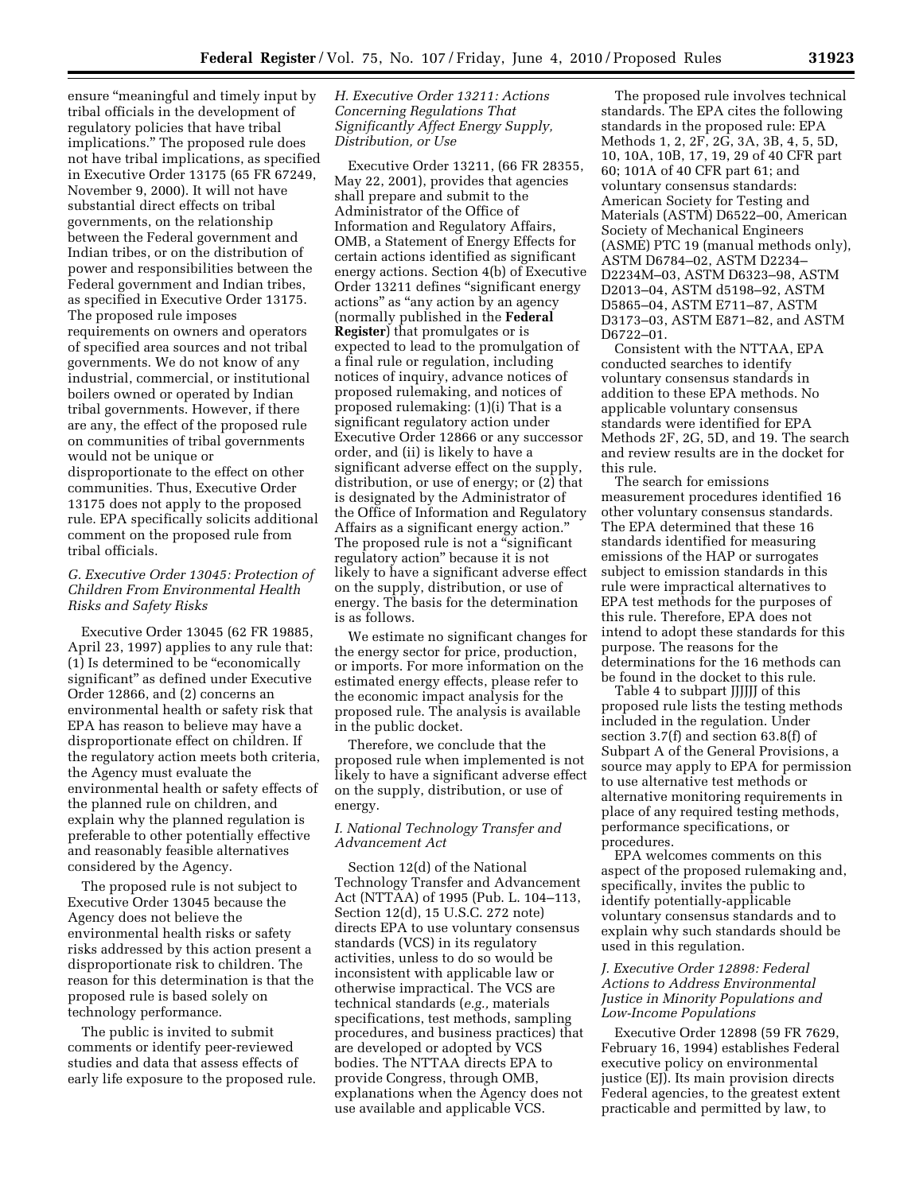ensure "meaningful and timely input by tribal officials in the development of regulatory policies that have tribal implications." The proposed rule does not have tribal implications, as specified in Executive Order 13175 (65 FR 67249, November 9, 2000). It will not have substantial direct effects on tribal governments, on the relationship between the Federal government and Indian tribes, or on the distribution of power and responsibilities between the Federal government and Indian tribes, as specified in Executive Order 13175. The proposed rule imposes requirements on owners and operators of specified area sources and not tribal governments. We do not know of any industrial, commercial, or institutional boilers owned or operated by Indian tribal governments. However, if there are any, the effect of the proposed rule on communities of tribal governments would not be unique or disproportionate to the effect on other communities. Thus, Executive Order 13175 does not apply to the proposed rule. EPA specifically solicits additional comment on the proposed rule from tribal officials.

### *G. Executive Order 13045: Protection of Children From Environmental Health Risks and Safety Risks*

Executive Order 13045 (62 FR 19885, April 23, 1997) applies to any rule that: (1) Is determined to be "economically significant" as defined under Executive Order 12866, and (2) concerns an environmental health or safety risk that EPA has reason to believe may have a disproportionate effect on children. If the regulatory action meets both criteria, the Agency must evaluate the environmental health or safety effects of the planned rule on children, and explain why the planned regulation is preferable to other potentially effective and reasonably feasible alternatives considered by the Agency.

The proposed rule is not subject to Executive Order 13045 because the Agency does not believe the environmental health risks or safety risks addressed by this action present a disproportionate risk to children. The reason for this determination is that the proposed rule is based solely on technology performance.

The public is invited to submit comments or identify peer-reviewed studies and data that assess effects of early life exposure to the proposed rule.

### *H. Executive Order 13211: Actions Concerning Regulations That Significantly Affect Energy Supply, Distribution, or Use*

Executive Order 13211, (66 FR 28355, May 22, 2001), provides that agencies shall prepare and submit to the Administrator of the Office of Information and Regulatory Affairs, OMB, a Statement of Energy Effects for certain actions identified as significant energy actions. Section 4(b) of Executive Order 13211 defines "significant energy actions" as "any action by an agency (normally published in the **Federal Register**) that promulgates or is expected to lead to the promulgation of a final rule or regulation, including notices of inquiry, advance notices of proposed rulemaking, and notices of proposed rulemaking: (1)(i) That is a significant regulatory action under Executive Order 12866 or any successor order, and (ii) is likely to have a significant adverse effect on the supply, distribution, or use of energy; or (2) that is designated by the Administrator of the Office of Information and Regulatory Affairs as a significant energy action." The proposed rule is not a "significant regulatory action" because it is not likely to have a significant adverse effect on the supply, distribution, or use of energy. The basis for the determination is as follows.

We estimate no significant changes for the energy sector for price, production, or imports. For more information on the estimated energy effects, please refer to the economic impact analysis for the proposed rule. The analysis is available in the public docket.

Therefore, we conclude that the proposed rule when implemented is not likely to have a significant adverse effect on the supply, distribution, or use of energy.

### *I. National Technology Transfer and Advancement Act*

Section 12(d) of the National Technology Transfer and Advancement Act (NTTAA) of 1995 (Pub. L. 104–113, Section 12(d), 15 U.S.C. 272 note) directs EPA to use voluntary consensus standards (VCS) in its regulatory activities, unless to do so would be inconsistent with applicable law or otherwise impractical. The VCS are technical standards (*e.g.,* materials specifications, test methods, sampling procedures, and business practices) that are developed or adopted by VCS bodies. The NTTAA directs EPA to provide Congress, through OMB, explanations when the Agency does not use available and applicable VCS.

The proposed rule involves technical standards. The EPA cites the following standards in the proposed rule: EPA Methods 1, 2, 2F, 2G, 3A, 3B, 4, 5, 5D, 10, 10A, 10B, 17, 19, 29 of 40 CFR part 60; 101A of 40 CFR part 61; and voluntary consensus standards: American Society for Testing and Materials (ASTM) D6522–00, American Society of Mechanical Engineers (ASME) PTC 19 (manual methods only), ASTM D6784–02, ASTM D2234–D2234M–03, ASTM D6323–98, ASTM D2013–04, ASTM d5198–92, ASTM D5865–04, ASTM E711–87, ASTM D3173–03, ASTM E871–82, and ASTM D6722–01.

Consistent with the NTTAA, EPA conducted searches to identify voluntary consensus standards in addition to these EPA methods. No applicable voluntary consensus standards were identified for EPA Methods 2F, 2G, 5D, and 19. The search and review results are in the docket for this rule.

The search for emissions measurement procedures identified 16 other voluntary consensus standards. The EPA determined that these 16 standards identified for measuring emissions of the HAP or surrogates subject to emission standards in this rule were impractical alternatives to EPA test methods for the purposes of this rule. Therefore, EPA does not intend to adopt these standards for this purpose. The reasons for the determinations for the 16 methods can be found in the docket to this rule.

Table 4 to subpart JJJJJJ of this proposed rule lists the testing methods included in the regulation. Under section 3.7(f) and section 63.8(f) of Subpart A of the General Provisions, a source may apply to EPA for permission to use alternative test methods or alternative monitoring requirements in place of any required testing methods, performance specifications, or procedures.

EPA welcomes comments on this aspect of the proposed rulemaking and, specifically, invites the public to identify potentially-applicable voluntary consensus standards and to explain why such standards should be used in this regulation.

### *J. Executive Order 12898: Federal Actions to Address Environmental Justice in Minority Populations and Low-Income Populations*

Executive Order 12898 (59 FR 7629, February 16, 1994) establishes Federal executive policy on environmental justice (EJ). Its main provision directs Federal agencies, to the greatest extent practicable and permitted by law, to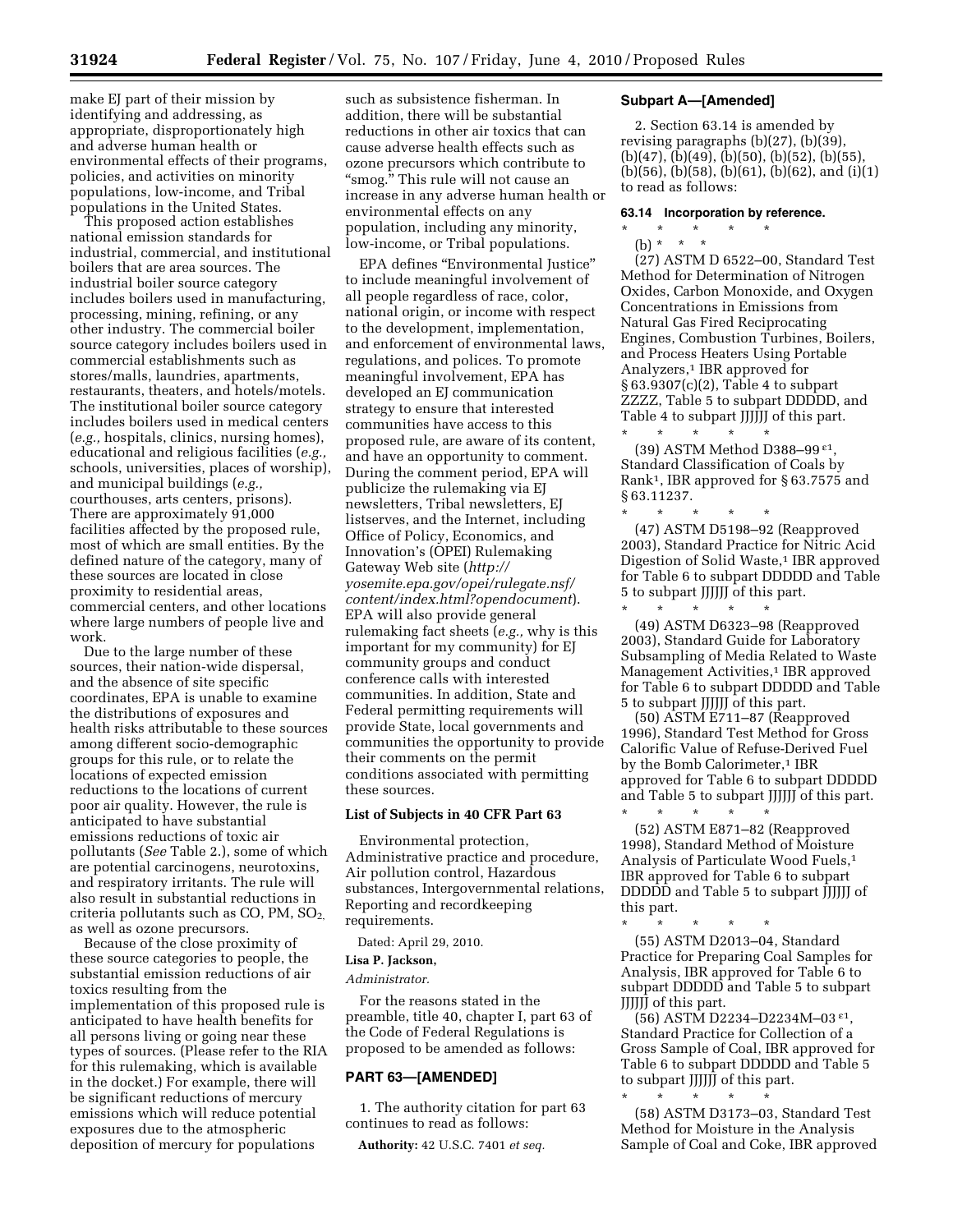make EJ part of their mission by identifying and addressing, as appropriate, disproportionately high and adverse human health or environmental effects of their programs, policies, and activities on minority populations, low-income, and Tribal populations in the United States.

This proposed action establishes national emission standards for industrial, commercial, and institutional boilers that are area sources. The industrial boiler source category includes boilers used in manufacturing, processing, mining, refining, or any other industry. The commercial boiler source category includes boilers used in commercial establishments such as stores/malls, laundries, apartments, restaurants, theaters, and hotels/motels. The institutional boiler source category includes boilers used in medical centers (*e.g.,* hospitals, clinics, nursing homes), educational and religious facilities (*e.g.,* schools, universities, places of worship), and municipal buildings (*e.g.,* courthouses, arts centers, prisons). There are approximately 91,000 facilities affected by the proposed rule, most of which are small entities. By the defined nature of the category, many of these sources are located in close proximity to residential areas, commercial centers, and other locations where large numbers of people live and work.

Due to the large number of these sources, their nation-wide dispersal, and the absence of site specific coordinates, EPA is unable to examine the distributions of exposures and health risks attributable to these sources among different socio-demographic groups for this rule, or to relate the locations of expected emission reductions to the locations of current poor air quality. However, the rule is anticipated to have substantial emissions reductions of toxic air pollutants (*See* Table 2.), some of which are potential carcinogens, neurotoxins, and respiratory irritants. The rule will also result in substantial reductions in criteria pollutants such as CO, PM, $SO_2$, as well as ozone precursors.

Because of the close proximity of these source categories to people, the substantial emission reductions of air toxics resulting from the implementation of this proposed rule is anticipated to have health benefits for all persons living or going near these types of sources. (Please refer to the RIA for this rulemaking, which is available in the docket.) For example, there will be significant reductions of mercury emissions which will reduce potential exposures due to the atmospheric deposition of mercury for populations such as subsistence fisherman. In addition, there will be substantial reductions in other air toxics that can cause adverse health effects such as ozone precursors which contribute to "smog." This rule will not cause an increase in any adverse human health or environmental effects on any population, including any minority, low-income, or Tribal populations.

EPA defines "Environmental Justice" to include meaningful involvement of all people regardless of race, color, national origin, or income with respect to the development, implementation, and enforcement of environmental laws, regulations, and polices. To promote meaningful involvement, EPA has developed an EJ communication strategy to ensure that interested communities have access to this proposed rule, are aware of its content, and have an opportunity to comment. During the comment period, EPA will publicize the rulemaking via EJ newsletters, Tribal newsletters, EJ listserves, and the Internet, including Office of Policy, Economics, and Innovation's (OPEI) Rulemaking Gateway Web site (*http://yosemite.epa.gov/opei/rulegate.nsf/content/index.html?opendocument*). EPA will also provide general rulemaking fact sheets (*e.g.,* why is this important for my community) for EJ community groups and conduct conference calls with interested communities. In addition, State and Federal permitting requirements will provide State, local governments and communities the opportunity to provide their comments on the permit conditions associated with permitting these sources.

## List of Subjects in 40 CFR Part 63

Environmental protection, Administrative practice and procedure, Air pollution control, Hazardous substances, Intergovernmental relations, Reporting and recordkeeping requirements.

Dated: April 29, 2010.

**Lisa P. Jackson,**

*Administrator.*

For the reasons stated in the preamble, title 40, chapter I, part 63 of the Code of Federal Regulations is proposed to be amended as follows:

## PART 63—[AMENDED]

1. The authority citation for part 63 continues to read as follows:

**Authority:** 42 U.S.C. 7401 *et seq.*

### Subpart A—[Amended]

2. Section 63.14 is amended by revising paragraphs (b)(27), (b)(39), (b)(47), (b)(49), (b)(50), (b)(52), (b)(55), (b)(56), (b)(58), (b)(61), (b)(62), and (i)(1) to read as follows:

**63.14 Incorporation by reference.**

\* \* \* \* \*

(b) \* \* \*

(27) ASTM D 6522–00, Standard Test Method for Determination of Nitrogen Oxides, Carbon Monoxide, and Oxygen Concentrations in Emissions from Natural Gas Fired Reciprocating Engines, Combustion Turbines, Boilers, and Process Heaters Using Portable Analyzers,[1] IBR approved for § 63.9307(c)(2), Table 4 to subpart ZZZZ, Table 5 to subpart DDDDD, and Table 4 to subpart JJJJJJ of this part.

\* \* \* \* \*

(39) ASTM Method D388–99 $^{\varepsilon 1}$, Standard Classification of Coals by Rank[1], IBR approved for § 63.7575 and § 63.11237.

\* \* \* \* \*

(47) ASTM D5198–92 (Reapproved 2003), Standard Practice for Nitric Acid Digestion of Solid Waste,[1] IBR approved for Table 6 to subpart DDDDD and Table 5 to subpart JJJJJJ of this part.

\* \* \* \* \*

(49) ASTM D6323–98 (Reapproved 2003), Standard Guide for Laboratory Subsampling of Media Related to Waste Management Activities,[1] IBR approved for Table 6 to subpart DDDDD and Table 5 to subpart JJJJJJ of this part.

(50) ASTM E711–87 (Reapproved 1996), Standard Test Method for Gross Calorific Value of Refuse-Derived Fuel by the Bomb Calorimeter,[1] IBR approved for Table 6 to subpart DDDDD and Table 5 to subpart JJJJJJ of this part.

\* \* \* \* \*

(52) ASTM E871–82 (Reapproved 1998), Standard Method of Moisture Analysis of Particulate Wood Fuels,[1] IBR approved for Table 6 to subpart DDDDD and Table 5 to subpart JJJJJJ of this part.

\* \* \* \* \*

(55) ASTM D2013–04, Standard Practice for Preparing Coal Samples for Analysis, IBR approved for Table 6 to subpart DDDDD and Table 5 to subpart JJJJJJ of this part.

(56) ASTM D2234–D2234M–03 $^{\varepsilon 1}$, Standard Practice for Collection of a Gross Sample of Coal, IBR approved for Table 6 to subpart DDDDD and Table 5 to subpart JJJJJJ of this part.

\* \* \* \* \*

(58) ASTM D3173–03, Standard Test Method for Moisture in the Analysis Sample of Coal and Coke, IBR approved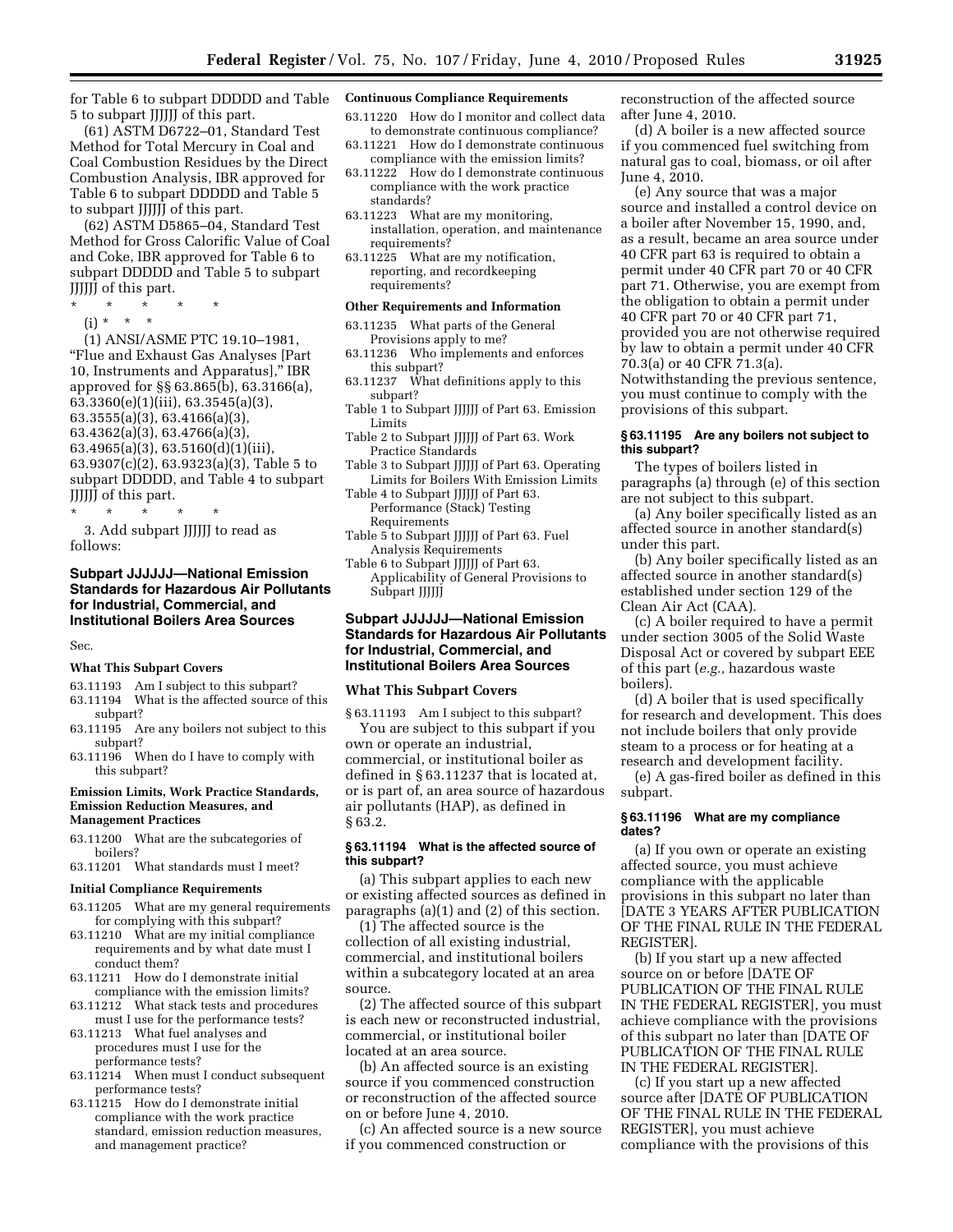for Table 6 to subpart DDDDD and Table 5 to subpart JJJJJJ of this part.

(61) ASTM D6722–01, Standard Test Method for Total Mercury in Coal and Coal Combustion Residues by the Direct Combustion Analysis, IBR approved for Table 6 to subpart DDDDD and Table 5 to subpart JJJJJJ of this part.

(62) ASTM D5865–04, Standard Test Method for Gross Calorific Value of Coal and Coke, IBR approved for Table 6 to subpart DDDDD and Table 5 to subpart JJJJJJ of this part.

\* \* \* \* \*

(i) \* \* \*

(1) ANSI/ASME PTC 19.10–1981, "Flue and Exhaust Gas Analyses [Part 10, Instruments and Apparatus]," IBR approved for §§ 63.865(b), 63.3166(a), 63.3360(e)(1)(iii), 63.3545(a)(3), 63.3555(a)(3), 63.4166(a)(3), 63.4362(a)(3), 63.4766(a)(3), 63.4965(a)(3), 63.5160(d)(1)(iii), 63.9307(c)(2), 63.9323(a)(3), Table 5 to subpart DDDDD, and Table 4 to subpart JJJJJJ of this part.

\* \* \* \* \*

3. Add subpart JJJJJJ to read as follows:

## Subpart JJJJJJ—National Emission Standards for Hazardous Air Pollutants for Industrial, Commercial, and Institutional Boilers Area Sources

Sec.

**What This Subpart Covers**

63.11193 Am I subject to this subpart?
63.11194 What is the affected source of this subpart?
63.11195 Are any boilers not subject to this subpart?
63.11196 When do I have to comply with this subpart?

**Emission Limits, Work Practice Standards, Emission Reduction Measures, and Management Practices**

63.11200 What are the subcategories of boilers?
63.11201 What standards must I meet?

**Initial Compliance Requirements**

63.11205 What are my general requirements for complying with this subpart?
63.11210 What are my initial compliance requirements and by what date must I conduct them?
63.11211 How do I demonstrate initial compliance with the emission limits?
63.11212 What stack tests and procedures must I use for the performance tests?
63.11213 What fuel analyses and procedures must I use for the performance tests?
63.11214 When must I conduct subsequent performance tests?
63.11215 How do I demonstrate initial compliance with the work practice standard, emission reduction measures, and management practice?

**Continuous Compliance Requirements**

63.11220 How do I monitor and collect data to demonstrate continuous compliance?
63.11221 How do I demonstrate continuous compliance with the emission limits?
63.11222 How do I demonstrate continuous compliance with the work practice standards?
63.11223 What are my monitoring, installation, operation, and maintenance requirements?
63.11225 What are my notification, reporting, and recordkeeping requirements?

**Other Requirements and Information**

63.11235 What parts of the General Provisions apply to me?
63.11236 Who implements and enforces this subpart?
63.11237 What definitions apply to this subpart?
Table 1 to Subpart JJJJJJ of Part 63. Emission Limits
Table 2 to Subpart JJJJJJ of Part 63. Work Practice Standards
Table 3 to Subpart JJJJJJ of Part 63. Operating Limits for Boilers With Emission Limits
Table 4 to Subpart JJJJJJ of Part 63. Performance (Stack) Testing Requirements
Table 5 to Subpart JJJJJJ of Part 63. Fuel Analysis Requirements
Table 6 to Subpart JJJJJJ of Part 63. Applicability of General Provisions to Subpart JJJJJJ

## Subpart JJJJJJ—National Emission Standards for Hazardous Air Pollutants for Industrial, Commercial, and Institutional Boilers Area Sources

### What This Subpart Covers

§ 63.11193 Am I subject to this subpart?

You are subject to this subpart if you own or operate an industrial, commercial, or institutional boiler as defined in § 63.11237 that is located at, or is part of, an area source of hazardous air pollutants (HAP), as defined in § 63.2.

**§ 63.11194 What is the affected source of this subpart?**

(a) This subpart applies to each new or existing affected sources as defined in paragraphs (a)(1) and (2) of this section.

(1) The affected source is the collection of all existing industrial, commercial, and institutional boilers within a subcategory located at an area source.

(2) The affected source of this subpart is each new or reconstructed industrial, commercial, or institutional boiler located at an area source.

(b) An affected source is an existing source if you commenced construction or reconstruction of the affected source on or before June 4, 2010.

(c) An affected source is a new source if you commenced construction or reconstruction of the affected source after June 4, 2010.

(d) A boiler is a new affected source if you commenced fuel switching from natural gas to coal, biomass, or oil after June 4, 2010.

(e) Any source that was a major source and installed a control device on a boiler after November 15, 1990, and, as a result, became an area source under 40 CFR part 63 is required to obtain a permit under 40 CFR part 70 or 40 CFR part 71. Otherwise, you are exempt from the obligation to obtain a permit under 40 CFR part 70 or 40 CFR part 71, provided you are not otherwise required by law to obtain a permit under 40 CFR 70.3(a) or 40 CFR 71.3(a). Notwithstanding the previous sentence, you must continue to comply with the provisions of this subpart.

**§ 63.11195 Are any boilers not subject to this subpart?**

The types of boilers listed in paragraphs (a) through (e) of this section are not subject to this subpart.

(a) Any boiler specifically listed as an affected source in another standard(s) under this part.

(b) Any boiler specifically listed as an affected source in another standard(s) established under section 129 of the Clean Air Act (CAA).

(c) A boiler required to have a permit under section 3005 of the Solid Waste Disposal Act or covered by subpart EEE of this part (*e.g.,* hazardous waste boilers).

(d) A boiler that is used specifically for research and development. This does not include boilers that only provide steam to a process or for heating at a research and development facility.

(e) A gas-fired boiler as defined in this subpart.

**§ 63.11196 What are my compliance dates?**

(a) If you own or operate an existing affected source, you must achieve compliance with the applicable provisions in this subpart no later than [DATE 3 YEARS AFTER PUBLICATION OF THE FINAL RULE IN THE FEDERAL REGISTER].

(b) If you start up a new affected source on or before [DATE OF PUBLICATION OF THE FINAL RULE IN THE FEDERAL REGISTER], you must achieve compliance with the provisions of this subpart no later than [DATE OF PUBLICATION OF THE FINAL RULE IN THE FEDERAL REGISTER].

(c) If you start up a new affected source after [DATE OF PUBLICATION OF THE FINAL RULE IN THE FEDERAL REGISTER], you must achieve compliance with the provisions of this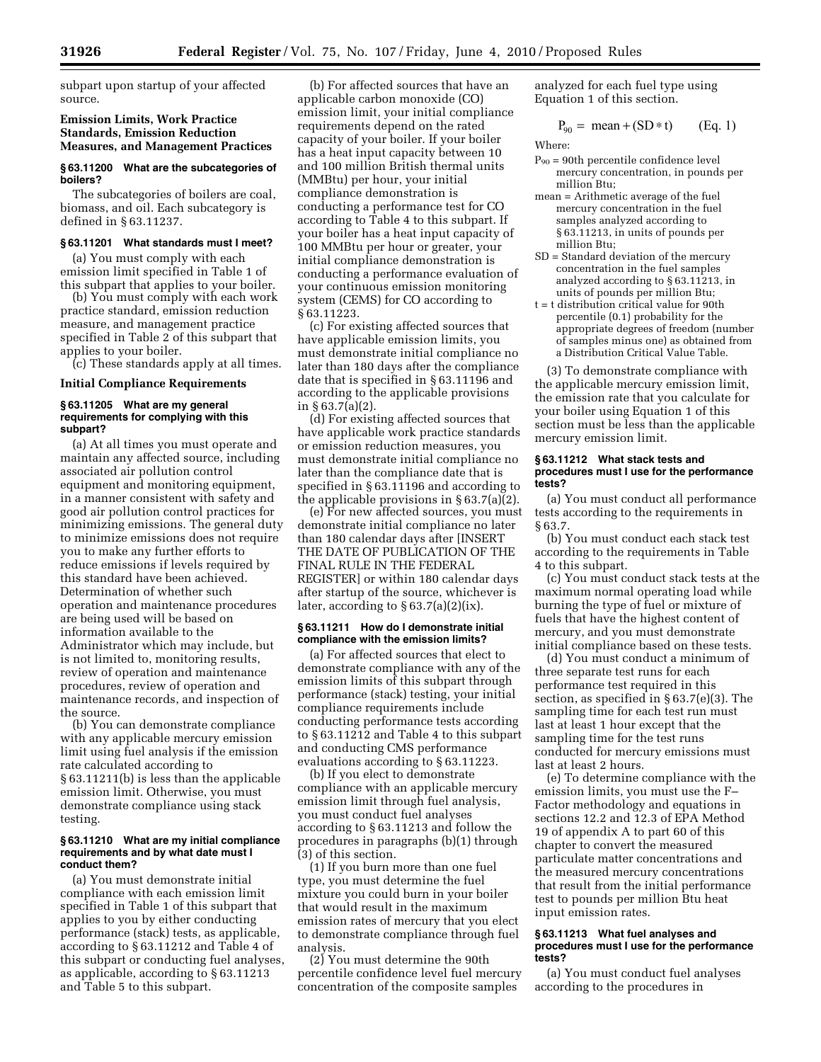subpart upon startup of your affected source.

## Emission Limits, Work Practice Standards, Emission Reduction Measures, and Management Practices

### § 63.11200 What are the subcategories of boilers?

The subcategories of boilers are coal, biomass, and oil. Each subcategory is defined in § 63.11237.

### § 63.11201 What standards must I meet?

(a) You must comply with each emission limit specified in Table 1 of this subpart that applies to your boiler.

(b) You must comply with each work practice standard, emission reduction measure, and management practice specified in Table 2 of this subpart that applies to your boiler.

(c) These standards apply at all times.

## Initial Compliance Requirements

### § 63.11205 What are my general requirements for complying with this subpart?

(a) At all times you must operate and maintain any affected source, including associated air pollution control equipment and monitoring equipment, in a manner consistent with safety and good air pollution control practices for minimizing emissions. The general duty to minimize emissions does not require you to make any further efforts to reduce emissions if levels required by this standard have been achieved. Determination of whether such operation and maintenance procedures are being used will be based on information available to the Administrator which may include, but is not limited to, monitoring results, review of operation and maintenance procedures, review of operation and maintenance records, and inspection of the source.

(b) You can demonstrate compliance with any applicable mercury emission limit using fuel analysis if the emission rate calculated according to § 63.11211(b) is less than the applicable emission limit. Otherwise, you must demonstrate compliance using stack testing.

### § 63.11210 What are my initial compliance requirements and by what date must I conduct them?

(a) You must demonstrate initial compliance with each emission limit specified in Table 1 of this subpart that applies to you by either conducting performance (stack) tests, as applicable, according to § 63.11212 and Table 4 of this subpart or conducting fuel analyses, as applicable, according to § 63.11213 and Table 5 to this subpart.

(b) For affected sources that have an applicable carbon monoxide (CO) emission limit, your initial compliance requirements depend on the rated capacity of your boiler. If your boiler has a heat input capacity between 10 and 100 million British thermal units (MMBtu) per hour, your initial compliance demonstration is conducting a performance test for CO according to Table 4 to this subpart. If your boiler has a heat input capacity of 100 MMBtu per hour or greater, your initial compliance demonstration is conducting a performance evaluation of your continuous emission monitoring system (CEMS) for CO according to § 63.11223.

(c) For existing affected sources that have applicable emission limits, you must demonstrate initial compliance no later than 180 days after the compliance date that is specified in § 63.11196 and according to the applicable provisions in § 63.7(a)(2).

(d) For existing affected sources that have applicable work practice standards or emission reduction measures, you must demonstrate initial compliance no later than the compliance date that is specified in § 63.11196 and according to the applicable provisions in § 63.7(a)(2).

(e) For new affected sources, you must demonstrate initial compliance no later than 180 calendar days after [INSERT THE DATE OF PUBLICATION OF THE FINAL RULE IN THE FEDERAL REGISTER] or within 180 calendar days after startup of the source, whichever is later, according to § 63.7(a)(2)(ix).

### § 63.11211 How do I demonstrate initial compliance with the emission limits?

(a) For affected sources that elect to demonstrate compliance with any of the emission limits of this subpart through performance (stack) testing, your initial compliance requirements include conducting performance tests according to § 63.11212 and Table 4 to this subpart and conducting CMS performance evaluations according to § 63.11223.

(b) If you elect to demonstrate compliance with an applicable mercury emission limit through fuel analysis, you must conduct fuel analyses according to § 63.11213 and follow the procedures in paragraphs (b)(1) through (3) of this section.

(1) If you burn more than one fuel type, you must determine the fuel mixture you could burn in your boiler that would result in the maximum emission rates of mercury that you elect to demonstrate compliance through fuel analysis.

(2) You must determine the 90th percentile confidence level fuel mercury concentration of the composite samples analyzed for each fuel type using Equation 1 of this section.

$$P_{90} = \text{mean} + (SD * t) \qquad \text{(Eq. 1)}$$

Where:

$P_{90}$ = 90th percentile confidence level mercury concentration, in pounds per million Btu;

mean = Arithmetic average of the fuel mercury concentration in the fuel samples analyzed according to § 63.11213, in units of pounds per million Btu;

SD = Standard deviation of the mercury concentration in the fuel samples analyzed according to § 63.11213, in units of pounds per million Btu;

t = t distribution critical value for 90th percentile (0.1) probability for the appropriate degrees of freedom (number of samples minus one) as obtained from a Distribution Critical Value Table.

(3) To demonstrate compliance with the applicable mercury emission limit, the emission rate that you calculate for your boiler using Equation 1 of this section must be less than the applicable mercury emission limit.

### § 63.11212 What stack tests and procedures must I use for the performance tests?

(a) You must conduct all performance tests according to the requirements in § 63.7.

(b) You must conduct each stack test according to the requirements in Table 4 to this subpart.

(c) You must conduct stack tests at the maximum normal operating load while burning the type of fuel or mixture of fuels that have the highest content of mercury, and you must demonstrate initial compliance based on these tests.

(d) You must conduct a minimum of three separate test runs for each performance test required in this section, as specified in § 63.7(e)(3). The sampling time for each test run must last at least 1 hour except that the sampling time for the test runs conducted for mercury emissions must last at least 2 hours.

(e) To determine compliance with the emission limits, you must use the F–Factor methodology and equations in sections 12.2 and 12.3 of EPA Method 19 of appendix A to part 60 of this chapter to convert the measured particulate matter concentrations and the measured mercury concentrations that result from the initial performance test to pounds per million Btu heat input emission rates.

### § 63.11213 What fuel analyses and procedures must I use for the performance tests?

(a) You must conduct fuel analyses according to the procedures in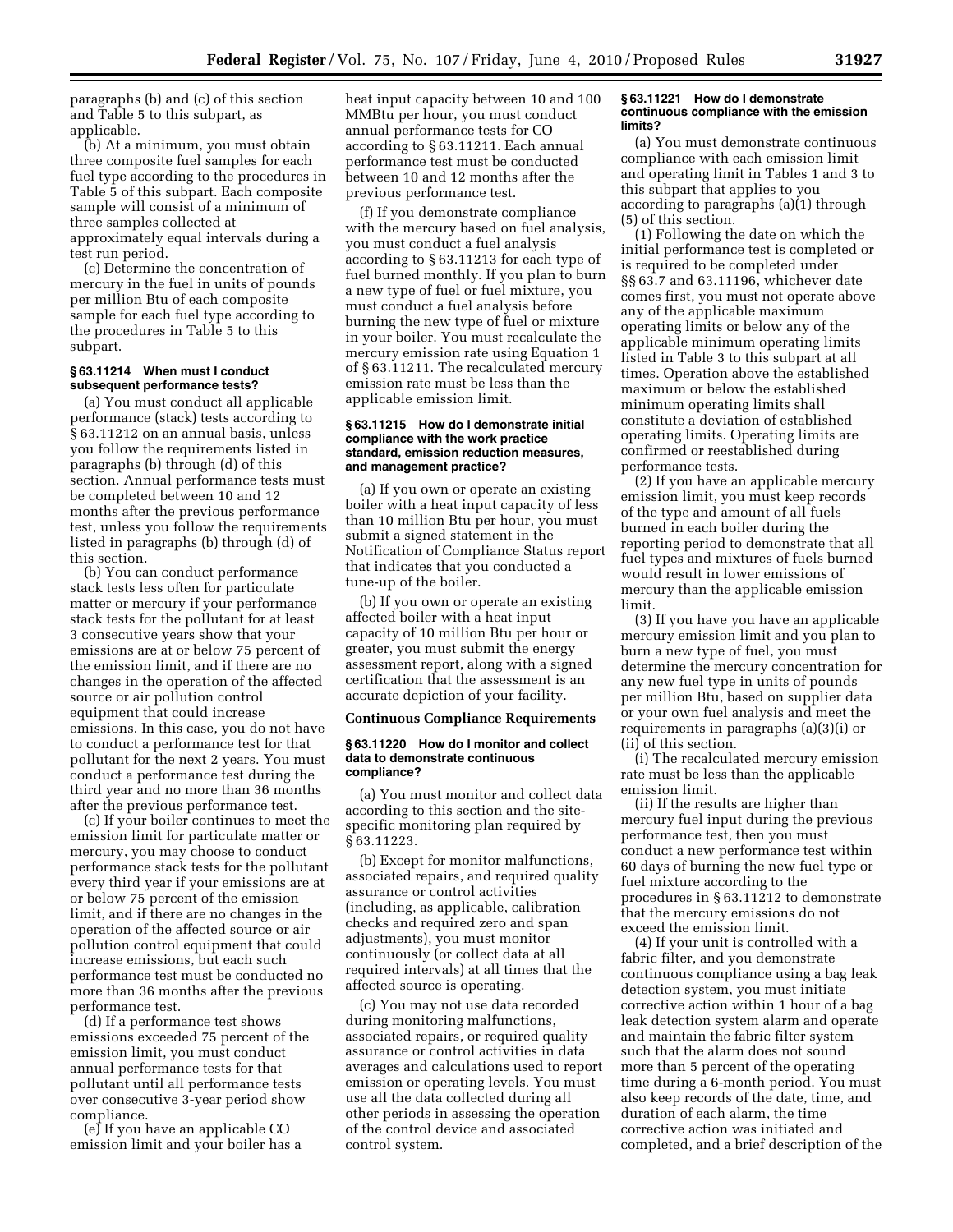paragraphs (b) and (c) of this section and Table 5 to this subpart, as applicable.

(b) At a minimum, you must obtain three composite fuel samples for each fuel type according to the procedures in Table 5 of this subpart. Each composite sample will consist of a minimum of three samples collected at approximately equal intervals during a test run period.

(c) Determine the concentration of mercury in the fuel in units of pounds per million Btu of each composite sample for each fuel type according to the procedures in Table 5 to this subpart.

**§ 63.11214 When must I conduct subsequent performance tests?**

(a) You must conduct all applicable performance (stack) tests according to § 63.11212 on an annual basis, unless you follow the requirements listed in paragraphs (b) through (d) of this section. Annual performance tests must be completed between 10 and 12 months after the previous performance test, unless you follow the requirements listed in paragraphs (b) through (d) of this section.

(b) You can conduct performance stack tests less often for particulate matter or mercury if your performance stack tests for the pollutant for at least 3 consecutive years show that your emissions are at or below 75 percent of the emission limit, and if there are no changes in the operation of the affected source or air pollution control equipment that could increase emissions. In this case, you do not have to conduct a performance test for that pollutant for the next 2 years. You must conduct a performance test during the third year and no more than 36 months after the previous performance test.

(c) If your boiler continues to meet the emission limit for particulate matter or mercury, you may choose to conduct performance stack tests for the pollutant every third year if your emissions are at or below 75 percent of the emission limit, and if there are no changes in the operation of the affected source or air pollution control equipment that could increase emissions, but each such performance test must be conducted no more than 36 months after the previous performance test.

(d) If a performance test shows emissions exceeded 75 percent of the emission limit, you must conduct annual performance tests for that pollutant until all performance tests over consecutive 3-year period show compliance.

(e) If you have an applicable CO emission limit and your boiler has a heat input capacity between 10 and 100 MMBtu per hour, you must conduct annual performance tests for CO according to § 63.11211. Each annual performance test must be conducted between 10 and 12 months after the previous performance test.

(f) If you demonstrate compliance with the mercury based on fuel analysis, you must conduct a fuel analysis according to § 63.11213 for each type of fuel burned monthly. If you plan to burn a new type of fuel or fuel mixture, you must conduct a fuel analysis before burning the new type of fuel or mixture in your boiler. You must recalculate the mercury emission rate using Equation 1 of § 63.11211. The recalculated mercury emission rate must be less than the applicable emission limit.

**§ 63.11215 How do I demonstrate initial compliance with the work practice standard, emission reduction measures, and management practice?**

(a) If you own or operate an existing boiler with a heat input capacity of less than 10 million Btu per hour, you must submit a signed statement in the Notification of Compliance Status report that indicates that you conducted a tune-up of the boiler.

(b) If you own or operate an existing affected boiler with a heat input capacity of 10 million Btu per hour or greater, you must submit the energy assessment report, along with a signed certification that the assessment is an accurate depiction of your facility.

**Continuous Compliance Requirements**

**§ 63.11220 How do I monitor and collect data to demonstrate continuous compliance?**

(a) You must monitor and collect data according to this section and the site-specific monitoring plan required by § 63.11223.

(b) Except for monitor malfunctions, associated repairs, and required quality assurance or control activities (including, as applicable, calibration checks and required zero and span adjustments), you must monitor continuously (or collect data at all required intervals) at all times that the affected source is operating.

(c) You may not use data recorded during monitoring malfunctions, associated repairs, or required quality assurance or control activities in data averages and calculations used to report emission or operating levels. You must use all the data collected during all other periods in assessing the operation of the control device and associated control system.

**§ 63.11221 How do I demonstrate continuous compliance with the emission limits?**

(a) You must demonstrate continuous compliance with each emission limit and operating limit in Tables 1 and 3 to this subpart that applies to you according to paragraphs (a)(1) through (5) of this section.

(1) Following the date on which the initial performance test is completed or is required to be completed under §§ 63.7 and 63.11196, whichever date comes first, you must not operate above any of the applicable maximum operating limits or below any of the applicable minimum operating limits listed in Table 3 to this subpart at all times. Operation above the established maximum or below the established minimum operating limits shall constitute a deviation of established operating limits. Operating limits are confirmed or reestablished during performance tests.

(2) If you have an applicable mercury emission limit, you must keep records of the type and amount of all fuels burned in each boiler during the reporting period to demonstrate that all fuel types and mixtures of fuels burned would result in lower emissions of mercury than the applicable emission limit.

(3) If you have you have an applicable mercury emission limit and you plan to burn a new type of fuel, you must determine the mercury concentration for any new fuel type in units of pounds per million Btu, based on supplier data or your own fuel analysis and meet the requirements in paragraphs (a)(3)(i) or (ii) of this section.

(i) The recalculated mercury emission rate must be less than the applicable emission limit.

(ii) If the results are higher than mercury fuel input during the previous performance test, then you must conduct a new performance test within 60 days of burning the new fuel type or fuel mixture according to the procedures in § 63.11212 to demonstrate that the mercury emissions do not exceed the emission limit.

(4) If your unit is controlled with a fabric filter, and you demonstrate continuous compliance using a bag leak detection system, you must initiate corrective action within 1 hour of a bag leak detection system alarm and operate and maintain the fabric filter system such that the alarm does not sound more than 5 percent of the operating time during a 6-month period. You must also keep records of the date, time, and duration of each alarm, the time corrective action was initiated and completed, and a brief description of the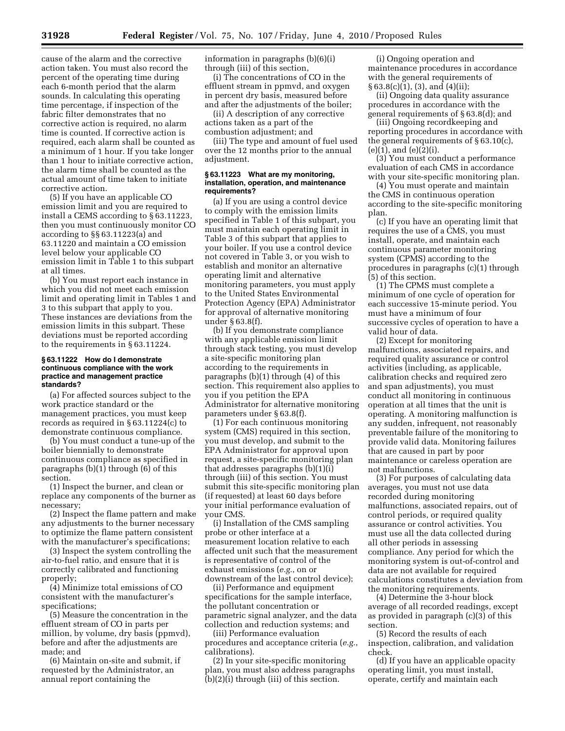cause of the alarm and the corrective action taken. You must also record the percent of the operating time during each 6-month period that the alarm sounds. In calculating this operating time percentage, if inspection of the fabric filter demonstrates that no corrective action is required, no alarm time is counted. If corrective action is required, each alarm shall be counted as a minimum of 1 hour. If you take longer than 1 hour to initiate corrective action, the alarm time shall be counted as the actual amount of time taken to initiate corrective action.

(5) If you have an applicable CO emission limit and you are required to install a CEMS according to § 63.11223, then you must continuously monitor CO according to §§ 63.11223(a) and 63.11220 and maintain a CO emission level below your applicable CO emission limit in Table 1 to this subpart at all times.

(b) You must report each instance in which you did not meet each emission limit and operating limit in Tables 1 and 3 to this subpart that apply to you. These instances are deviations from the emission limits in this subpart. These deviations must be reported according to the requirements in § 63.11224.

### § 63.11222 How do I demonstrate continuous compliance with the work practice and management practice standards?

(a) For affected sources subject to the work practice standard or the management practices, you must keep records as required in § 63.11224(c) to demonstrate continuous compliance.

(b) You must conduct a tune-up of the boiler biennially to demonstrate continuous compliance as specified in paragraphs (b)(1) through (6) of this section.

(1) Inspect the burner, and clean or replace any components of the burner as necessary;

(2) Inspect the flame pattern and make any adjustments to the burner necessary to optimize the flame pattern consistent with the manufacturer's specifications;

(3) Inspect the system controlling the air-to-fuel ratio, and ensure that it is correctly calibrated and functioning properly;

(4) Minimize total emissions of CO consistent with the manufacturer's specifications;

(5) Measure the concentration in the effluent stream of CO in parts per million, by volume, dry basis (ppmvd), before and after the adjustments are made; and

(6) Maintain on-site and submit, if requested by the Administrator, an annual report containing the information in paragraphs (b)(6)(i) through (iii) of this section,

(i) The concentrations of CO in the effluent stream in ppmvd, and oxygen in percent dry basis, measured before and after the adjustments of the boiler;

(ii) A description of any corrective actions taken as a part of the combustion adjustment; and

(iii) The type and amount of fuel used over the 12 months prior to the annual adjustment.

### § 63.11223 What are my monitoring, installation, operation, and maintenance requirements?

(a) If you are using a control device to comply with the emission limits specified in Table 1 of this subpart, you must maintain each operating limit in Table 3 of this subpart that applies to your boiler. If you use a control device not covered in Table 3, or you wish to establish and monitor an alternative operating limit and alternative monitoring parameters, you must apply to the United States Environmental Protection Agency (EPA) Administrator for approval of alternative monitoring under § 63.8(f).

(b) If you demonstrate compliance with any applicable emission limit through stack testing, you must develop a site-specific monitoring plan according to the requirements in paragraphs (b)(1) through (4) of this section. This requirement also applies to you if you petition the EPA Administrator for alternative monitoring parameters under § 63.8(f).

(1) For each continuous monitoring system (CMS) required in this section, you must develop, and submit to the EPA Administrator for approval upon request, a site-specific monitoring plan that addresses paragraphs (b)(1)(i) through (iii) of this section. You must submit this site-specific monitoring plan (if requested) at least 60 days before your initial performance evaluation of your CMS.

(i) Installation of the CMS sampling probe or other interface at a measurement location relative to each affected unit such that the measurement is representative of control of the exhaust emissions (*e.g.*, on or downstream of the last control device);

(ii) Performance and equipment specifications for the sample interface, the pollutant concentration or parametric signal analyzer, and the data collection and reduction systems; and

(iii) Performance evaluation procedures and acceptance criteria (*e.g.*, calibrations).

(2) In your site-specific monitoring plan, you must also address paragraphs (b)(2)(i) through (iii) of this section.

(i) Ongoing operation and maintenance procedures in accordance with the general requirements of § 63.8(c)(1), (3), and (4)(ii);

(ii) Ongoing data quality assurance procedures in accordance with the general requirements of § 63.8(d); and

(iii) Ongoing recordkeeping and reporting procedures in accordance with the general requirements of § 63.10(c), (e)(1), and (e)(2)(i).

(3) You must conduct a performance evaluation of each CMS in accordance with your site-specific monitoring plan.

(4) You must operate and maintain the CMS in continuous operation according to the site-specific monitoring plan.

(c) If you have an operating limit that requires the use of a CMS, you must install, operate, and maintain each continuous parameter monitoring system (CPMS) according to the procedures in paragraphs (c)(1) through (5) of this section.

(1) The CPMS must complete a minimum of one cycle of operation for each successive 15-minute period. You must have a minimum of four successive cycles of operation to have a valid hour of data.

(2) Except for monitoring malfunctions, associated repairs, and required quality assurance or control activities (including, as applicable, calibration checks and required zero and span adjustments), you must conduct all monitoring in continuous operation at all times that the unit is operating. A monitoring malfunction is any sudden, infrequent, not reasonably preventable failure of the monitoring to provide valid data. Monitoring failures that are caused in part by poor maintenance or careless operation are not malfunctions.

(3) For purposes of calculating data averages, you must not use data recorded during monitoring malfunctions, associated repairs, out of control periods, or required quality assurance or control activities. You must use all the data collected during all other periods in assessing compliance. Any period for which the monitoring system is out-of-control and data are not available for required calculations constitutes a deviation from the monitoring requirements.

(4) Determine the 3-hour block average of all recorded readings, except as provided in paragraph (c)(3) of this section.

(5) Record the results of each inspection, calibration, and validation check.

(d) If you have an applicable opacity operating limit, you must install, operate, certify and maintain each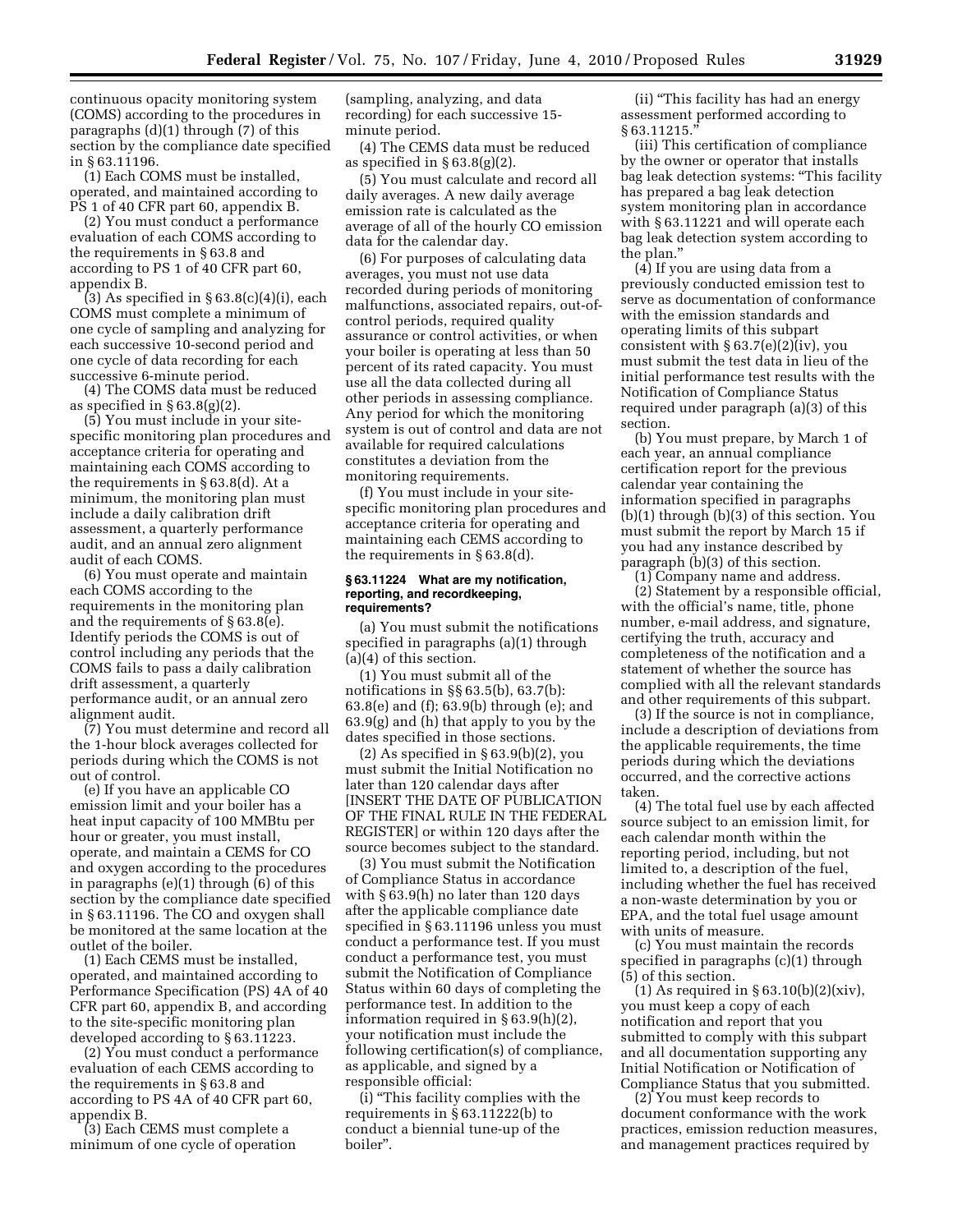continuous opacity monitoring system (COMS) according to the procedures in paragraphs (d)(1) through (7) of this section by the compliance date specified in § 63.11196.

(1) Each COMS must be installed, operated, and maintained according to PS 1 of 40 CFR part 60, appendix B.

(2) You must conduct a performance evaluation of each COMS according to the requirements in § 63.8 and according to PS 1 of 40 CFR part 60, appendix B.

(3) As specified in § 63.8(c)(4)(i), each COMS must complete a minimum of one cycle of sampling and analyzing for each successive 10-second period and one cycle of data recording for each successive 6-minute period.

(4) The COMS data must be reduced as specified in § 63.8(g)(2).

(5) You must include in your site-specific monitoring plan procedures and acceptance criteria for operating and maintaining each COMS according to the requirements in § 63.8(d). At a minimum, the monitoring plan must include a daily calibration drift assessment, a quarterly performance audit, and an annual zero alignment audit of each COMS.

(6) You must operate and maintain each COMS according to the requirements in the monitoring plan and the requirements of § 63.8(e). Identify periods the COMS is out of control including any periods that the COMS fails to pass a daily calibration drift assessment, a quarterly performance audit, or an annual zero alignment audit.

(7) You must determine and record all the 1-hour block averages collected for periods during which the COMS is not out of control.

(e) If you have an applicable CO emission limit and your boiler has a heat input capacity of 100 MMBtu per hour or greater, you must install, operate, and maintain a CEMS for CO and oxygen according to the procedures in paragraphs (e)(1) through (6) of this section by the compliance date specified in § 63.11196. The CO and oxygen shall be monitored at the same location at the outlet of the boiler.

(1) Each CEMS must be installed, operated, and maintained according to Performance Specification (PS) 4A of 40 CFR part 60, appendix B, and according to the site-specific monitoring plan developed according to § 63.11223.

(2) You must conduct a performance evaluation of each CEMS according to the requirements in § 63.8 and according to PS 4A of 40 CFR part 60, appendix B.

(3) Each CEMS must complete a minimum of one cycle of operation (sampling, analyzing, and data recording) for each successive 15-minute period.

(4) The CEMS data must be reduced as specified in § 63.8(g)(2).

(5) You must calculate and record all daily averages. A new daily average emission rate is calculated as the average of all of the hourly CO emission data for the calendar day.

(6) For purposes of calculating data averages, you must not use data recorded during periods of monitoring malfunctions, associated repairs, out-of-control periods, required quality assurance or control activities, or when your boiler is operating at less than 50 percent of its rated capacity. You must use all the data collected during all other periods in assessing compliance. Any period for which the monitoring system is out of control and data are not available for required calculations constitutes a deviation from the monitoring requirements.

(f) You must include in your site-specific monitoring plan procedures and acceptance criteria for operating and maintaining each CEMS according to the requirements in § 63.8(d).

**§ 63.11224 What are my notification, reporting, and recordkeeping, requirements?**

(a) You must submit the notifications specified in paragraphs (a)(1) through (a)(4) of this section.

(1) You must submit all of the notifications in §§ 63.5(b), 63.7(b): 63.8(e) and (f); 63.9(b) through (e); and 63.9(g) and (h) that apply to you by the dates specified in those sections.

(2) As specified in § 63.9(b)(2), you must submit the Initial Notification no later than 120 calendar days after [INSERT THE DATE OF PUBLICATION OF THE FINAL RULE IN THE FEDERAL REGISTER] or within 120 days after the source becomes subject to the standard.

(3) You must submit the Notification of Compliance Status in accordance with § 63.9(h) no later than 120 days after the applicable compliance date specified in § 63.11196 unless you must conduct a performance test. If you must conduct a performance test, you must submit the Notification of Compliance Status within 60 days of completing the performance test. In addition to the information required in § 63.9(h)(2), your notification must include the following certification(s) of compliance, as applicable, and signed by a responsible official:

(i) "This facility complies with the requirements in § 63.11222(b) to conduct a biennial tune-up of the boiler".

(ii) "This facility has had an energy assessment performed according to § 63.11215."

(iii) This certification of compliance by the owner or operator that installs bag leak detection systems: "This facility has prepared a bag leak detection system monitoring plan in accordance with § 63.11221 and will operate each bag leak detection system according to the plan."

(4) If you are using data from a previously conducted emission test to serve as documentation of conformance with the emission standards and operating limits of this subpart consistent with § 63.7(e)(2)(iv), you must submit the test data in lieu of the initial performance test results with the Notification of Compliance Status required under paragraph (a)(3) of this section.

(b) You must prepare, by March 1 of each year, an annual compliance certification report for the previous calendar year containing the information specified in paragraphs (b)(1) through (b)(3) of this section. You must submit the report by March 15 if you had any instance described by paragraph (b)(3) of this section.

(1) Company name and address.

(2) Statement by a responsible official, with the official's name, title, phone number, e-mail address, and signature, certifying the truth, accuracy and completeness of the notification and a statement of whether the source has complied with all the relevant standards and other requirements of this subpart.

(3) If the source is not in compliance, include a description of deviations from the applicable requirements, the time periods during which the deviations occurred, and the corrective actions taken.

(4) The total fuel use by each affected source subject to an emission limit, for each calendar month within the reporting period, including, but not limited to, a description of the fuel, including whether the fuel has received a non-waste determination by you or EPA, and the total fuel usage amount with units of measure.

(c) You must maintain the records specified in paragraphs (c)(1) through (5) of this section.

(1) As required in § 63.10(b)(2)(xiv), you must keep a copy of each notification and report that you submitted to comply with this subpart and all documentation supporting any Initial Notification or Notification of Compliance Status that you submitted.

(2) You must keep records to document conformance with the work practices, emission reduction measures, and management practices required by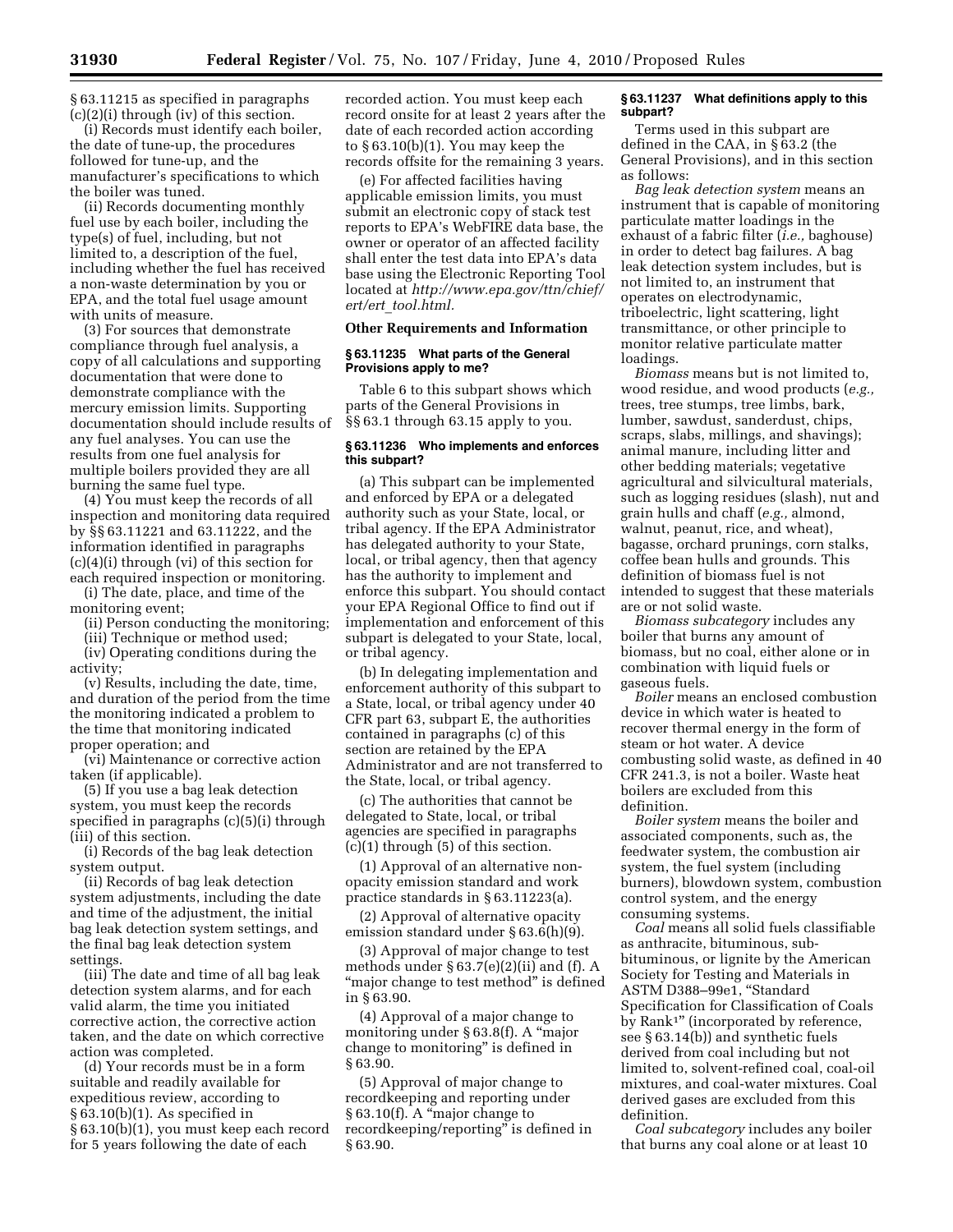§ 63.11215 as specified in paragraphs (c)(2)(i) through (iv) of this section.

(i) Records must identify each boiler, the date of tune-up, the procedures followed for tune-up, and the manufacturer's specifications to which the boiler was tuned.

(ii) Records documenting monthly fuel use by each boiler, including the type(s) of fuel, including, but not limited to, a description of the fuel, including whether the fuel has received a non-waste determination by you or EPA, and the total fuel usage amount with units of measure.

(3) For sources that demonstrate compliance through fuel analysis, a copy of all calculations and supporting documentation that were done to demonstrate compliance with the mercury emission limits. Supporting documentation should include results of any fuel analyses. You can use the results from one fuel analysis for multiple boilers provided they are all burning the same fuel type.

(4) You must keep the records of all inspection and monitoring data required by §§ 63.11221 and 63.11222, and the information identified in paragraphs (c)(4)(i) through (vi) of this section for each required inspection or monitoring.

(i) The date, place, and time of the monitoring event;

(ii) Person conducting the monitoring;

(iii) Technique or method used;

(iv) Operating conditions during the activity;

(v) Results, including the date, time, and duration of the period from the time the monitoring indicated a problem to the time that monitoring indicated proper operation; and

(vi) Maintenance or corrective action taken (if applicable).

(5) If you use a bag leak detection system, you must keep the records specified in paragraphs (c)(5)(i) through (iii) of this section.

(i) Records of the bag leak detection system output.

(ii) Records of bag leak detection system adjustments, including the date and time of the adjustment, the initial bag leak detection system settings, and the final bag leak detection system settings.

(iii) The date and time of all bag leak detection system alarms, and for each valid alarm, the time you initiated corrective action, the corrective action taken, and the date on which corrective action was completed.

(d) Your records must be in a form suitable and readily available for expeditious review, according to § 63.10(b)(1). As specified in § 63.10(b)(1), you must keep each record for 5 years following the date of each recorded action. You must keep each record onsite for at least 2 years after the date of each recorded action according to § 63.10(b)(1). You may keep the records offsite for the remaining 3 years.

(e) For affected facilities having applicable emission limits, you must submit an electronic copy of stack test reports to EPA's WebFIRE data base, the owner or operator of an affected facility shall enter the test data into EPA's data base using the Electronic Reporting Tool located at *http://www.epa.gov/ttn/chief/ert/ert_tool.html*.

## Other Requirements and Information

### § 63.11235 What parts of the General Provisions apply to me?

Table 6 to this subpart shows which parts of the General Provisions in §§ 63.1 through 63.15 apply to you.

### § 63.11236 Who implements and enforces this subpart?

(a) This subpart can be implemented and enforced by EPA or a delegated authority such as your State, local, or tribal agency. If the EPA Administrator has delegated authority to your State, local, or tribal agency, then that agency has the authority to implement and enforce this subpart. You should contact your EPA Regional Office to find out if implementation and enforcement of this subpart is delegated to your State, local, or tribal agency.

(b) In delegating implementation and enforcement authority of this subpart to a State, local, or tribal agency under 40 CFR part 63, subpart E, the authorities contained in paragraphs (c) of this section are retained by the EPA Administrator and are not transferred to the State, local, or tribal agency.

(c) The authorities that cannot be delegated to State, local, or tribal agencies are specified in paragraphs (c)(1) through (5) of this section.

(1) Approval of an alternative non-opacity emission standard and work practice standards in § 63.11223(a).

(2) Approval of alternative opacity emission standard under § 63.6(h)(9).

(3) Approval of major change to test methods under § 63.7(e)(2)(ii) and (f). A "major change to test method" is defined in § 63.90.

(4) Approval of a major change to monitoring under § 63.8(f). A "major change to monitoring" is defined in § 63.90.

(5) Approval of major change to recordkeeping and reporting under § 63.10(f). A "major change to recordkeeping/reporting" is defined in § 63.90.

### § 63.11237 What definitions apply to this subpart?

Terms used in this subpart are defined in the CAA, in § 63.2 (the General Provisions), and in this section as follows:

*Bag leak detection system* means an instrument that is capable of monitoring particulate matter loadings in the exhaust of a fabric filter (*i.e.,* baghouse) in order to detect bag failures. A bag leak detection system includes, but is not limited to, an instrument that operates on electrodynamic, triboelectric, light scattering, light transmittance, or other principle to monitor relative particulate matter loadings.

*Biomass* means but is not limited to, wood residue, and wood products (*e.g.,* trees, tree stumps, tree limbs, bark, lumber, sawdust, sanderdust, chips, scraps, slabs, millings, and shavings); animal manure, including litter and other bedding materials; vegetative agricultural and silvicultural materials, such as logging residues (slash), nut and grain hulls and chaff (*e.g.,* almond, walnut, peanut, rice, and wheat), bagasse, orchard prunings, corn stalks, coffee bean hulls and grounds. This definition of biomass fuel is not intended to suggest that these materials are or not solid waste.

*Biomass subcategory* includes any boiler that burns any amount of biomass, but no coal, either alone or in combination with liquid fuels or gaseous fuels.

*Boiler* means an enclosed combustion device in which water is heated to recover thermal energy in the form of steam or hot water. A device combusting solid waste, as defined in 40 CFR 241.3, is not a boiler. Waste heat boilers are excluded from this definition.

*Boiler system* means the boiler and associated components, such as, the feedwater system, the combustion air system, the fuel system (including burners), blowdown system, combustion control system, and the energy consuming systems.

*Coal* means all solid fuels classifiable as anthracite, bituminous, sub-bituminous, or lignite by the American Society for Testing and Materials in ASTM D388–99e1, "Standard Specification for Classification of Coals by Rank[1]" (incorporated by reference, see § 63.14(b)) and synthetic fuels derived from coal including but not limited to, solvent-refined coal, coal-oil mixtures, and coal-water mixtures. Coal derived gases are excluded from this definition.

*Coal subcategory* includes any boiler that burns any coal alone or at least 10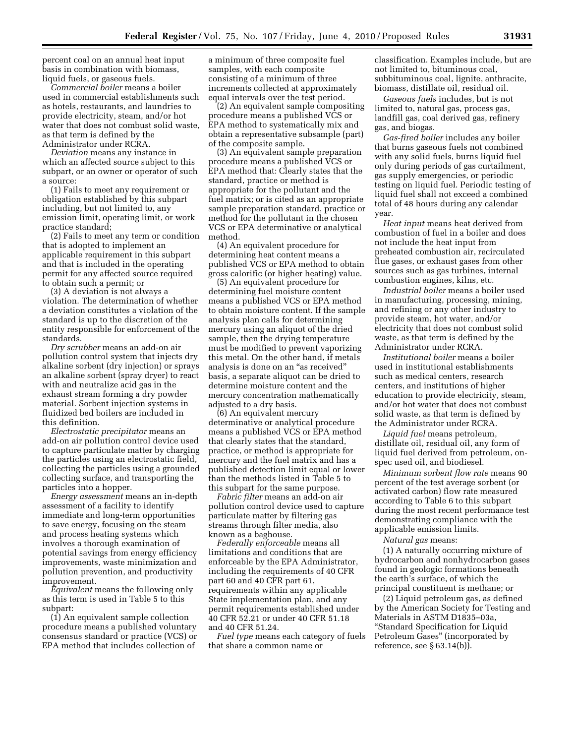percent coal on an annual heat input basis in combination with biomass, liquid fuels, or gaseous fuels.

*Commercial boiler* means a boiler used in commercial establishments such as hotels, restaurants, and laundries to provide electricity, steam, and/or hot water that does not combust solid waste, as that term is defined by the Administrator under RCRA.

*Deviation* means any instance in which an affected source subject to this subpart, or an owner or operator of such a source:

(1) Fails to meet any requirement or obligation established by this subpart including, but not limited to, any emission limit, operating limit, or work practice standard;

(2) Fails to meet any term or condition that is adopted to implement an applicable requirement in this subpart and that is included in the operating permit for any affected source required to obtain such a permit; or

(3) A deviation is not always a violation. The determination of whether a deviation constitutes a violation of the standard is up to the discretion of the entity responsible for enforcement of the standards.

*Dry scrubber* means an add-on air pollution control system that injects dry alkaline sorbent (dry injection) or sprays an alkaline sorbent (spray dryer) to react with and neutralize acid gas in the exhaust stream forming a dry powder material. Sorbent injection systems in fluidized bed boilers are included in this definition.

*Electrostatic precipitator* means an add-on air pollution control device used to capture particulate matter by charging the particles using an electrostatic field, collecting the particles using a grounded collecting surface, and transporting the particles into a hopper.

*Energy assessment* means an in-depth assessment of a facility to identify immediate and long-term opportunities to save energy, focusing on the steam and process heating systems which involves a thorough examination of potential savings from energy efficiency improvements, waste minimization and pollution prevention, and productivity improvement.

*Equivalent* means the following only as this term is used in Table 5 to this subpart:

(1) An equivalent sample collection procedure means a published voluntary consensus standard or practice (VCS) or EPA method that includes collection of a minimum of three composite fuel samples, with each composite consisting of a minimum of three increments collected at approximately equal intervals over the test period.

(2) An equivalent sample compositing procedure means a published VCS or EPA method to systematically mix and obtain a representative subsample (part) of the composite sample.

(3) An equivalent sample preparation procedure means a published VCS or EPA method that: Clearly states that the standard, practice or method is appropriate for the pollutant and the fuel matrix; or is cited as an appropriate sample preparation standard, practice or method for the pollutant in the chosen VCS or EPA determinative or analytical method.

(4) An equivalent procedure for determining heat content means a published VCS or EPA method to obtain gross calorific (or higher heating) value.

(5) An equivalent procedure for determining fuel moisture content means a published VCS or EPA method to obtain moisture content. If the sample analysis plan calls for determining mercury using an aliquot of the dried sample, then the drying temperature must be modified to prevent vaporizing this metal. On the other hand, if metals analysis is done on an "as received" basis, a separate aliquot can be dried to determine moisture content and the mercury concentration mathematically adjusted to a dry basis.

(6) An equivalent mercury determinative or analytical procedure means a published VCS or EPA method that clearly states that the standard, practice, or method is appropriate for mercury and the fuel matrix and has a published detection limit equal or lower than the methods listed in Table 5 to this subpart for the same purpose.

*Fabric filter* means an add-on air pollution control device used to capture particulate matter by filtering gas streams through filter media, also known as a baghouse.

*Federally enforceable* means all limitations and conditions that are enforceable by the EPA Administrator, including the requirements of 40 CFR part 60 and 40 CFR part 61, requirements within any applicable State implementation plan, and any permit requirements established under 40 CFR 52.21 or under 40 CFR 51.18 and 40 CFR 51.24.

*Fuel type* means each category of fuels that share a common name or classification. Examples include, but are not limited to, bituminous coal, subbituminous coal, lignite, anthracite, biomass, distillate oil, residual oil.

*Gaseous fuels* includes, but is not limited to, natural gas, process gas, landfill gas, coal derived gas, refinery gas, and biogas.

*Gas-fired boiler* includes any boiler that burns gaseous fuels not combined with any solid fuels, burns liquid fuel only during periods of gas curtailment, gas supply emergencies, or periodic testing on liquid fuel. Periodic testing of liquid fuel shall not exceed a combined total of 48 hours during any calendar year.

*Heat input* means heat derived from combustion of fuel in a boiler and does not include the heat input from preheated combustion air, recirculated flue gases, or exhaust gases from other sources such as gas turbines, internal combustion engines, kilns, etc.

*Industrial boiler* means a boiler used in manufacturing, processing, mining, and refining or any other industry to provide steam, hot water, and/or electricity that does not combust solid waste, as that term is defined by the Administrator under RCRA.

*Institutional boiler* means a boiler used in institutional establishments such as medical centers, research centers, and institutions of higher education to provide electricity, steam, and/or hot water that does not combust solid waste, as that term is defined by the Administrator under RCRA.

*Liquid fuel* means petroleum, distillate oil, residual oil, any form of liquid fuel derived from petroleum, on-spec used oil, and biodiesel.

*Minimum sorbent flow rate* means 90 percent of the test average sorbent (or activated carbon) flow rate measured according to Table 6 to this subpart during the most recent performance test demonstrating compliance with the applicable emission limits.

*Natural gas* means:

(1) A naturally occurring mixture of hydrocarbon and nonhydrocarbon gases found in geologic formations beneath the earth's surface, of which the principal constituent is methane; or

(2) Liquid petroleum gas, as defined by the American Society for Testing and Materials in ASTM D1835–03a, "Standard Specification for Liquid Petroleum Gases" (incorporated by reference, see § 63.14(b)).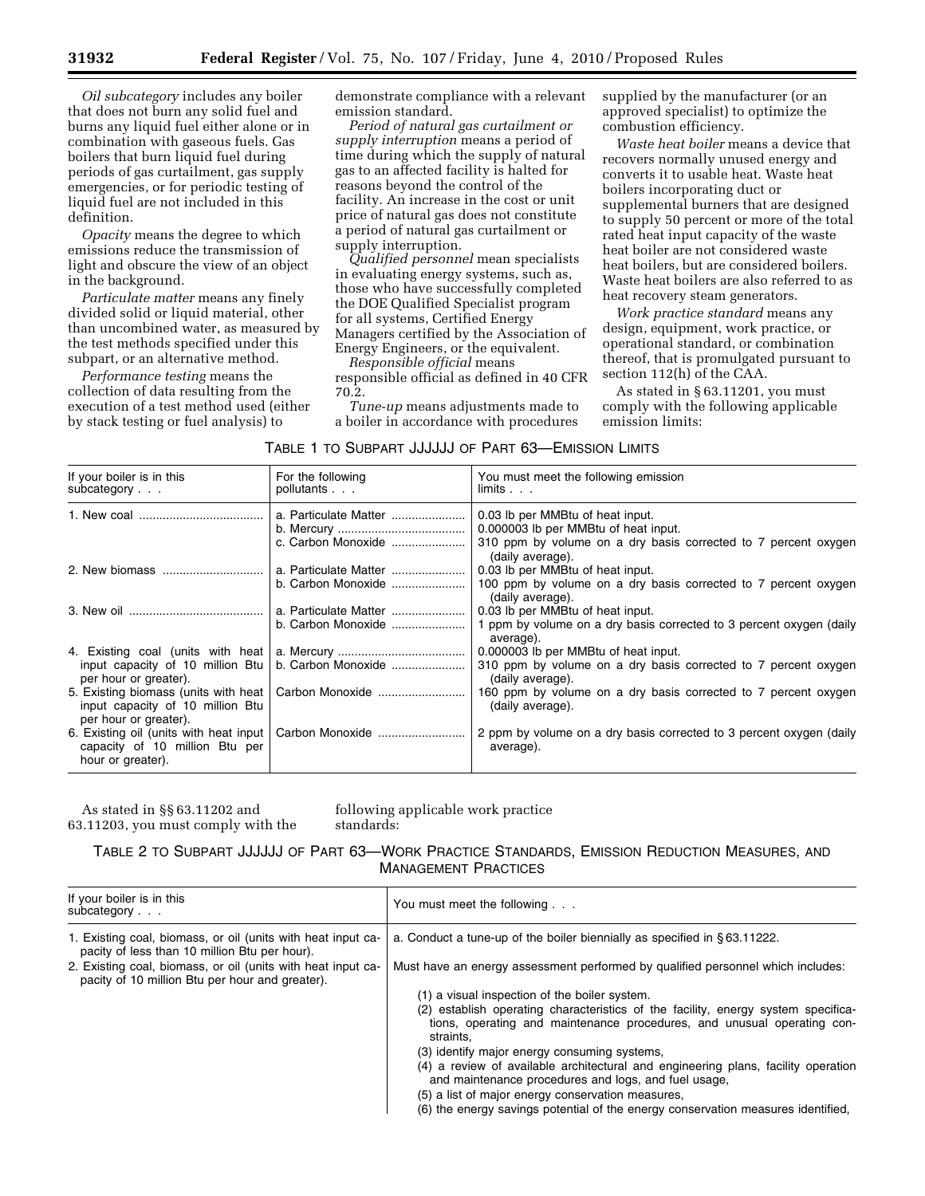*Oil subcategory* includes any boiler that does not burn any solid fuel and burns any liquid fuel either alone or in combination with gaseous fuels. Gas boilers that burn liquid fuel during periods of gas curtailment, gas supply emergencies, or for periodic testing of liquid fuel are not included in this definition.

*Opacity* means the degree to which emissions reduce the transmission of light and obscure the view of an object in the background.

*Particulate matter* means any finely divided solid or liquid material, other than uncombined water, as measured by the test methods specified under this subpart, or an alternative method.

*Performance testing* means the collection of data resulting from the execution of a test method used (either by stack testing or fuel analysis) to demonstrate compliance with a relevant emission standard.

*Period of natural gas curtailment or supply interruption* means a period of time during which the supply of natural gas to an affected facility is halted for reasons beyond the control of the facility. An increase in the cost or unit price of natural gas does not constitute a period of natural gas curtailment or supply interruption.

*Qualified personnel* mean specialists in evaluating energy systems, such as, those who have successfully completed the DOE Qualified Specialist program for all systems, Certified Energy Managers certified by the Association of Energy Engineers, or the equivalent.

*Responsible official* means responsible official as defined in 40 CFR 70.2.

*Tune-up* means adjustments made to a boiler in accordance with procedures supplied by the manufacturer (or an approved specialist) to optimize the combustion efficiency.

*Waste heat boiler* means a device that recovers normally unused energy and converts it to usable heat. Waste heat boilers incorporating duct or supplemental burners that are designed to supply 50 percent or more of the total rated heat input capacity of the waste heat boiler are not considered waste heat boilers, but are considered boilers. Waste heat boilers are also referred to as heat recovery steam generators.

*Work practice standard* means any design, equipment, work practice, or operational standard, or combination thereof, that is promulgated pursuant to section 112(h) of the CAA.

As stated in § 63.11201, you must comply with the following applicable emission limits:

TABLE 1 TO SUBPART JJJJJJ OF PART 63—EMISSION LIMITS

| If your boiler is in this subcategory . . . | For the following pollutants . . . | You must meet the following emission limits . . . |
|---|---|---|
| 1. New coal | a. Particulate Matter | 0.03 lb per MMBtu of heat input. |
| | b. Mercury | 0.000003 lb per MMBtu of heat input. |
| | c. Carbon Monoxide | 310 ppm by volume on a dry basis corrected to 7 percent oxygen (daily average). |
| 2. New biomass | a. Particulate Matter | 0.03 lb per MMBtu of heat input. |
| | b. Carbon Monoxide | 100 ppm by volume on a dry basis corrected to 7 percent oxygen (daily average). |
| 3. New oil | a. Particulate Matter | 0.03 lb per MMBtu of heat input. |
| | b. Carbon Monoxide | 1 ppm by volume on a dry basis corrected to 3 percent oxygen (daily average). |
| 4. Existing coal (units with heat input capacity of 10 million Btu per hour or greater). | a. Mercury | 0.000003 lb per MMBtu of heat input. |
| | b. Carbon Monoxide | 310 ppm by volume on a dry basis corrected to 7 percent oxygen (daily average). |
| 5. Existing biomass (units with heat input capacity of 10 million Btu per hour or greater). | Carbon Monoxide | 160 ppm by volume on a dry basis corrected to 7 percent oxygen (daily average). |
| 6. Existing oil (units with heat input capacity of 10 million Btu per hour or greater). | Carbon Monoxide | 2 ppm by volume on a dry basis corrected to 3 percent oxygen (daily average). |

As stated in §§ 63.11202 and 63.11203, you must comply with the following applicable work practice standards:

TABLE 2 TO SUBPART JJJJJJ OF PART 63—WORK PRACTICE STANDARDS, EMISSION REDUCTION MEASURES, AND MANAGEMENT PRACTICES

| If your boiler is in this subcategory . . . | You must meet the following . . . |
|---|---|
| 1. Existing coal, biomass, or oil (units with heat input capacity of less than 10 million Btu per hour). | a. Conduct a tune-up of the boiler biennially as specified in § 63.11222. |
| 2. Existing coal, biomass, or oil (units with heat input capacity of 10 million Btu per hour and greater). | Must have an energy assessment performed by qualified personnel which includes: (1) a visual inspection of the boiler system. (2) establish operating characteristics of the facility, energy system specifications, operating and maintenance procedures, and unusual operating constraints, (3) identify major energy consuming systems, (4) a review of available architectural and engineering plans, facility operation and maintenance procedures and logs, and fuel usage, (5) a list of major energy conservation measures, (6) the energy savings potential of the energy conservation measures identified, |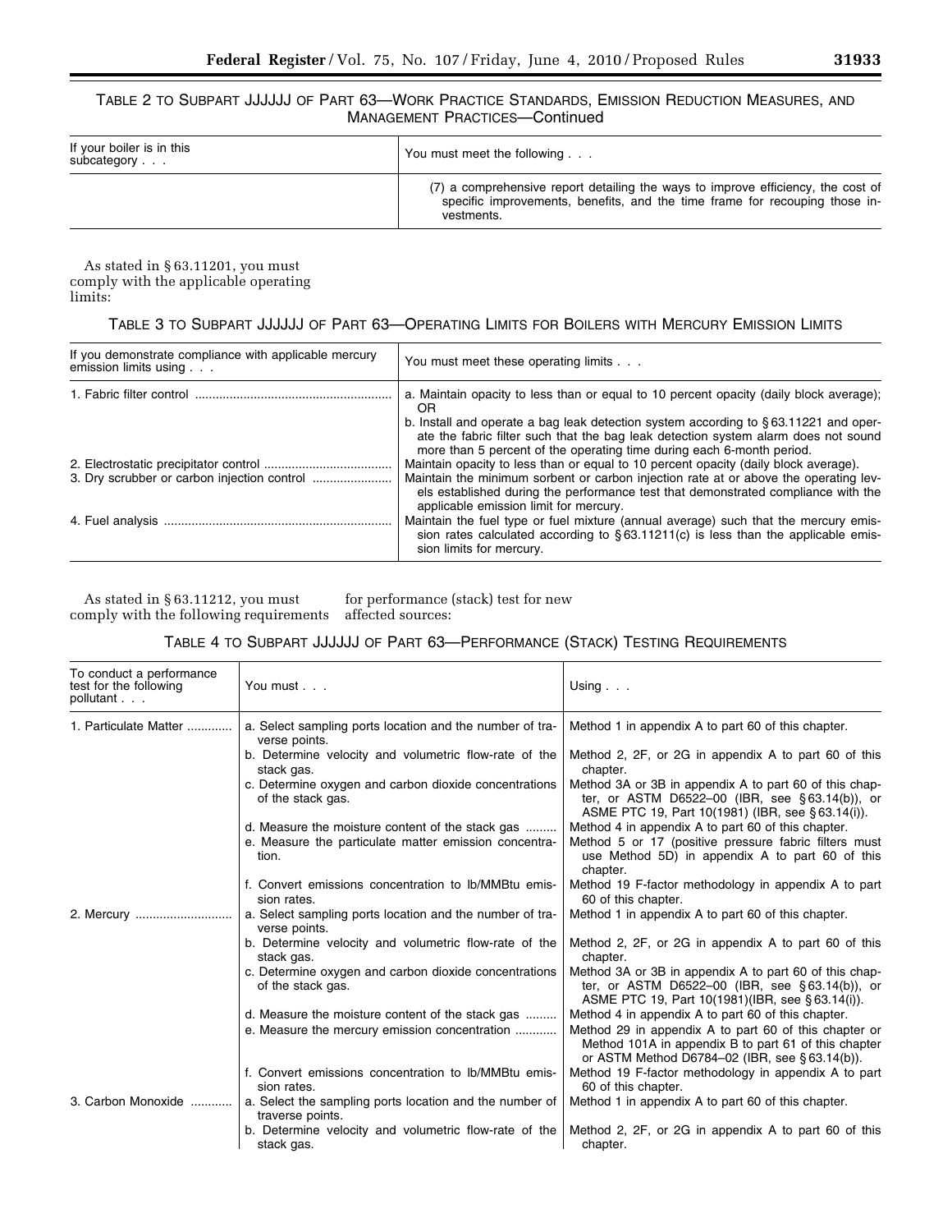TABLE 2 TO SUBPART JJJJJJ OF PART 63—WORK PRACTICE STANDARDS, EMISSION REDUCTION MEASURES, AND MANAGEMENT PRACTICES—Continued

| If your boiler is in this subcategory . . . | You must meet the following . . . |
| --- | --- |
| | (7) a comprehensive report detailing the ways to improve efficiency, the cost of specific improvements, benefits, and the time frame for recouping those investments. |

As stated in § 63.11201, you must comply with the applicable operating limits:

TABLE 3 TO SUBPART JJJJJJ OF PART 63—OPERATING LIMITS FOR BOILERS WITH MERCURY EMISSION LIMITS

| If you demonstrate compliance with applicable mercury emission limits using . . . | You must meet these operating limits . . . |
| --- | --- |
| 1. Fabric filter control | a. Maintain opacity to less than or equal to 10 percent opacity (daily block average); OR<br>b. Install and operate a bag leak detection system according to § 63.11221 and operate the fabric filter such that the bag leak detection system alarm does not sound more than 5 percent of the operating time during each 6-month period. |
| 2. Electrostatic precipitator control | Maintain opacity to less than or equal to 10 percent opacity (daily block average). |
| 3. Dry scrubber or carbon injection control | Maintain the minimum sorbent or carbon injection rate at or above the operating levels established during the performance test that demonstrated compliance with the applicable emission limit for mercury. |
| 4. Fuel analysis | Maintain the fuel type or fuel mixture (annual average) such that the mercury emission rates calculated according to § 63.11211(c) is less than the applicable emission limits for mercury. |

As stated in § 63.11212, you must comply with the following requirements for performance (stack) test for new affected sources:

TABLE 4 TO SUBPART JJJJJJ OF PART 63—PERFORMANCE (STACK) TESTING REQUIREMENTS

| To conduct a performance test for the following pollutant . . . | You must . . . | Using . . . |
| --- | --- | --- |
| 1. Particulate Matter | a. Select sampling ports location and the number of traverse points. | Method 1 in appendix A to part 60 of this chapter. |
| | b. Determine velocity and volumetric flow-rate of the stack gas. | Method 2, 2F, or 2G in appendix A to part 60 of this chapter. |
| | c. Determine oxygen and carbon dioxide concentrations of the stack gas. | Method 3A or 3B in appendix A to part 60 of this chapter, or ASTM D6522–00 (IBR, see § 63.14(b)), or ASME PTC 19, Part 10(1981) (IBR, see § 63.14(i)). |
| | d. Measure the moisture content of the stack gas | Method 4 in appendix A to part 60 of this chapter. |
| | e. Measure the particulate matter emission concentration. | Method 5 or 17 (positive pressure fabric filters must use Method 5D) in appendix A to part 60 of this chapter. |
| | f. Convert emissions concentration to lb/MMBtu emission rates. | Method 19 F-factor methodology in appendix A to part 60 of this chapter. |
| 2. Mercury | a. Select sampling ports location and the number of traverse points. | Method 1 in appendix A to part 60 of this chapter. |
| | b. Determine velocity and volumetric flow-rate of the stack gas. | Method 2, 2F, or 2G in appendix A to part 60 of this chapter. |
| | c. Determine oxygen and carbon dioxide concentrations of the stack gas. | Method 3A or 3B in appendix A to part 60 of this chapter, or ASTM D6522–00 (IBR, see § 63.14(b)), or ASME PTC 19, Part 10(1981)(IBR, see § 63.14(i)). |
| | d. Measure the moisture content of the stack gas | Method 4 in appendix A to part 60 of this chapter. |
| | e. Measure the mercury emission concentration | Method 29 in appendix A to part 60 of this chapter or Method 101A in appendix B to part 61 of this chapter or ASTM Method D6784–02 (IBR, see § 63.14(b)). |
| | f. Convert emissions concentration to lb/MMBtu emission rates. | Method 19 F-factor methodology in appendix A to part 60 of this chapter. |
| 3. Carbon Monoxide | a. Select the sampling ports location and the number of traverse points. | Method 1 in appendix A to part 60 of this chapter. |
| | b. Determine velocity and volumetric flow-rate of the stack gas. | Method 2, 2F, or 2G in appendix A to part 60 of this chapter. |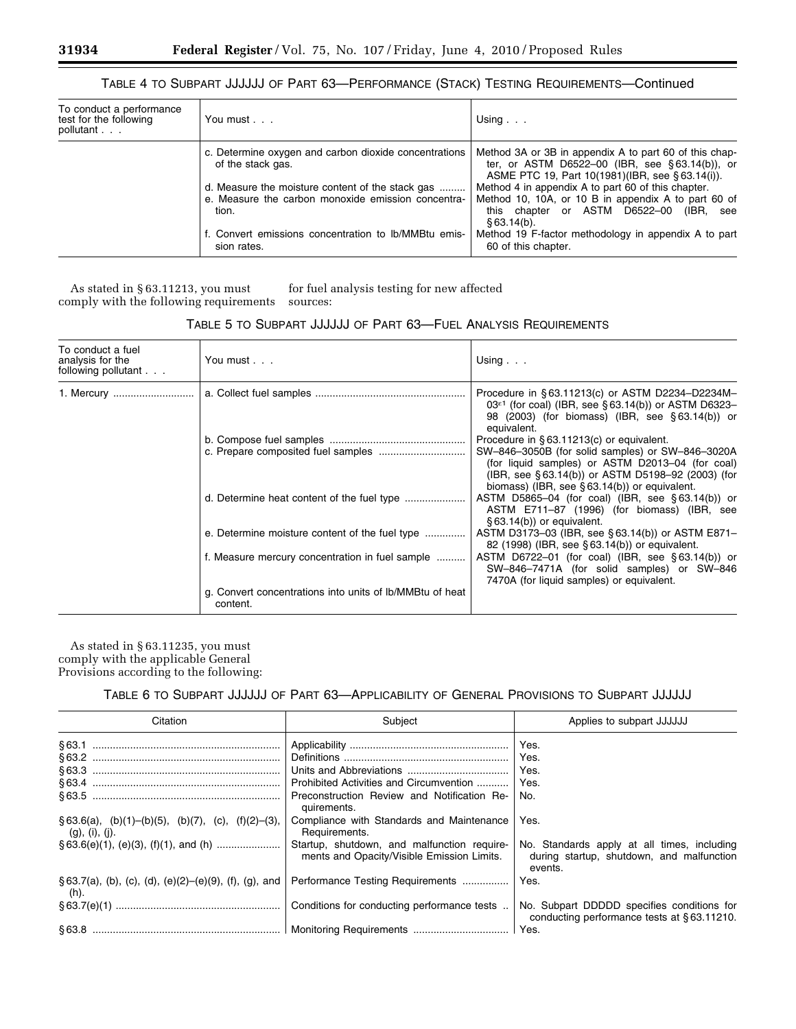## TABLE 4 TO SUBPART JJJJJJ OF PART 63—PERFORMANCE (STACK) TESTING REQUIREMENTS—Continued

| To conduct a performance test for the following pollutant . . . | You must . . . | Using . . . |
|---|---|---|
| | c. Determine oxygen and carbon dioxide concentrations of the stack gas. | Method 3A or 3B in appendix A to part 60 of this chapter, or ASTM D6522–00 (IBR, see § 63.14(b)), or ASME PTC 19, Part 10(1981)(IBR, see § 63.14(i)). |
| | d. Measure the moisture content of the stack gas | Method 4 in appendix A to part 60 of this chapter. |
| | e. Measure the carbon monoxide emission concentration. | Method 10, 10A, or 10 B in appendix A to part 60 of this chapter or ASTM D6522–00 (IBR, see § 63.14(b). |
| | f. Convert emissions concentration to lb/MMBtu emission rates. | Method 19 F-factor methodology in appendix A to part 60 of this chapter. |

As stated in § 63.11213, you must comply with the following requirements for fuel analysis testing for new affected sources:

## TABLE 5 TO SUBPART JJJJJJ OF PART 63—FUEL ANALYSIS REQUIREMENTS

| To conduct a fuel analysis for the following pollutant . . . | You must . . . | Using . . . |
|---|---|---|
| 1. Mercury | a. Collect fuel samples | Procedure in § 63.11213(c) or ASTM D2234–D2234M–03ε1 (for coal) (IBR, see § 63.14(b)) or ASTM D6323–98 (2003) (for biomass) (IBR, see § 63.14(b)) or equivalent. |
| | b. Compose fuel samples | Procedure in § 63.11213(c) or equivalent. |
| | c. Prepare composited fuel samples | SW–846–3050B (for solid samples) or SW–846–3020A (for liquid samples) or ASTM D2013–04 (for coal) (IBR, see § 63.14(b)) or ASTM D5198–92 (2003) (for biomass) (IBR, see § 63.14(b)) or equivalent. |
| | d. Determine heat content of the fuel type | ASTM D5865–04 (for coal) (IBR, see § 63.14(b)) or ASTM E711–87 (1996) (for biomass) (IBR, see § 63.14(b)) or equivalent. |
| | e. Determine moisture content of the fuel type | ASTM D3173–03 (IBR, see § 63.14(b)) or ASTM E871–82 (1998) (IBR, see § 63.14(b)) or equivalent. |
| | f. Measure mercury concentration in fuel sample | ASTM D6722–01 (for coal) (IBR, see § 63.14(b)) or SW–846–7471A (for solid samples) or SW–846 7470A (for liquid samples) or equivalent. |
| | g. Convert concentrations into units of lb/MMBtu of heat content. | |

As stated in § 63.11235, you must comply with the applicable General Provisions according to the following:

## TABLE 6 TO SUBPART JJJJJJ OF PART 63—APPLICABILITY OF GENERAL PROVISIONS TO SUBPART JJJJJJ

| Citation | Subject | Applies to subpart JJJJJJ |
|---|---|---|
| § 63.1 | Applicability | Yes. |
| § 63.2 | Definitions | Yes. |
| § 63.3 | Units and Abbreviations | Yes. |
| § 63.4 | Prohibited Activities and Circumvention | Yes. |
| § 63.5 | Preconstruction Review and Notification Requirements. | No. |
| § 63.6(a), (b)(1)–(b)(5), (b)(7), (c), (f)(2)–(3), (g), (i), (j). | Compliance with Standards and Maintenance Requirements. | Yes. |
| § 63.6(e)(1), (e)(3), (f)(1), and (h) | Startup, shutdown, and malfunction requirements and Opacity/Visible Emission Limits. | No. Standards apply at all times, including during startup, shutdown, and malfunction events. |
| § 63.7(a), (b), (c), (d), (e)(2)–(e)(9), (f), (g), and (h). | Performance Testing Requirements | Yes. |
| § 63.7(e)(1) | Conditions for conducting performance tests | No. Subpart DDDDD specifies conditions for conducting performance tests at § 63.11210. |
| § 63.8 | Monitoring Requirements | Yes. |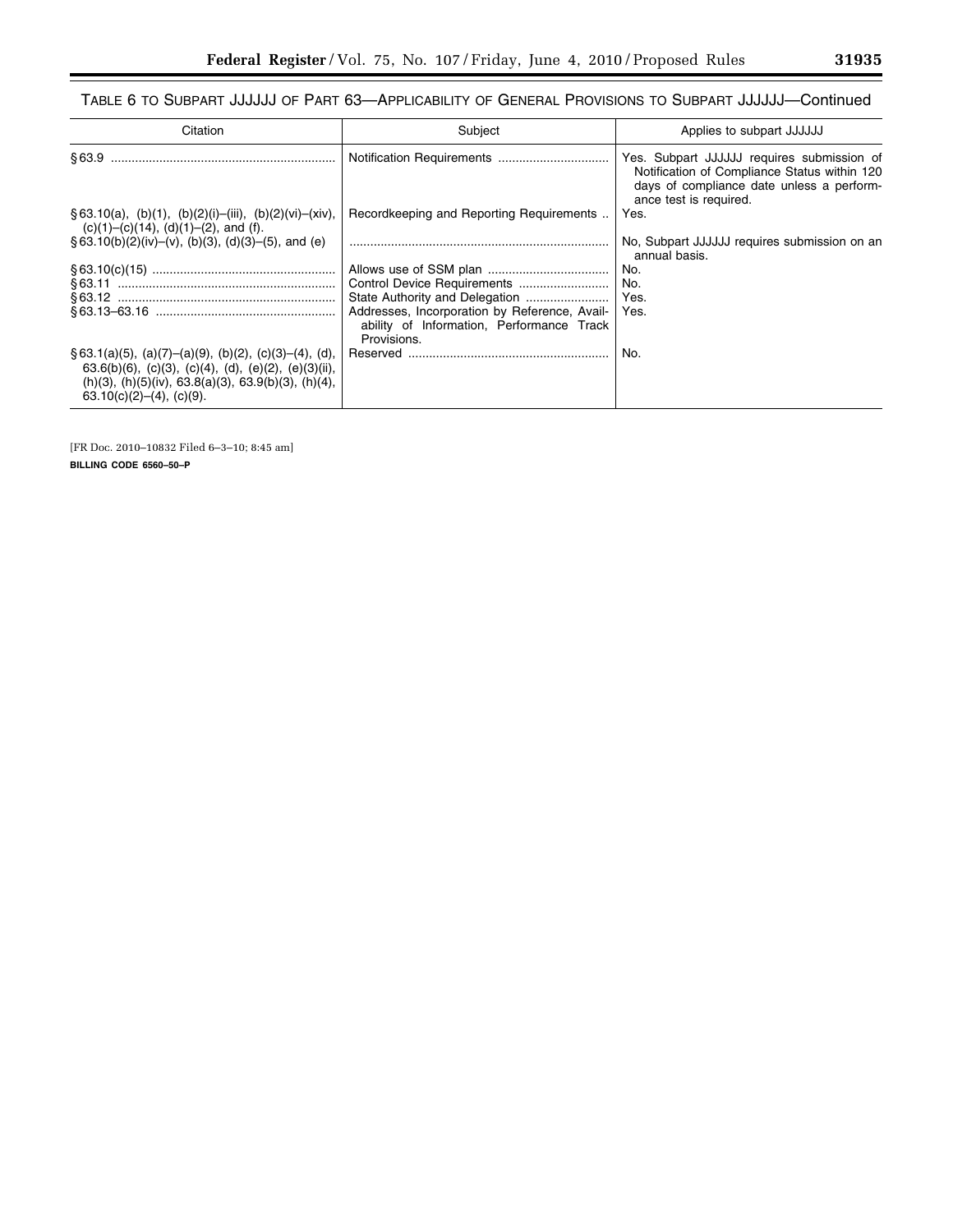TABLE 6 TO SUBPART JJJJJJ OF PART 63—APPLICABILITY OF GENERAL PROVISIONS TO SUBPART JJJJJJ—Continued

| Citation | Subject | Applies to subpart JJJJJJ |
| --- | --- | --- |
| § 63.9 | Notification Requirements | Yes. Subpart JJJJJJ requires submission of Notification of Compliance Status within 120 days of compliance date unless a performance test is required. |
| § 63.10(a), (b)(1), (b)(2)(i)–(iii), (b)(2)(vi)–(xiv), (c)(1)–(c)(14), (d)(1)–(2), and (f). | Recordkeeping and Reporting Requirements | Yes. |
| § 63.10(b)(2)(iv)–(v), (b)(3), (d)(3)–(5), and (e) | | No, Subpart JJJJJJ requires submission on an annual basis. |
| § 63.10(c)(15) | Allows use of SSM plan | No. |
| § 63.11 | Control Device Requirements | No. |
| § 63.12 | State Authority and Delegation | Yes. |
| § 63.13–63.16 | Addresses, Incorporation by Reference, Availability of Information, Performance Track Provisions. | Yes. |
| § 63.1(a)(5), (a)(7)–(a)(9), (b)(2), (c)(3)–(4), (d), 63.6(b)(6), (c)(3), (c)(4), (d), (e)(2), (e)(3)(ii), (h)(3), (h)(5)(iv), 63.8(a)(3), 63.9(b)(3), (h)(4), 63.10(c)(2)–(4), (c)(9). | Reserved | No. |

[FR Doc. 2010–10832 Filed 6–3–10; 8:45 am]

**BILLING CODE 6560–50–P**